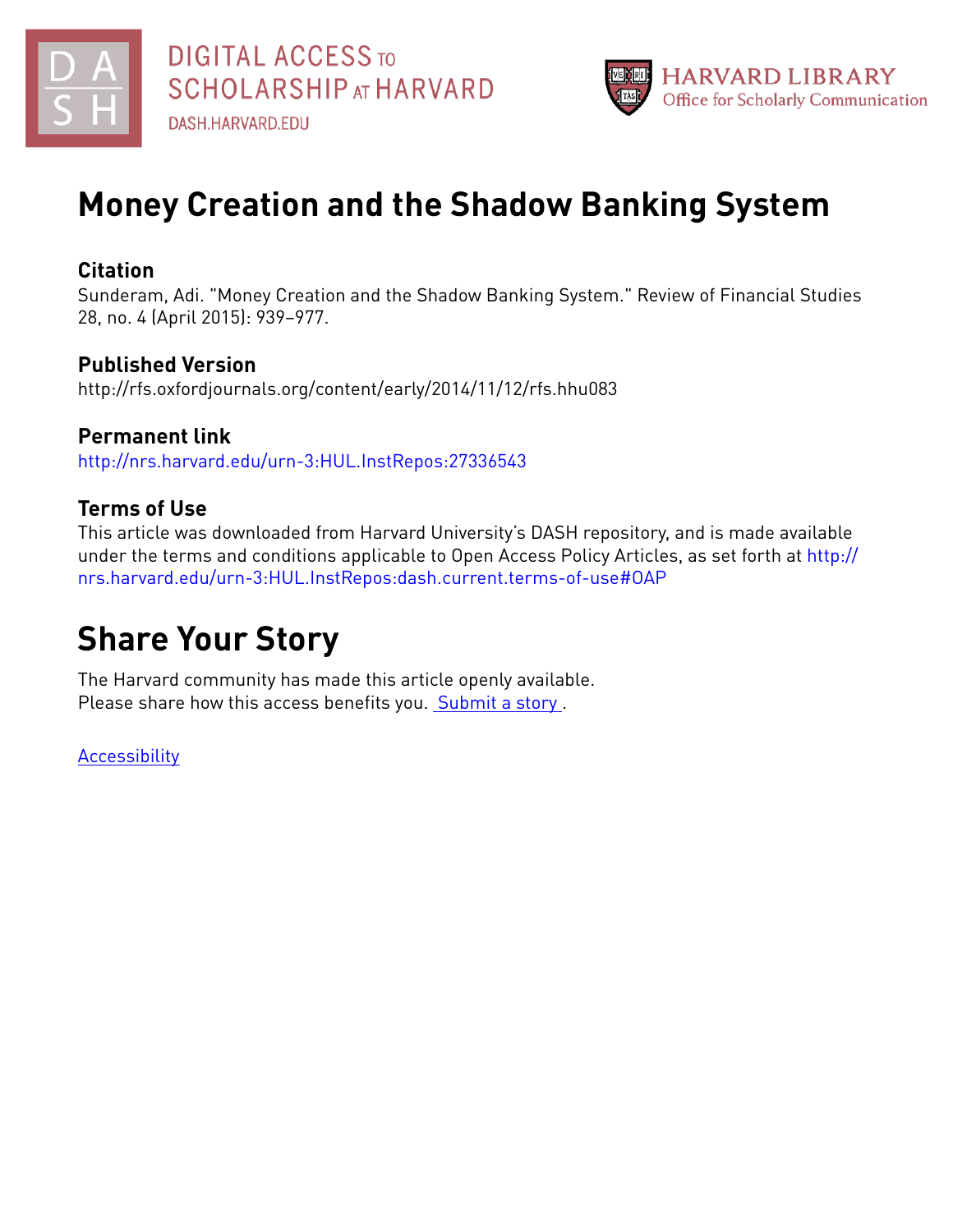DIGITAL ACCESS TO SCHOLARSHIP AT HARVARD

DASH.HARVARD.EDU

HARVARD LIBRARY
Office for Scholarly Communication

# Money Creation and the Shadow Banking System

## Citation

Sunderam, Adi. "Money Creation and the Shadow Banking System." Review of Financial Studies 28, no. 4 (April 2015): 939–977.

## Published Version

http://rfs.oxfordjournals.org/content/early/2014/11/12/rfs.hhu083

## Permanent link

http://nrs.harvard.edu/urn-3:HUL.InstRepos:27336543

## Terms of Use

This article was downloaded from Harvard University's DASH repository, and is made available under the terms and conditions applicable to Open Access Policy Articles, as set forth at http://nrs.harvard.edu/urn-3:HUL.InstRepos:dash.current.terms-of-use#OAP

# Share Your Story

The Harvard community has made this article openly available.
Please share how this access benefits you. Submit a story.

Accessibility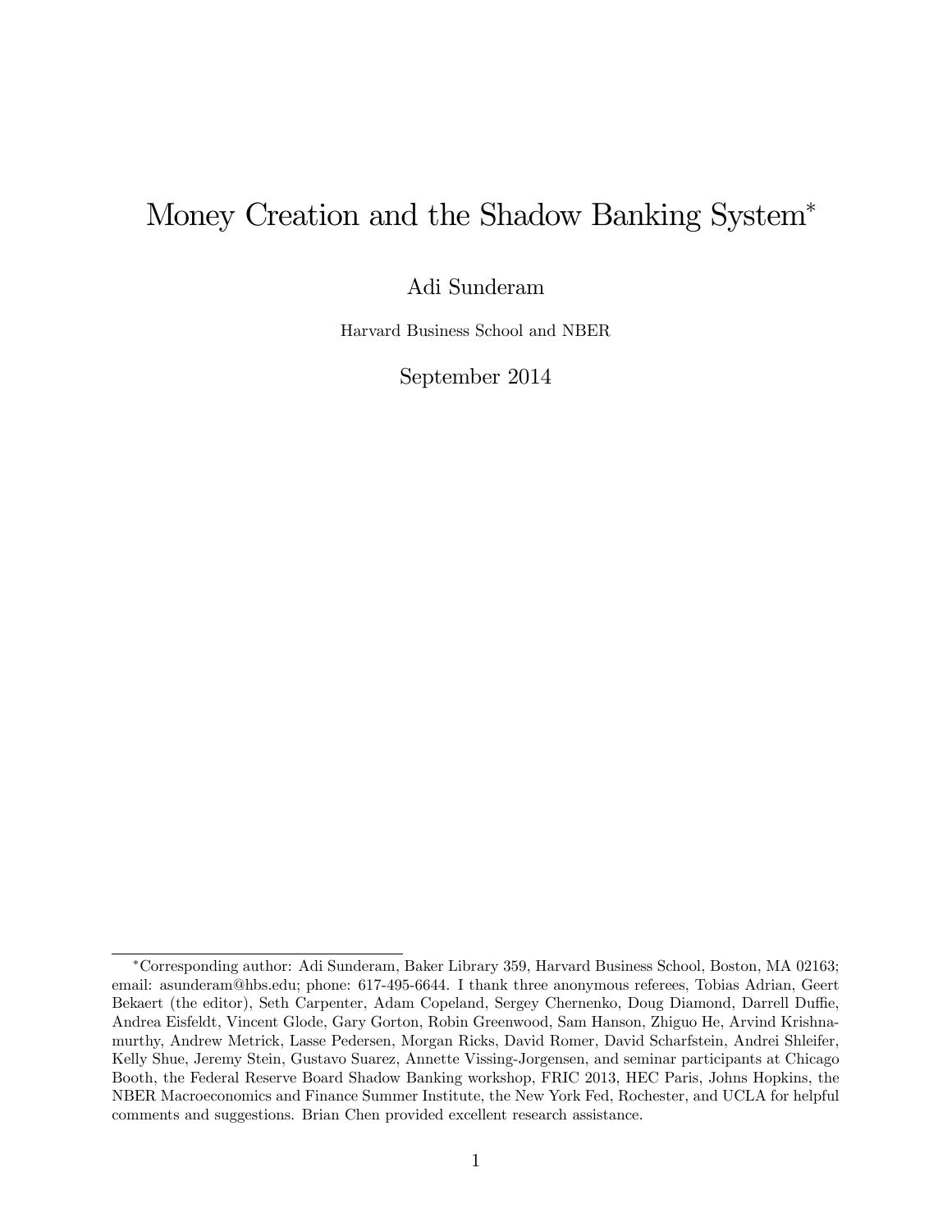# Money Creation and the Shadow Banking System[*]

Adi Sunderam

Harvard Business School and NBER

September 2014

[*]Corresponding author: Adi Sunderam, Baker Library 359, Harvard Business School, Boston, MA 02163; email: asunderam@hbs.edu; phone: 617-495-6644. I thank three anonymous referees, Tobias Adrian, Geert Bekaert (the editor), Seth Carpenter, Adam Copeland, Sergey Chernenko, Doug Diamond, Darrell Duffie, Andrea Eisfeldt, Vincent Glode, Gary Gorton, Robin Greenwood, Sam Hanson, Zhiguo He, Arvind Krishnamurthy, Andrew Metrick, Lasse Pedersen, Morgan Ricks, David Romer, David Scharfstein, Andrei Shleifer, Kelly Shue, Jeremy Stein, Gustavo Suarez, Annette Vissing-Jorgensen, and seminar participants at Chicago Booth, the Federal Reserve Board Shadow Banking workshop, FRIC 2013, HEC Paris, Johns Hopkins, the NBER Macroeconomics and Finance Summer Institute, the New York Fed, Rochester, and UCLA for helpful comments and suggestions. Brian Chen provided excellent research assistance.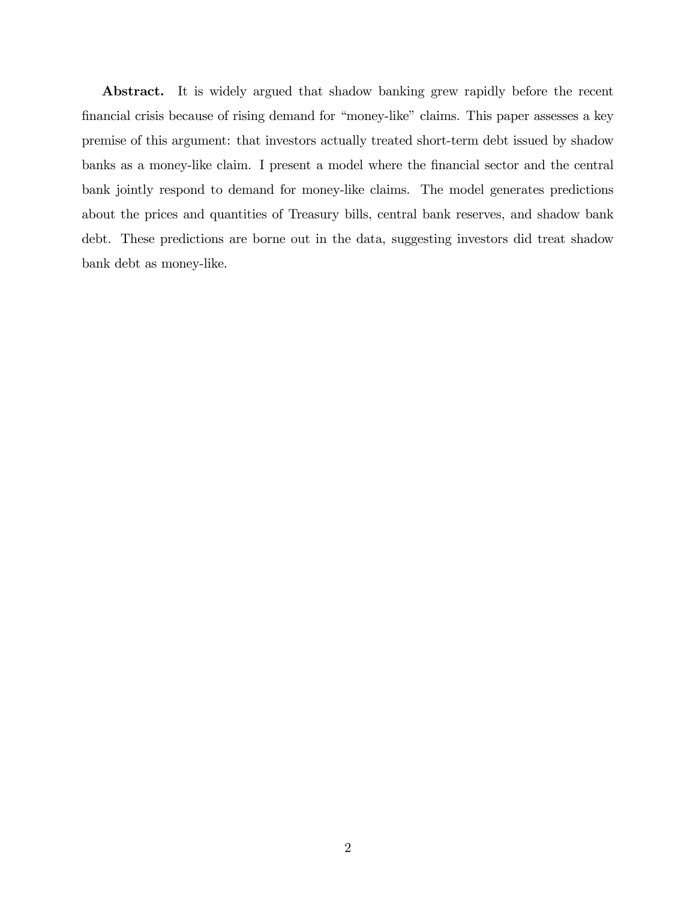**Abstract.** It is widely argued that shadow banking grew rapidly before the recent financial crisis because of rising demand for "money-like" claims. This paper assesses a key premise of this argument: that investors actually treated short-term debt issued by shadow banks as a money-like claim. I present a model where the financial sector and the central bank jointly respond to demand for money-like claims. The model generates predictions about the prices and quantities of Treasury bills, central bank reserves, and shadow bank debt. These predictions are borne out in the data, suggesting investors did treat shadow bank debt as money-like.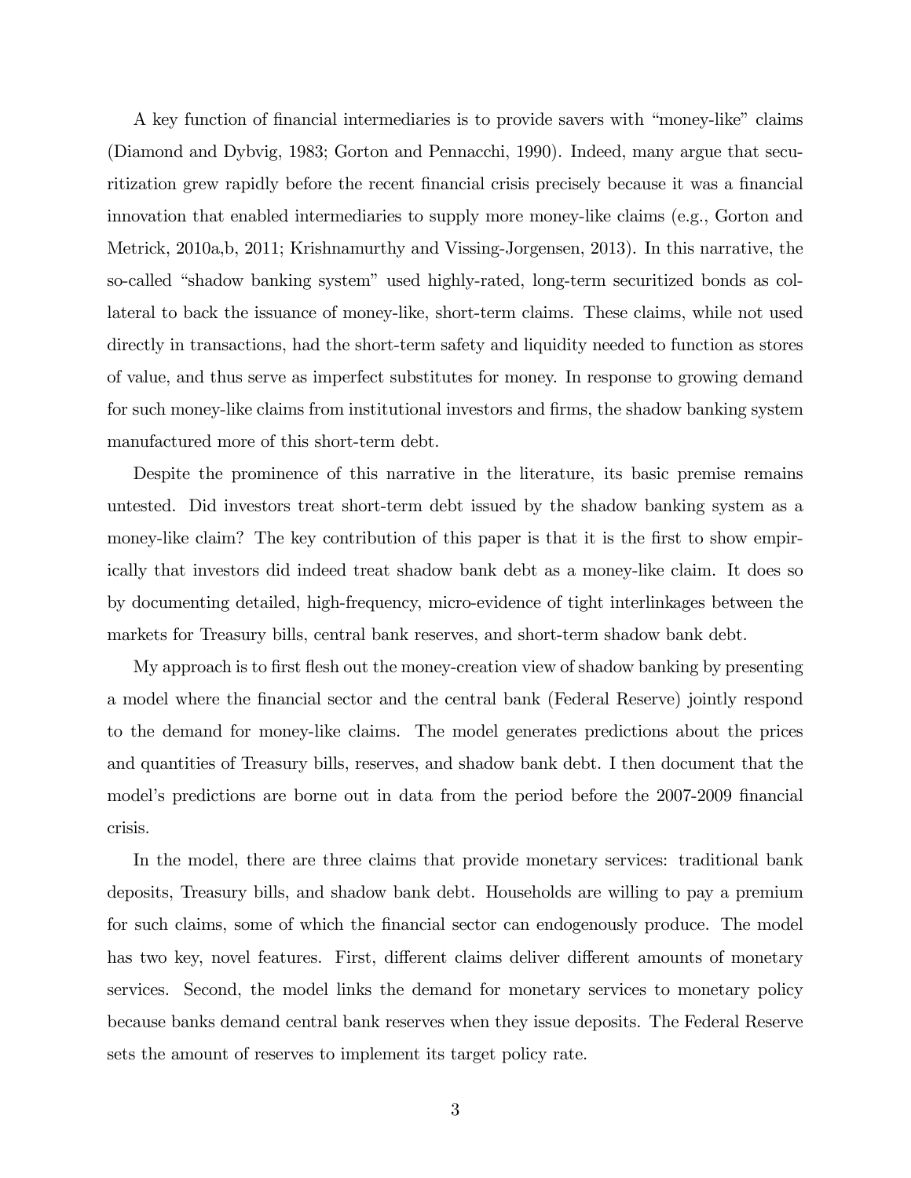A key function of financial intermediaries is to provide savers with "money-like" claims (Diamond and Dybvig, 1983; Gorton and Pennacchi, 1990). Indeed, many argue that securitization grew rapidly before the recent financial crisis precisely because it was a financial innovation that enabled intermediaries to supply more money-like claims (e.g., Gorton and Metrick, 2010a,b, 2011; Krishnamurthy and Vissing-Jorgensen, 2013). In this narrative, the so-called "shadow banking system" used highly-rated, long-term securitized bonds as collateral to back the issuance of money-like, short-term claims. These claims, while not used directly in transactions, had the short-term safety and liquidity needed to function as stores of value, and thus serve as imperfect substitutes for money. In response to growing demand for such money-like claims from institutional investors and firms, the shadow banking system manufactured more of this short-term debt.

Despite the prominence of this narrative in the literature, its basic premise remains untested. Did investors treat short-term debt issued by the shadow banking system as a money-like claim? The key contribution of this paper is that it is the first to show empirically that investors did indeed treat shadow bank debt as a money-like claim. It does so by documenting detailed, high-frequency, micro-evidence of tight interlinkages between the markets for Treasury bills, central bank reserves, and short-term shadow bank debt.

My approach is to first flesh out the money-creation view of shadow banking by presenting a model where the financial sector and the central bank (Federal Reserve) jointly respond to the demand for money-like claims. The model generates predictions about the prices and quantities of Treasury bills, reserves, and shadow bank debt. I then document that the model's predictions are borne out in data from the period before the 2007-2009 financial crisis.

In the model, there are three claims that provide monetary services: traditional bank deposits, Treasury bills, and shadow bank debt. Households are willing to pay a premium for such claims, some of which the financial sector can endogenously produce. The model has two key, novel features. First, different claims deliver different amounts of monetary services. Second, the model links the demand for monetary services to monetary policy because banks demand central bank reserves when they issue deposits. The Federal Reserve sets the amount of reserves to implement its target policy rate.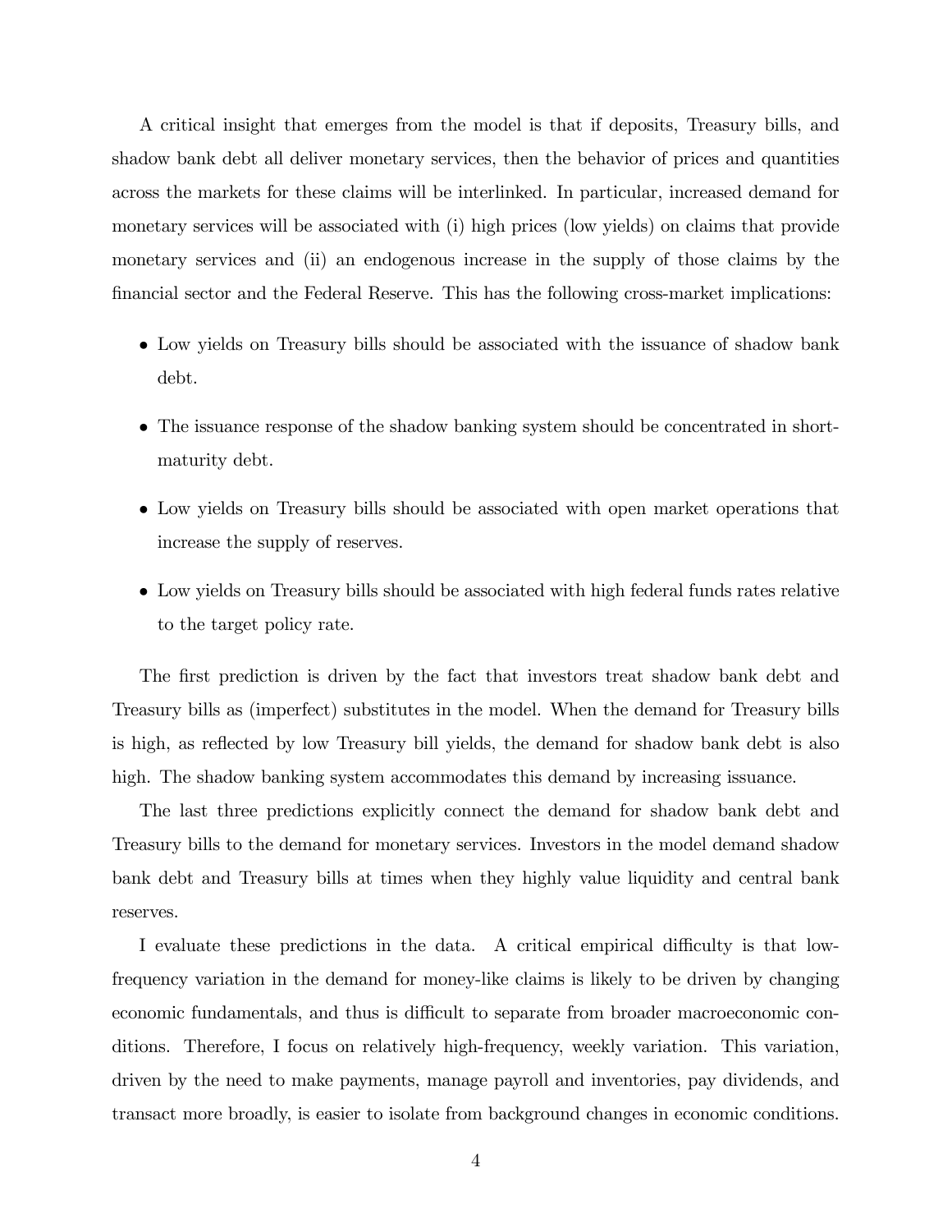A critical insight that emerges from the model is that if deposits, Treasury bills, and shadow bank debt all deliver monetary services, then the behavior of prices and quantities across the markets for these claims will be interlinked. In particular, increased demand for monetary services will be associated with (i) high prices (low yields) on claims that provide monetary services and (ii) an endogenous increase in the supply of those claims by the financial sector and the Federal Reserve. This has the following cross-market implications:

- Low yields on Treasury bills should be associated with the issuance of shadow bank debt.
- The issuance response of the shadow banking system should be concentrated in short-maturity debt.
- Low yields on Treasury bills should be associated with open market operations that increase the supply of reserves.
- Low yields on Treasury bills should be associated with high federal funds rates relative to the target policy rate.

The first prediction is driven by the fact that investors treat shadow bank debt and Treasury bills as (imperfect) substitutes in the model. When the demand for Treasury bills is high, as reflected by low Treasury bill yields, the demand for shadow bank debt is also high. The shadow banking system accommodates this demand by increasing issuance.

The last three predictions explicitly connect the demand for shadow bank debt and Treasury bills to the demand for monetary services. Investors in the model demand shadow bank debt and Treasury bills at times when they highly value liquidity and central bank reserves.

I evaluate these predictions in the data. A critical empirical difficulty is that low-frequency variation in the demand for money-like claims is likely to be driven by changing economic fundamentals, and thus is difficult to separate from broader macroeconomic conditions. Therefore, I focus on relatively high-frequency, weekly variation. This variation, driven by the need to make payments, manage payroll and inventories, pay dividends, and transact more broadly, is easier to isolate from background changes in economic conditions.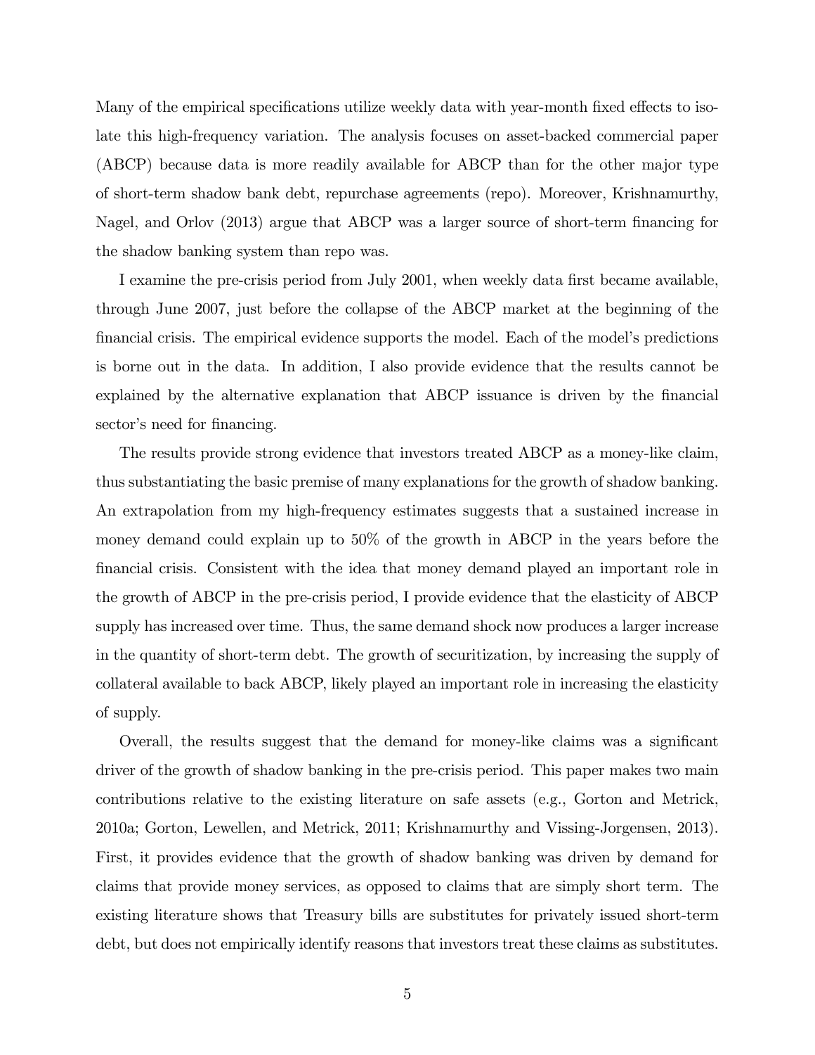Many of the empirical specifications utilize weekly data with year-month fixed effects to isolate this high-frequency variation. The analysis focuses on asset-backed commercial paper (ABCP) because data is more readily available for ABCP than for the other major type of short-term shadow bank debt, repurchase agreements (repo). Moreover, Krishnamurthy, Nagel, and Orlov (2013) argue that ABCP was a larger source of short-term financing for the shadow banking system than repo was.

I examine the pre-crisis period from July 2001, when weekly data first became available, through June 2007, just before the collapse of the ABCP market at the beginning of the financial crisis. The empirical evidence supports the model. Each of the model's predictions is borne out in the data. In addition, I also provide evidence that the results cannot be explained by the alternative explanation that ABCP issuance is driven by the financial sector's need for financing.

The results provide strong evidence that investors treated ABCP as a money-like claim, thus substantiating the basic premise of many explanations for the growth of shadow banking. An extrapolation from my high-frequency estimates suggests that a sustained increase in money demand could explain up to 50% of the growth in ABCP in the years before the financial crisis. Consistent with the idea that money demand played an important role in the growth of ABCP in the pre-crisis period, I provide evidence that the elasticity of ABCP supply has increased over time. Thus, the same demand shock now produces a larger increase in the quantity of short-term debt. The growth of securitization, by increasing the supply of collateral available to back ABCP, likely played an important role in increasing the elasticity of supply.

Overall, the results suggest that the demand for money-like claims was a significant driver of the growth of shadow banking in the pre-crisis period. This paper makes two main contributions relative to the existing literature on safe assets (e.g., Gorton and Metrick, 2010a; Gorton, Lewellen, and Metrick, 2011; Krishnamurthy and Vissing-Jorgensen, 2013). First, it provides evidence that the growth of shadow banking was driven by demand for claims that provide money services, as opposed to claims that are simply short term. The existing literature shows that Treasury bills are substitutes for privately issued short-term debt, but does not empirically identify reasons that investors treat these claims as substitutes.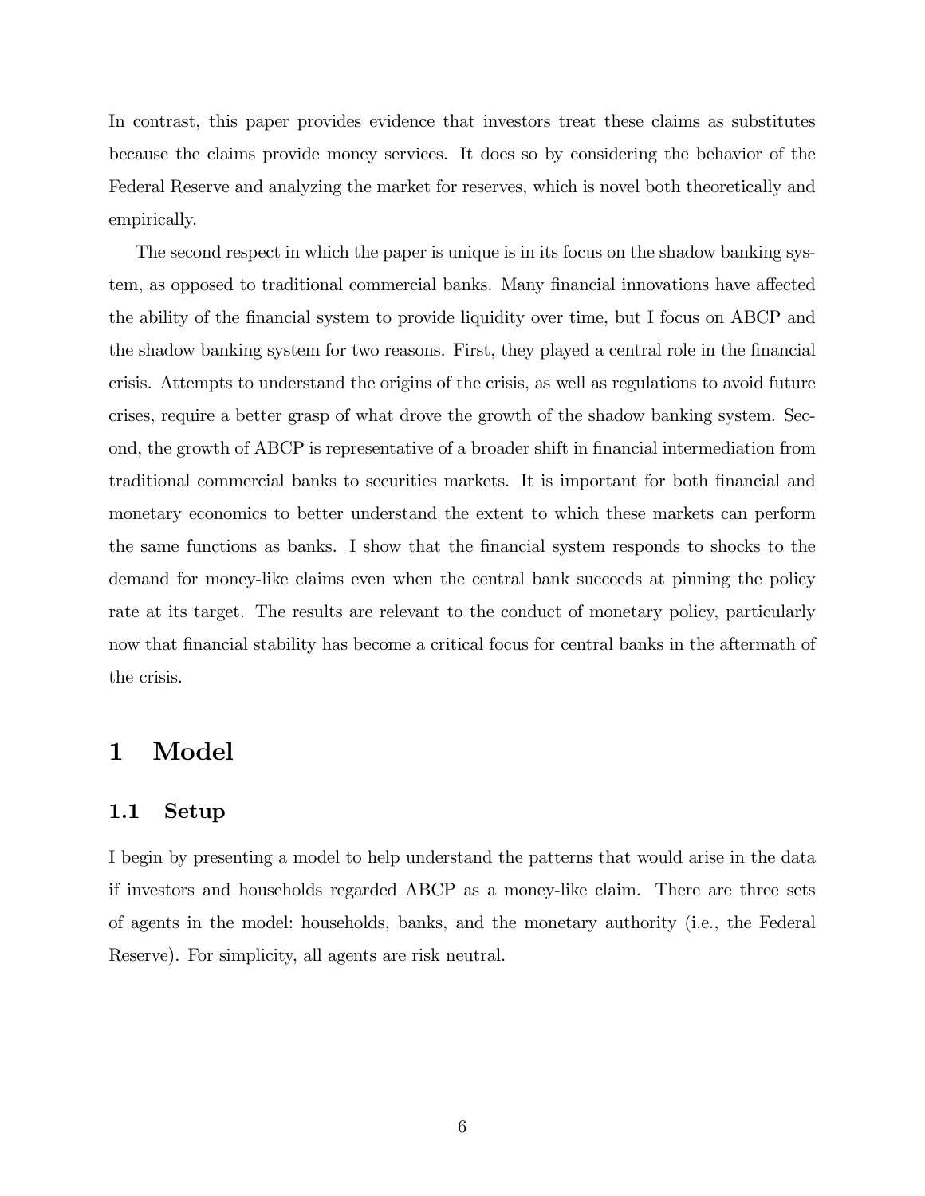In contrast, this paper provides evidence that investors treat these claims as substitutes because the claims provide money services. It does so by considering the behavior of the Federal Reserve and analyzing the market for reserves, which is novel both theoretically and empirically.

The second respect in which the paper is unique is in its focus on the shadow banking system, as opposed to traditional commercial banks. Many financial innovations have affected the ability of the financial system to provide liquidity over time, but I focus on ABCP and the shadow banking system for two reasons. First, they played a central role in the financial crisis. Attempts to understand the origins of the crisis, as well as regulations to avoid future crises, require a better grasp of what drove the growth of the shadow banking system. Second, the growth of ABCP is representative of a broader shift in financial intermediation from traditional commercial banks to securities markets. It is important for both financial and monetary economics to better understand the extent to which these markets can perform the same functions as banks. I show that the financial system responds to shocks to the demand for money-like claims even when the central bank succeeds at pinning the policy rate at its target. The results are relevant to the conduct of monetary policy, particularly now that financial stability has become a critical focus for central banks in the aftermath of the crisis.

# 1 Model

## 1.1 Setup

I begin by presenting a model to help understand the patterns that would arise in the data if investors and households regarded ABCP as a money-like claim. There are three sets of agents in the model: households, banks, and the monetary authority (i.e., the Federal Reserve). For simplicity, all agents are risk neutral.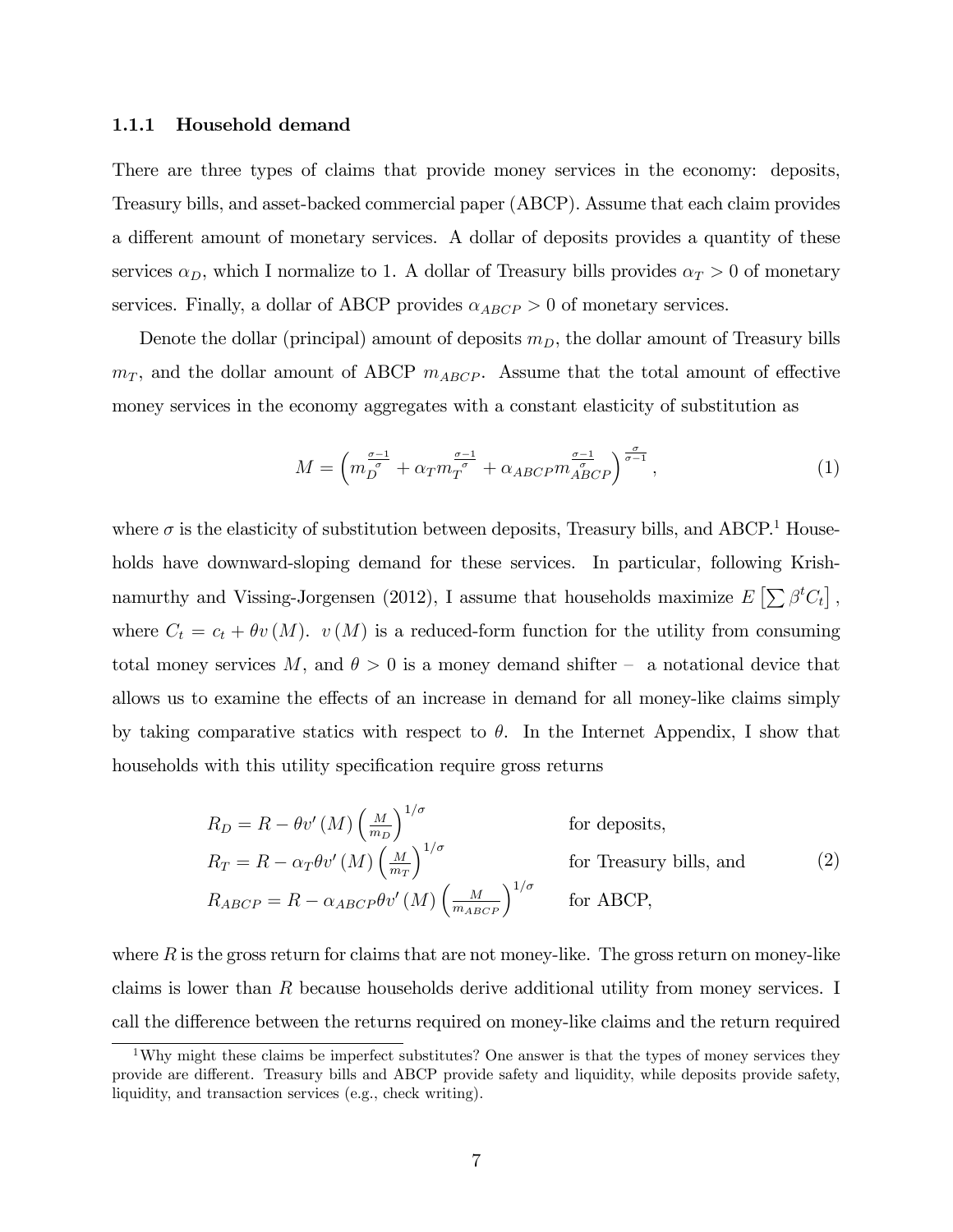### 1.1.1 Household demand

There are three types of claims that provide money services in the economy: deposits, Treasury bills, and asset-backed commercial paper (ABCP). Assume that each claim provides a different amount of monetary services. A dollar of deposits provides a quantity of these services $\alpha_D$, which I normalize to 1. A dollar of Treasury bills provides $\alpha_T > 0$ of monetary services. Finally, a dollar of ABCP provides $\alpha_{ABCP} > 0$ of monetary services.

Denote the dollar (principal) amount of deposits $m_D$, the dollar amount of Treasury bills $m_T$, and the dollar amount of ABCP $m_{ABCP}$. Assume that the total amount of effective money services in the economy aggregates with a constant elasticity of substitution as

$$M = \left( m_D^{\frac{\sigma-1}{\sigma}} + \alpha_T m_T^{\frac{\sigma-1}{\sigma}} + \alpha_{ABCP} m_{ABCP}^{\frac{\sigma-1}{\sigma}} \right)^{\frac{\sigma}{\sigma-1}}, \tag{1}$$

where $\sigma$ is the elasticity of substitution between deposits, Treasury bills, and ABCP.[1] Households have downward-sloping demand for these services. In particular, following Krishnamurthy and Vissing-Jorgensen (2012), I assume that households maximize $E\left[\sum \beta^t C_t\right]$, where $C_t = c_t + \theta v(M)$. $v(M)$ is a reduced-form function for the utility from consuming total money services $M$, and $\theta > 0$ is a money demand shifter – a notational device that allows us to examine the effects of an increase in demand for all money-like claims simply by taking comparative statics with respect to $\theta$. In the Internet Appendix, I show that households with this utility specification require gross returns

$$\begin{aligned}
R_D &= R - \theta v'(M) \left(\frac{M}{m_D}\right)^{1/\sigma} && \text{for deposits,} \\
R_T &= R - \alpha_T \theta v'(M) \left(\frac{M}{m_T}\right)^{1/\sigma} && \text{for Treasury bills, and} \\
R_{ABCP} &= R - \alpha_{ABCP} \theta v'(M) \left(\frac{M}{m_{ABCP}}\right)^{1/\sigma} && \text{for ABCP,}
\end{aligned} \tag{2}$$

where $R$ is the gross return for claims that are not money-like. The gross return on money-like claims is lower than $R$ because households derive additional utility from money services. I call the difference between the returns required on money-like claims and the return required

---

[1] Why might these claims be imperfect substitutes? One answer is that the types of money services they provide are different. Treasury bills and ABCP provide safety and liquidity, while deposits provide safety, liquidity, and transaction services (e.g., check writing).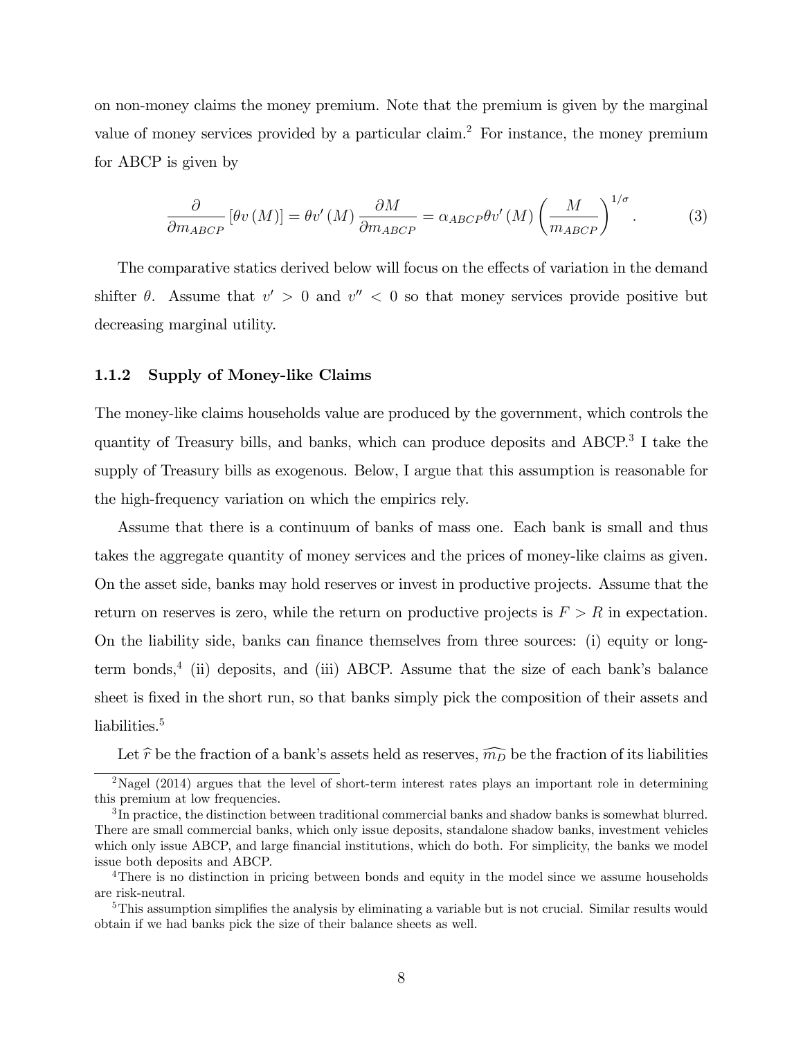on non-money claims the money premium. Note that the premium is given by the marginal value of money services provided by a particular claim.[2] For instance, the money premium for ABCP is given by

$$\frac{\partial}{\partial m_{ABCP}} [\theta v(M)] = \theta v'(M) \frac{\partial M}{\partial m_{ABCP}} = \alpha_{ABCP} \theta v'(M) \left( \frac{M}{m_{ABCP}} \right)^{1/\sigma}. \tag{3}$$

The comparative statics derived below will focus on the effects of variation in the demand shifter $\theta$. Assume that $v' > 0$ and $v'' < 0$ so that money services provide positive but decreasing marginal utility.

### 1.1.2 Supply of Money-like Claims

The money-like claims households value are produced by the government, which controls the quantity of Treasury bills, and banks, which can produce deposits and ABCP.[3] I take the supply of Treasury bills as exogenous. Below, I argue that this assumption is reasonable for the high-frequency variation on which the empirics rely.

Assume that there is a continuum of banks of mass one. Each bank is small and thus takes the aggregate quantity of money services and the prices of money-like claims as given. On the asset side, banks may hold reserves or invest in productive projects. Assume that the return on reserves is zero, while the return on productive projects is $F > R$ in expectation. On the liability side, banks can finance themselves from three sources: (i) equity or long-term bonds,[4] (ii) deposits, and (iii) ABCP. Assume that the size of each bank's balance sheet is fixed in the short run, so that banks simply pick the composition of their assets and liabilities.[5]

Let $\widehat{r}$ be the fraction of a bank's assets held as reserves, $\widehat{m_D}$ be the fraction of its liabilities

[2] Nagel (2014) argues that the level of short-term interest rates plays an important role in determining this premium at low frequencies.

[3] In practice, the distinction between traditional commercial banks and shadow banks is somewhat blurred. There are small commercial banks, which only issue deposits, standalone shadow banks, investment vehicles which only issue ABCP, and large financial institutions, which do both. For simplicity, the banks we model issue both deposits and ABCP.

[4] There is no distinction in pricing between bonds and equity in the model since we assume households are risk-neutral.

[5] This assumption simplifies the analysis by eliminating a variable but is not crucial. Similar results would obtain if we had banks pick the size of their balance sheets as well.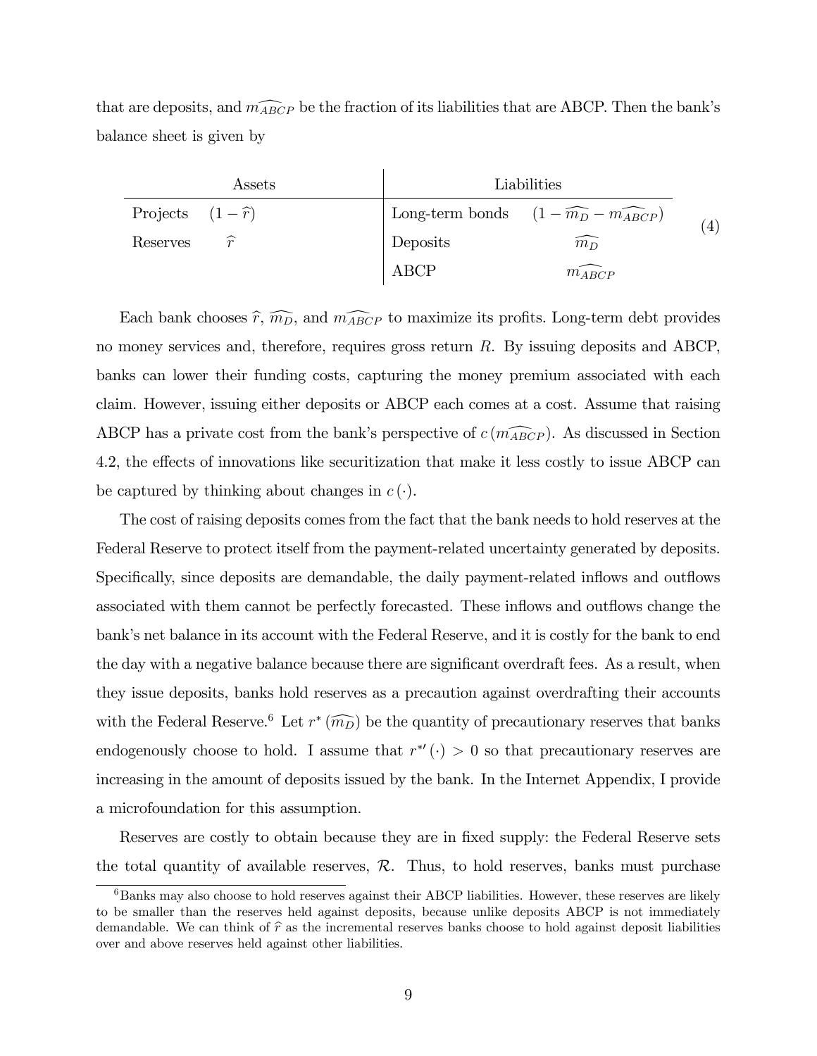that are deposits, and $\widehat{m_{ABCP}}$ be the fraction of its liabilities that are ABCP. Then the bank's balance sheet is given by

$$
\begin{array}{ll|ll}
\multicolumn{2}{c|}{\text{Assets}} & \multicolumn{2}{c}{\text{Liabilities}} \\
\hline
\text{Projects} & (1-\widehat{r}) & \text{Long-term bonds} & (1-\widehat{m_D}-\widehat{m_{ABCP}}) \\
\text{Reserves} & \widehat{r} & \text{Deposits} & \widehat{m_D} \\
 & & \text{ABCP} & \widehat{m_{ABCP}}
\end{array}
\tag{4}
$$

Each bank chooses $\widehat{r}$, $\widehat{m_D}$, and $\widehat{m_{ABCP}}$ to maximize its profits. Long-term debt provides no money services and, therefore, requires gross return $R$. By issuing deposits and ABCP, banks can lower their funding costs, capturing the money premium associated with each claim. However, issuing either deposits or ABCP each comes at a cost. Assume that raising ABCP has a private cost from the bank's perspective of $c(\widehat{m_{ABCP}})$. As discussed in Section 4.2, the effects of innovations like securitization that make it less costly to issue ABCP can be captured by thinking about changes in $c(\cdot)$.

The cost of raising deposits comes from the fact that the bank needs to hold reserves at the Federal Reserve to protect itself from the payment-related uncertainty generated by deposits. Specifically, since deposits are demandable, the daily payment-related inflows and outflows associated with them cannot be perfectly forecasted. These inflows and outflows change the bank's net balance in its account with the Federal Reserve, and it is costly for the bank to end the day with a negative balance because there are significant overdraft fees. As a result, when they issue deposits, banks hold reserves as a precaution against overdrafting their accounts with the Federal Reserve.[6] Let $r^*(\widehat{m_D})$ be the quantity of precautionary reserves that banks endogenously choose to hold. I assume that $r^{*\prime}(\cdot) > 0$ so that precautionary reserves are increasing in the amount of deposits issued by the bank. In the Internet Appendix, I provide a microfoundation for this assumption.

Reserves are costly to obtain because they are in fixed supply: the Federal Reserve sets the total quantity of available reserves, $\mathcal{R}$. Thus, to hold reserves, banks must purchase

[6] Banks may also choose to hold reserves against their ABCP liabilities. However, these reserves are likely to be smaller than the reserves held against deposits, because unlike deposits ABCP is not immediately demandable. We can think of $\widehat{r}$ as the incremental reserves banks choose to hold against deposit liabilities over and above reserves held against other liabilities.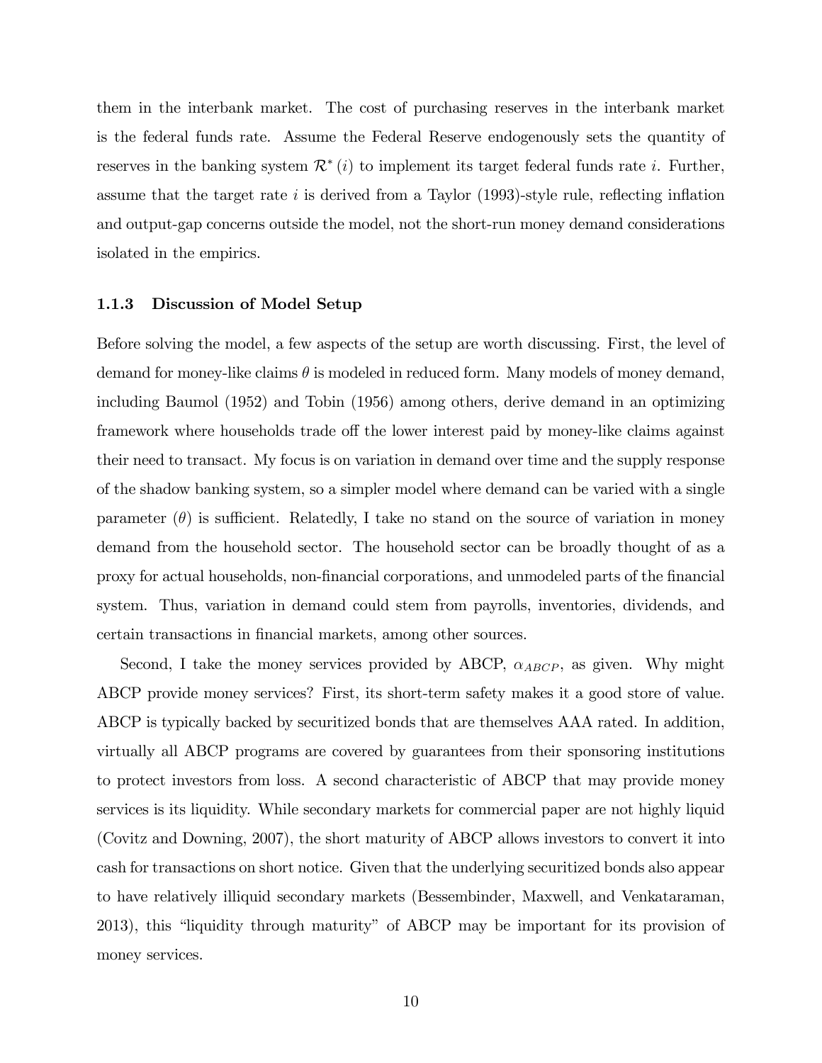them in the interbank market. The cost of purchasing reserves in the interbank market is the federal funds rate. Assume the Federal Reserve endogenously sets the quantity of reserves in the banking system $\mathcal{R}^*(i)$ to implement its target federal funds rate $i$. Further, assume that the target rate $i$ is derived from a Taylor (1993)-style rule, reflecting inflation and output-gap concerns outside the model, not the short-run money demand considerations isolated in the empirics.

### 1.1.3 Discussion of Model Setup

Before solving the model, a few aspects of the setup are worth discussing. First, the level of demand for money-like claims $\theta$ is modeled in reduced form. Many models of money demand, including Baumol (1952) and Tobin (1956) among others, derive demand in an optimizing framework where households trade off the lower interest paid by money-like claims against their need to transact. My focus is on variation in demand over time and the supply response of the shadow banking system, so a simpler model where demand can be varied with a single parameter ($\theta$) is sufficient. Relatedly, I take no stand on the source of variation in money demand from the household sector. The household sector can be broadly thought of as a proxy for actual households, non-financial corporations, and unmodeled parts of the financial system. Thus, variation in demand could stem from payrolls, inventories, dividends, and certain transactions in financial markets, among other sources.

Second, I take the money services provided by ABCP, $\alpha_{ABCP}$, as given. Why might ABCP provide money services? First, its short-term safety makes it a good store of value. ABCP is typically backed by securitized bonds that are themselves AAA rated. In addition, virtually all ABCP programs are covered by guarantees from their sponsoring institutions to protect investors from loss. A second characteristic of ABCP that may provide money services is its liquidity. While secondary markets for commercial paper are not highly liquid (Covitz and Downing, 2007), the short maturity of ABCP allows investors to convert it into cash for transactions on short notice. Given that the underlying securitized bonds also appear to have relatively illiquid secondary markets (Bessembinder, Maxwell, and Venkataraman, 2013), this "liquidity through maturity" of ABCP may be important for its provision of money services.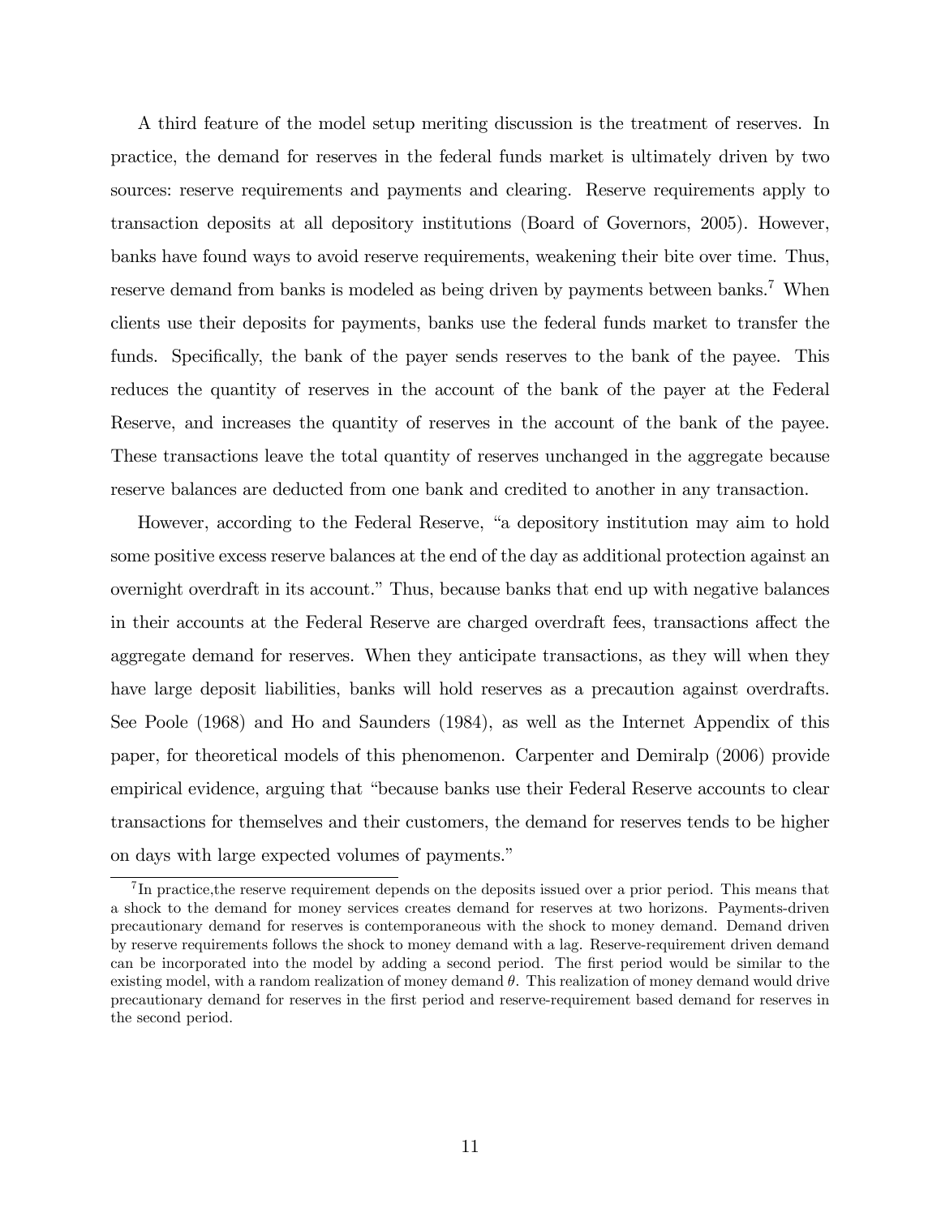A third feature of the model setup meriting discussion is the treatment of reserves. In practice, the demand for reserves in the federal funds market is ultimately driven by two sources: reserve requirements and payments and clearing. Reserve requirements apply to transaction deposits at all depository institutions (Board of Governors, 2005). However, banks have found ways to avoid reserve requirements, weakening their bite over time. Thus, reserve demand from banks is modeled as being driven by payments between banks.[7] When clients use their deposits for payments, banks use the federal funds market to transfer the funds. Specifically, the bank of the payer sends reserves to the bank of the payee. This reduces the quantity of reserves in the account of the bank of the payer at the Federal Reserve, and increases the quantity of reserves in the account of the bank of the payee. These transactions leave the total quantity of reserves unchanged in the aggregate because reserve balances are deducted from one bank and credited to another in any transaction.

However, according to the Federal Reserve, "a depository institution may aim to hold some positive excess reserve balances at the end of the day as additional protection against an overnight overdraft in its account." Thus, because banks that end up with negative balances in their accounts at the Federal Reserve are charged overdraft fees, transactions affect the aggregate demand for reserves. When they anticipate transactions, as they will when they have large deposit liabilities, banks will hold reserves as a precaution against overdrafts. See Poole (1968) and Ho and Saunders (1984), as well as the Internet Appendix of this paper, for theoretical models of this phenomenon. Carpenter and Demiralp (2006) provide empirical evidence, arguing that "because banks use their Federal Reserve accounts to clear transactions for themselves and their customers, the demand for reserves tends to be higher on days with large expected volumes of payments."

[7] In practice,the reserve requirement depends on the deposits issued over a prior period. This means that a shock to the demand for money services creates demand for reserves at two horizons. Payments-driven precautionary demand for reserves is contemporaneous with the shock to money demand. Demand driven by reserve requirements follows the shock to money demand with a lag. Reserve-requirement driven demand can be incorporated into the model by adding a second period. The first period would be similar to the existing model, with a random realization of money demand $\theta$. This realization of money demand would drive precautionary demand for reserves in the first period and reserve-requirement based demand for reserves in the second period.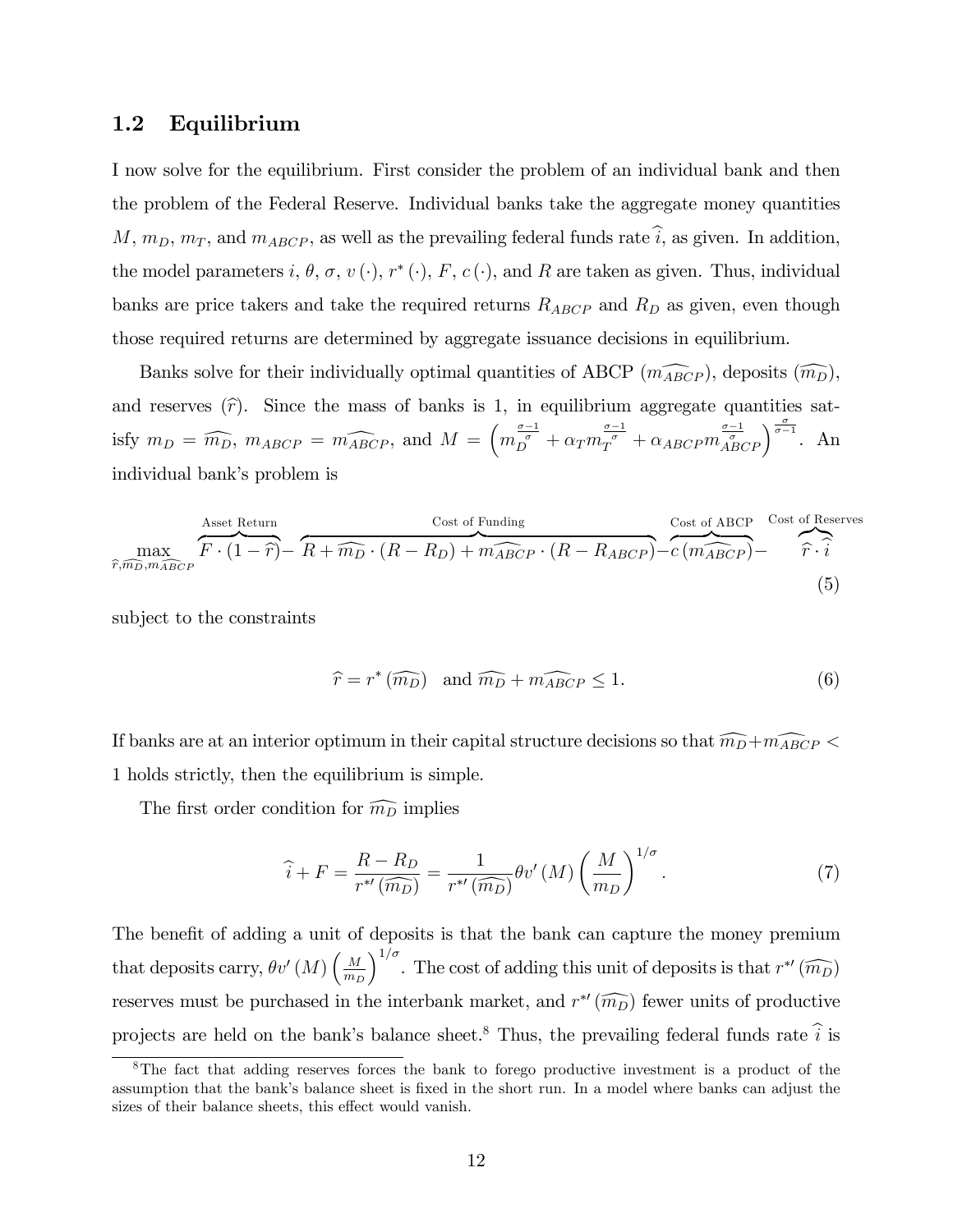## 1.2 Equilibrium

I now solve for the equilibrium. First consider the problem of an individual bank and then the problem of the Federal Reserve. Individual banks take the aggregate money quantities $M$, $m_D$, $m_T$, and $m_{ABCP}$, as well as the prevailing federal funds rate $\widehat{i}$, as given. In addition, the model parameters $i$, $\theta$, $\sigma$, $v(\cdot)$, $r^*(\cdot)$, $F$, $c(\cdot)$, and $R$ are taken as given. Thus, individual banks are price takers and take the required returns $R_{ABCP}$ and $R_D$ as given, even though those required returns are determined by aggregate issuance decisions in equilibrium.

Banks solve for their individually optimal quantities of ABCP ($\widehat{m_{ABCP}}$), deposits ($\widehat{m_D}$), and reserves ($\widehat{r}$). Since the mass of banks is 1, in equilibrium aggregate quantities satisfy $m_D = \widehat{m_D}$, $m_{ABCP} = \widehat{m_{ABCP}}$, and $M = \left(m_D^{\frac{\sigma-1}{\sigma}} + \alpha_T m_T^{\frac{\sigma-1}{\sigma}} + \alpha_{ABCP} m_{ABCP}^{\frac{\sigma-1}{\sigma}}\right)^{\frac{\sigma}{\sigma-1}}$. An individual bank's problem is

$$\max_{\widehat{r},\widehat{m_D},\widehat{m_{ABCP}}} \overbrace{F\cdot(1-\widehat{r})}^{\text{Asset Return}} - \overbrace{R + \widehat{m_D}\cdot(R-R_D) + \widehat{m_{ABCP}}\cdot(R-R_{ABCP})}^{\text{Cost of Funding}} - \overbrace{c\left(\widehat{m_{ABCP}}\right)}^{\text{Cost of ABCP}} - \overbrace{\widehat{r}\cdot\widehat{i}}^{\text{Cost of Reserves}} \tag{5}$$

subject to the constraints

$$\widehat{r} = r^*\left(\widehat{m_D}\right) \quad \text{and } \widehat{m_D} + \widehat{m_{ABCP}} \leq 1. \tag{6}$$

If banks are at an interior optimum in their capital structure decisions so that $\widehat{m_D} + \widehat{m_{ABCP}} < 1$ holds strictly, then the equilibrium is simple.

The first order condition for $\widehat{m_D}$ implies

$$\widehat{i} + F = \frac{R - R_D}{r^{*\prime}\left(\widehat{m_D}\right)} = \frac{1}{r^{*\prime}\left(\widehat{m_D}\right)}\theta v'(M)\left(\frac{M}{m_D}\right)^{1/\sigma}. \tag{7}$$

The benefit of adding a unit of deposits is that the bank can capture the money premium that deposits carry, $\theta v'(M)\left(\frac{M}{m_D}\right)^{1/\sigma}$. The cost of adding this unit of deposits is that $r^{*\prime}\left(\widehat{m_D}\right)$ reserves must be purchased in the interbank market, and $r^{*\prime}\left(\widehat{m_D}\right)$ fewer units of productive projects are held on the bank's balance sheet.[8] Thus, the prevailing federal funds rate $\widehat{i}$ is

[8] The fact that adding reserves forces the bank to forego productive investment is a product of the assumption that the bank's balance sheet is fixed in the short run. In a model where banks can adjust the sizes of their balance sheets, this effect would vanish.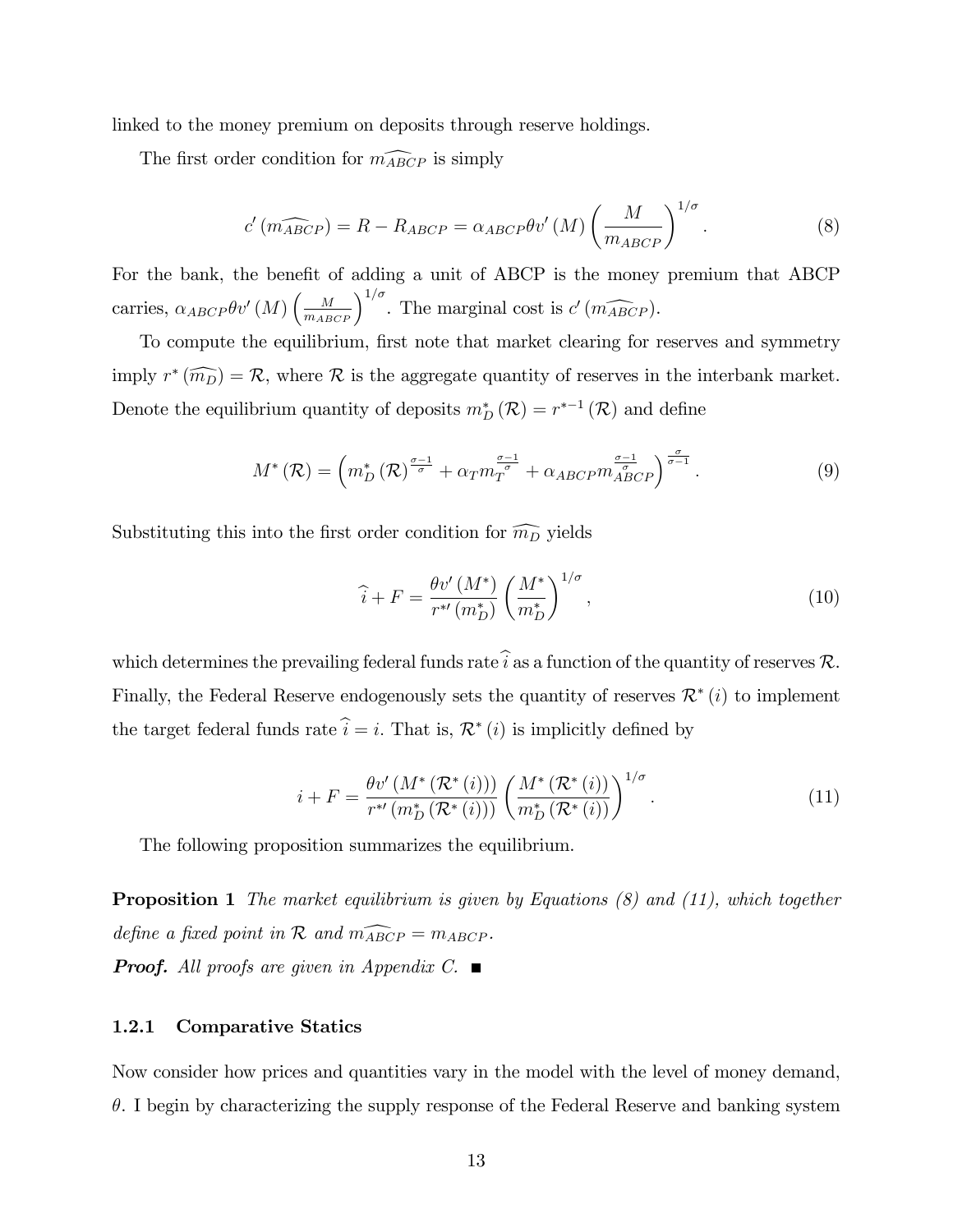linked to the money premium on deposits through reserve holdings.

The first order condition for $\widehat{m_{ABCP}}$ is simply

$$c'\left(\widehat{m_{ABCP}}\right) = R - R_{ABCP} = \alpha_{ABCP}\theta v'(M)\left(\frac{M}{m_{ABCP}}\right)^{1/\sigma}. \tag{8}$$

For the bank, the benefit of adding a unit of ABCP is the money premium that ABCP carries, $\alpha_{ABCP}\theta v'(M)\left(\frac{M}{m_{ABCP}}\right)^{1/\sigma}$. The marginal cost is $c'\left(\widehat{m_{ABCP}}\right)$.

To compute the equilibrium, first note that market clearing for reserves and symmetry imply $r^*\left(\widehat{m_D}\right) = \mathcal{R}$, where $\mathcal{R}$ is the aggregate quantity of reserves in the interbank market. Denote the equilibrium quantity of deposits $m_D^*(\mathcal{R}) = r^{*-1}(\mathcal{R})$ and define

$$M^*(\mathcal{R}) = \left(m_D^*(\mathcal{R})^{\frac{\sigma-1}{\sigma}} + \alpha_T m_T^{\frac{\sigma-1}{\sigma}} + \alpha_{ABCP} m_{ABCP}^{\frac{\sigma-1}{\sigma}}\right)^{\frac{\sigma}{\sigma-1}}. \tag{9}$$

Substituting this into the first order condition for $\widehat{m_D}$ yields

$$\widehat{i} + F = \frac{\theta v'(M^*)}{r^{*\prime}(m_D^*)}\left(\frac{M^*}{m_D^*}\right)^{1/\sigma}, \tag{10}$$

which determines the prevailing federal funds rate $\widehat{i}$ as a function of the quantity of reserves $\mathcal{R}$. Finally, the Federal Reserve endogenously sets the quantity of reserves $\mathcal{R}^*(i)$ to implement the target federal funds rate $\widehat{i} = i$. That is, $\mathcal{R}^*(i)$ is implicitly defined by

$$i + F = \frac{\theta v'\left(M^*\left(\mathcal{R}^*(i)\right)\right)}{r^{*\prime}\left(m_D^*\left(\mathcal{R}^*(i)\right)\right)}\left(\frac{M^*\left(\mathcal{R}^*(i)\right)}{m_D^*\left(\mathcal{R}^*(i)\right)}\right)^{1/\sigma}. \tag{11}$$

The following proposition summarizes the equilibrium.

**Proposition 1** *The market equilibrium is given by Equations (8) and (11), which together define a fixed point in $\mathcal{R}$ and $\widehat{m_{ABCP}} = m_{ABCP}$.*

***Proof.*** *All proofs are given in Appendix C.* ■

### 1.2.1 Comparative Statics

Now consider how prices and quantities vary in the model with the level of money demand, $\theta$. I begin by characterizing the supply response of the Federal Reserve and banking system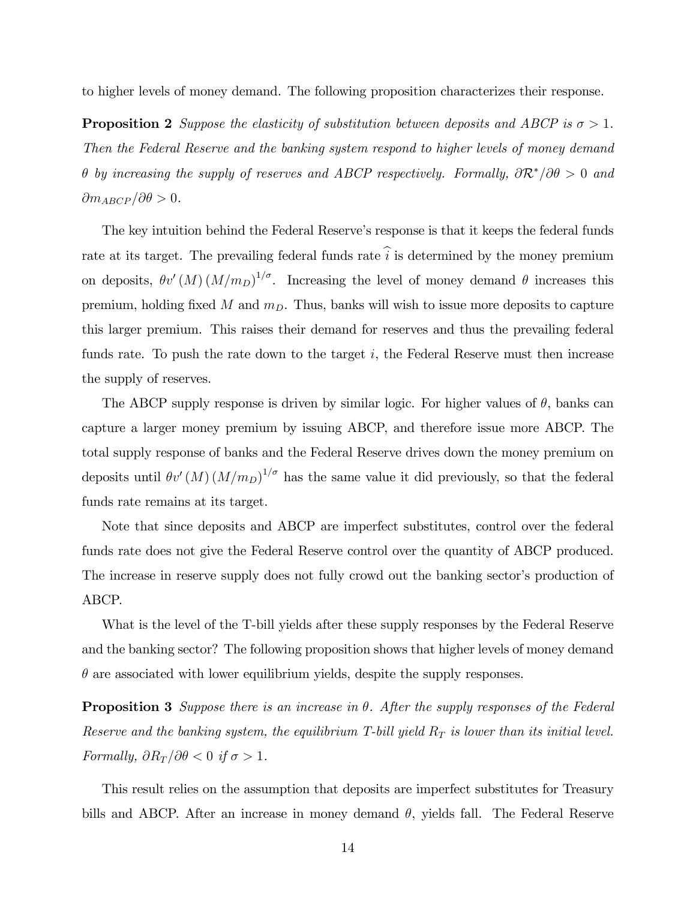to higher levels of money demand. The following proposition characterizes their response.

**Proposition 2** *Suppose the elasticity of substitution between deposits and ABCP is $\sigma > 1$. Then the Federal Reserve and the banking system respond to higher levels of money demand $\theta$ by increasing the supply of reserves and ABCP respectively. Formally, $\partial \mathcal{R}^*/\partial \theta > 0$ and $\partial m_{ABCP}/\partial \theta > 0$.*

The key intuition behind the Federal Reserve's response is that it keeps the federal funds rate at its target. The prevailing federal funds rate $\widehat{i}$ is determined by the money premium on deposits, $\theta v'(M)(M/m_D)^{1/\sigma}$. Increasing the level of money demand $\theta$ increases this premium, holding fixed $M$ and $m_D$. Thus, banks will wish to issue more deposits to capture this larger premium. This raises their demand for reserves and thus the prevailing federal funds rate. To push the rate down to the target $i$, the Federal Reserve must then increase the supply of reserves.

The ABCP supply response is driven by similar logic. For higher values of $\theta$, banks can capture a larger money premium by issuing ABCP, and therefore issue more ABCP. The total supply response of banks and the Federal Reserve drives down the money premium on deposits until $\theta v'(M)(M/m_D)^{1/\sigma}$ has the same value it did previously, so that the federal funds rate remains at its target.

Note that since deposits and ABCP are imperfect substitutes, control over the federal funds rate does not give the Federal Reserve control over the quantity of ABCP produced. The increase in reserve supply does not fully crowd out the banking sector's production of ABCP.

What is the level of the T-bill yields after these supply responses by the Federal Reserve and the banking sector? The following proposition shows that higher levels of money demand $\theta$ are associated with lower equilibrium yields, despite the supply responses.

**Proposition 3** *Suppose there is an increase in $\theta$. After the supply responses of the Federal Reserve and the banking system, the equilibrium T-bill yield $R_T$ is lower than its initial level. Formally, $\partial R_T/\partial \theta < 0$ if $\sigma > 1$.*

This result relies on the assumption that deposits are imperfect substitutes for Treasury bills and ABCP. After an increase in money demand $\theta$, yields fall. The Federal Reserve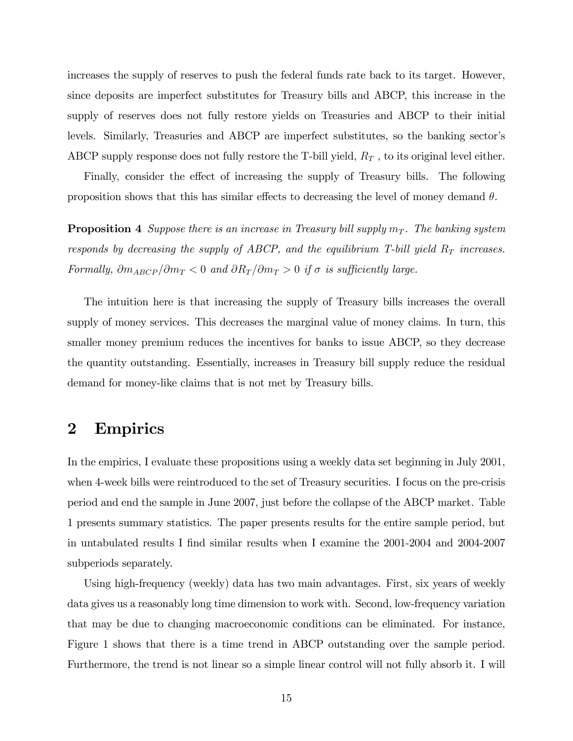increases the supply of reserves to push the federal funds rate back to its target. However, since deposits are imperfect substitutes for Treasury bills and ABCP, this increase in the supply of reserves does not fully restore yields on Treasuries and ABCP to their initial levels. Similarly, Treasuries and ABCP are imperfect substitutes, so the banking sector's ABCP supply response does not fully restore the T-bill yield, $R_T$ , to its original level either.

Finally, consider the effect of increasing the supply of Treasury bills. The following proposition shows that this has similar effects to decreasing the level of money demand $\theta$.

**Proposition 4** *Suppose there is an increase in Treasury bill supply $m_T$. The banking system responds by decreasing the supply of ABCP, and the equilibrium T-bill yield $R_T$ increases. Formally, $\partial m_{ABCP}/\partial m_T < 0$ and $\partial R_T/\partial m_T > 0$ if $\sigma$ is sufficiently large.*

The intuition here is that increasing the supply of Treasury bills increases the overall supply of money services. This decreases the marginal value of money claims. In turn, this smaller money premium reduces the incentives for banks to issue ABCP, so they decrease the quantity outstanding. Essentially, increases in Treasury bill supply reduce the residual demand for money-like claims that is not met by Treasury bills.

# 2 Empirics

In the empirics, I evaluate these propositions using a weekly data set beginning in July 2001, when 4-week bills were reintroduced to the set of Treasury securities. I focus on the pre-crisis period and end the sample in June 2007, just before the collapse of the ABCP market. Table 1 presents summary statistics. The paper presents results for the entire sample period, but in untabulated results I find similar results when I examine the 2001-2004 and 2004-2007 subperiods separately.

Using high-frequency (weekly) data has two main advantages. First, six years of weekly data gives us a reasonably long time dimension to work with. Second, low-frequency variation that may be due to changing macroeconomic conditions can be eliminated. For instance, Figure 1 shows that there is a time trend in ABCP outstanding over the sample period. Furthermore, the trend is not linear so a simple linear control will not fully absorb it. I will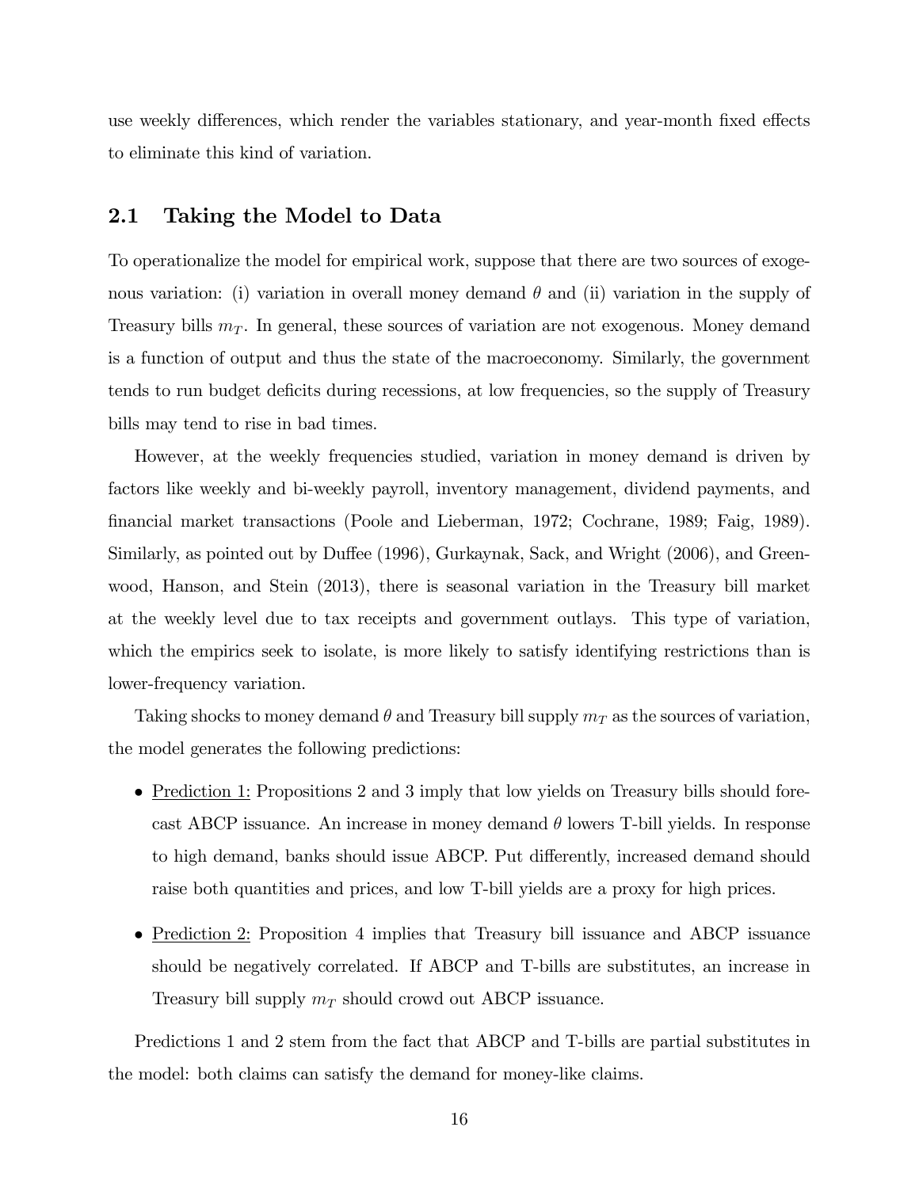use weekly differences, which render the variables stationary, and year-month fixed effects to eliminate this kind of variation.

## 2.1 Taking the Model to Data

To operationalize the model for empirical work, suppose that there are two sources of exogenous variation: (i) variation in overall money demand $\theta$ and (ii) variation in the supply of Treasury bills $m_T$. In general, these sources of variation are not exogenous. Money demand is a function of output and thus the state of the macroeconomy. Similarly, the government tends to run budget deficits during recessions, at low frequencies, so the supply of Treasury bills may tend to rise in bad times.

However, at the weekly frequencies studied, variation in money demand is driven by factors like weekly and bi-weekly payroll, inventory management, dividend payments, and financial market transactions (Poole and Lieberman, 1972; Cochrane, 1989; Faig, 1989). Similarly, as pointed out by Duffee (1996), Gurkaynak, Sack, and Wright (2006), and Greenwood, Hanson, and Stein (2013), there is seasonal variation in the Treasury bill market at the weekly level due to tax receipts and government outlays. This type of variation, which the empirics seek to isolate, is more likely to satisfy identifying restrictions than is lower-frequency variation.

Taking shocks to money demand $\theta$ and Treasury bill supply $m_T$ as the sources of variation, the model generates the following predictions:

- Prediction 1: Propositions 2 and 3 imply that low yields on Treasury bills should forecast ABCP issuance. An increase in money demand $\theta$ lowers T-bill yields. In response to high demand, banks should issue ABCP. Put differently, increased demand should raise both quantities and prices, and low T-bill yields are a proxy for high prices.
- Prediction 2: Proposition 4 implies that Treasury bill issuance and ABCP issuance should be negatively correlated. If ABCP and T-bills are substitutes, an increase in Treasury bill supply $m_T$ should crowd out ABCP issuance.

Predictions 1 and 2 stem from the fact that ABCP and T-bills are partial substitutes in the model: both claims can satisfy the demand for money-like claims.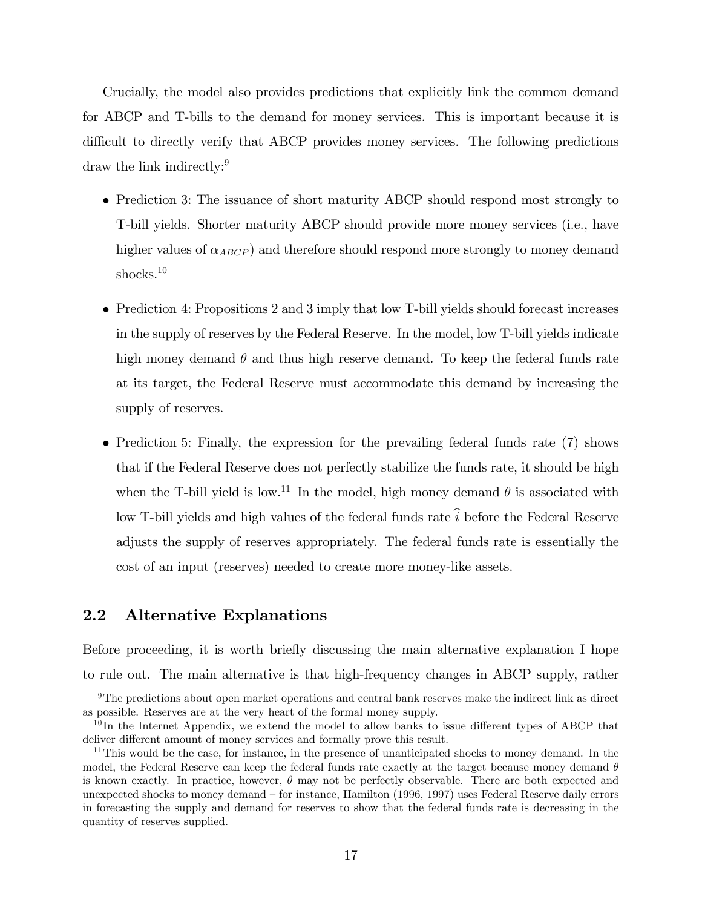Crucially, the model also provides predictions that explicitly link the common demand for ABCP and T-bills to the demand for money services. This is important because it is difficult to directly verify that ABCP provides money services. The following predictions draw the link indirectly:[9]

- Prediction 3: The issuance of short maturity ABCP should respond most strongly to T-bill yields. Shorter maturity ABCP should provide more money services (i.e., have higher values of $\alpha_{ABCP}$) and therefore should respond more strongly to money demand shocks.[10]
- Prediction 4: Propositions 2 and 3 imply that low T-bill yields should forecast increases in the supply of reserves by the Federal Reserve. In the model, low T-bill yields indicate high money demand $\theta$ and thus high reserve demand. To keep the federal funds rate at its target, the Federal Reserve must accommodate this demand by increasing the supply of reserves.
- Prediction 5: Finally, the expression for the prevailing federal funds rate (7) shows that if the Federal Reserve does not perfectly stabilize the funds rate, it should be high when the T-bill yield is low.[11] In the model, high money demand $\theta$ is associated with low T-bill yields and high values of the federal funds rate $\widehat{i}$ before the Federal Reserve adjusts the supply of reserves appropriately. The federal funds rate is essentially the cost of an input (reserves) needed to create more money-like assets.

## 2.2 Alternative Explanations

Before proceeding, it is worth briefly discussing the main alternative explanation I hope to rule out. The main alternative is that high-frequency changes in ABCP supply, rather

[9] The predictions about open market operations and central bank reserves make the indirect link as direct as possible. Reserves are at the very heart of the formal money supply.

[10] In the Internet Appendix, we extend the model to allow banks to issue different types of ABCP that deliver different amount of money services and formally prove this result.

[11] This would be the case, for instance, in the presence of unanticipated shocks to money demand. In the model, the Federal Reserve can keep the federal funds rate exactly at the target because money demand $\theta$ is known exactly. In practice, however, $\theta$ may not be perfectly observable. There are both expected and unexpected shocks to money demand – for instance, Hamilton (1996, 1997) uses Federal Reserve daily errors in forecasting the supply and demand for reserves to show that the federal funds rate is decreasing in the quantity of reserves supplied.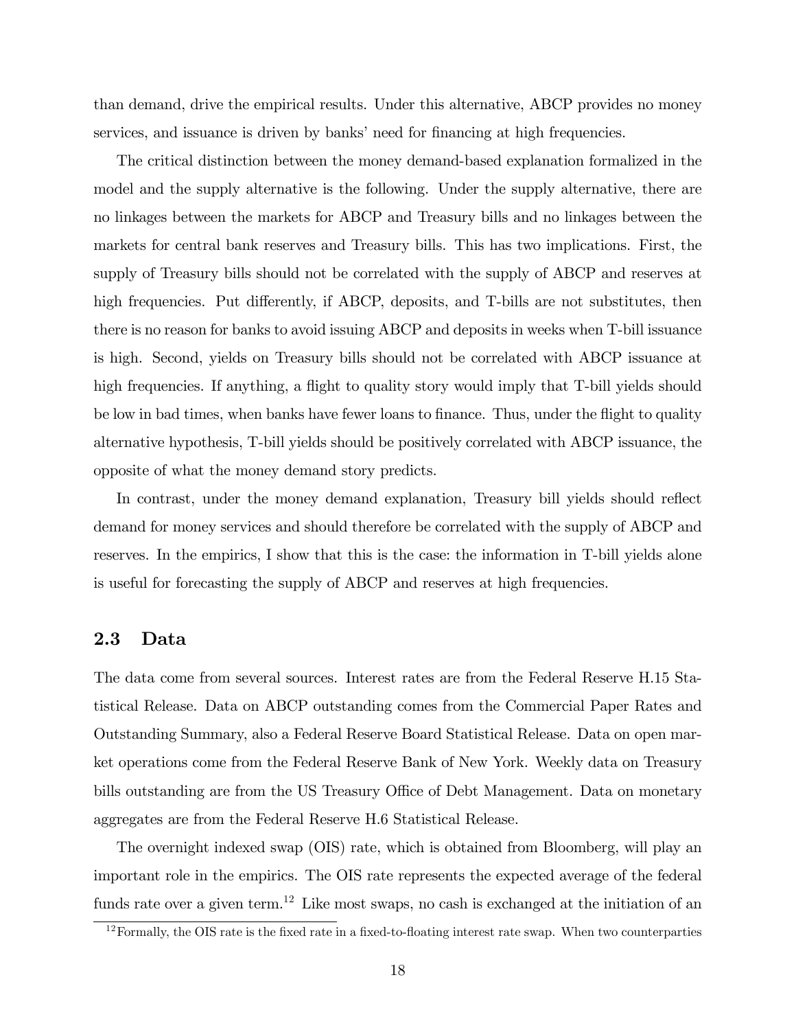than demand, drive the empirical results. Under this alternative, ABCP provides no money services, and issuance is driven by banks' need for financing at high frequencies.

The critical distinction between the money demand-based explanation formalized in the model and the supply alternative is the following. Under the supply alternative, there are no linkages between the markets for ABCP and Treasury bills and no linkages between the markets for central bank reserves and Treasury bills. This has two implications. First, the supply of Treasury bills should not be correlated with the supply of ABCP and reserves at high frequencies. Put differently, if ABCP, deposits, and T-bills are not substitutes, then there is no reason for banks to avoid issuing ABCP and deposits in weeks when T-bill issuance is high. Second, yields on Treasury bills should not be correlated with ABCP issuance at high frequencies. If anything, a flight to quality story would imply that T-bill yields should be low in bad times, when banks have fewer loans to finance. Thus, under the flight to quality alternative hypothesis, T-bill yields should be positively correlated with ABCP issuance, the opposite of what the money demand story predicts.

In contrast, under the money demand explanation, Treasury bill yields should reflect demand for money services and should therefore be correlated with the supply of ABCP and reserves. In the empirics, I show that this is the case: the information in T-bill yields alone is useful for forecasting the supply of ABCP and reserves at high frequencies.

## 2.3 Data

The data come from several sources. Interest rates are from the Federal Reserve H.15 Statistical Release. Data on ABCP outstanding comes from the Commercial Paper Rates and Outstanding Summary, also a Federal Reserve Board Statistical Release. Data on open market operations come from the Federal Reserve Bank of New York. Weekly data on Treasury bills outstanding are from the US Treasury Office of Debt Management. Data on monetary aggregates are from the Federal Reserve H.6 Statistical Release.

The overnight indexed swap (OIS) rate, which is obtained from Bloomberg, will play an important role in the empirics. The OIS rate represents the expected average of the federal funds rate over a given term.[12] Like most swaps, no cash is exchanged at the initiation of an

[12] Formally, the OIS rate is the fixed rate in a fixed-to-floating interest rate swap. When two counterparties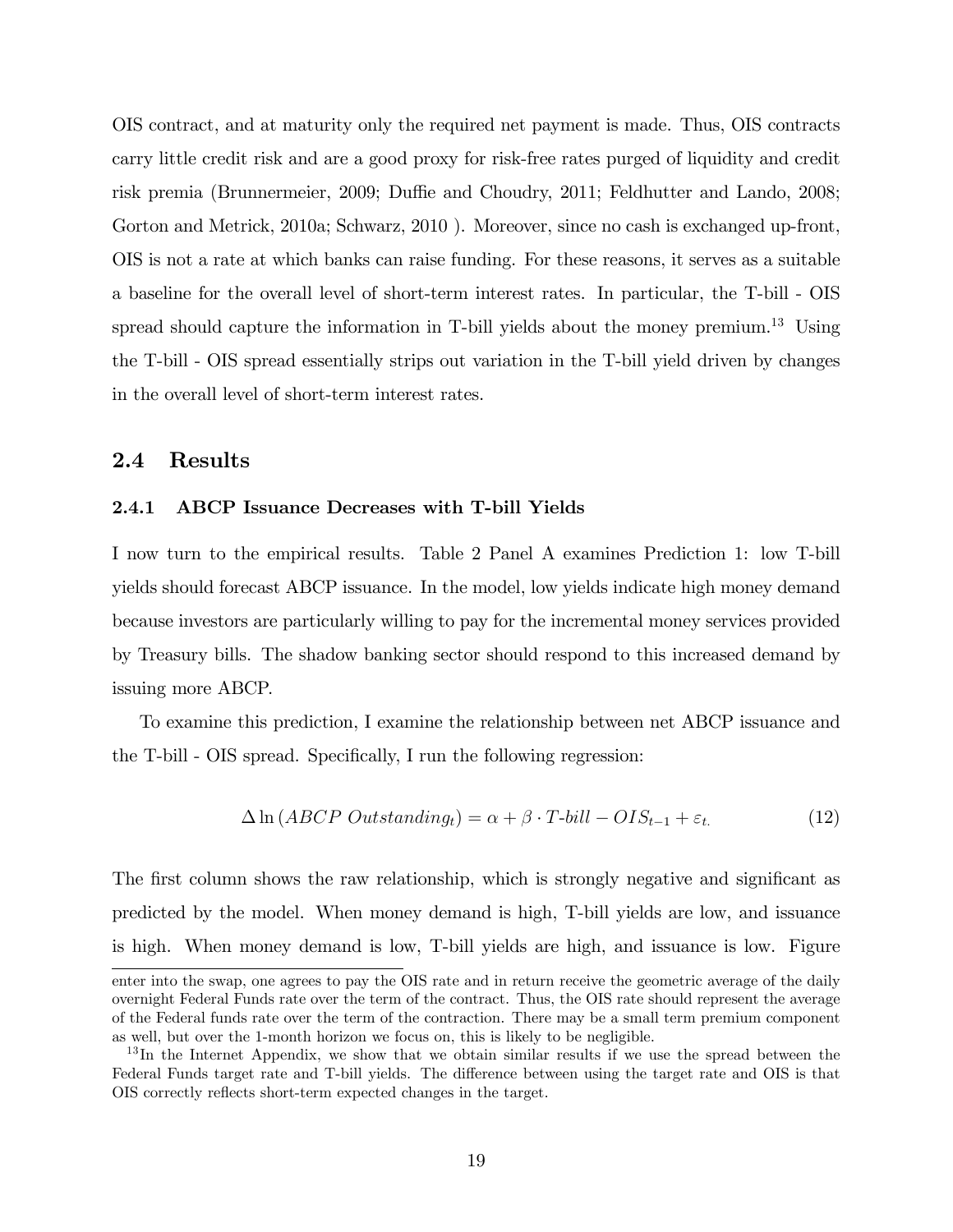OIS contract, and at maturity only the required net payment is made. Thus, OIS contracts carry little credit risk and are a good proxy for risk-free rates purged of liquidity and credit risk premia (Brunnermeier, 2009; Duffie and Choudry, 2011; Feldhutter and Lando, 2008; Gorton and Metrick, 2010a; Schwarz, 2010 ). Moreover, since no cash is exchanged up-front, OIS is not a rate at which banks can raise funding. For these reasons, it serves as a suitable a baseline for the overall level of short-term interest rates. In particular, the T-bill - OIS spread should capture the information in T-bill yields about the money premium.[13] Using the T-bill - OIS spread essentially strips out variation in the T-bill yield driven by changes in the overall level of short-term interest rates.

## 2.4 Results

### 2.4.1 ABCP Issuance Decreases with T-bill Yields

I now turn to the empirical results. Table 2 Panel A examines Prediction 1: low T-bill yields should forecast ABCP issuance. In the model, low yields indicate high money demand because investors are particularly willing to pay for the incremental money services provided by Treasury bills. The shadow banking sector should respond to this increased demand by issuing more ABCP.

To examine this prediction, I examine the relationship between net ABCP issuance and the T-bill - OIS spread. Specifically, I run the following regression:

$$\Delta \ln \left( ABCP\ Outstanding_t \right) = \alpha + \beta \cdot T\text{-}bill - OIS_{t-1} + \varepsilon_{t.} \tag{12}$$

The first column shows the raw relationship, which is strongly negative and significant as predicted by the model. When money demand is high, T-bill yields are low, and issuance is high. When money demand is low, T-bill yields are high, and issuance is low. Figure

enter into the swap, one agrees to pay the OIS rate and in return receive the geometric average of the daily overnight Federal Funds rate over the term of the contract. Thus, the OIS rate should represent the average of the Federal funds rate over the term of the contraction. There may be a small term premium component as well, but over the 1-month horizon we focus on, this is likely to be negligible.

[13] In the Internet Appendix, we show that we obtain similar results if we use the spread between the Federal Funds target rate and T-bill yields. The difference between using the target rate and OIS is that OIS correctly reflects short-term expected changes in the target.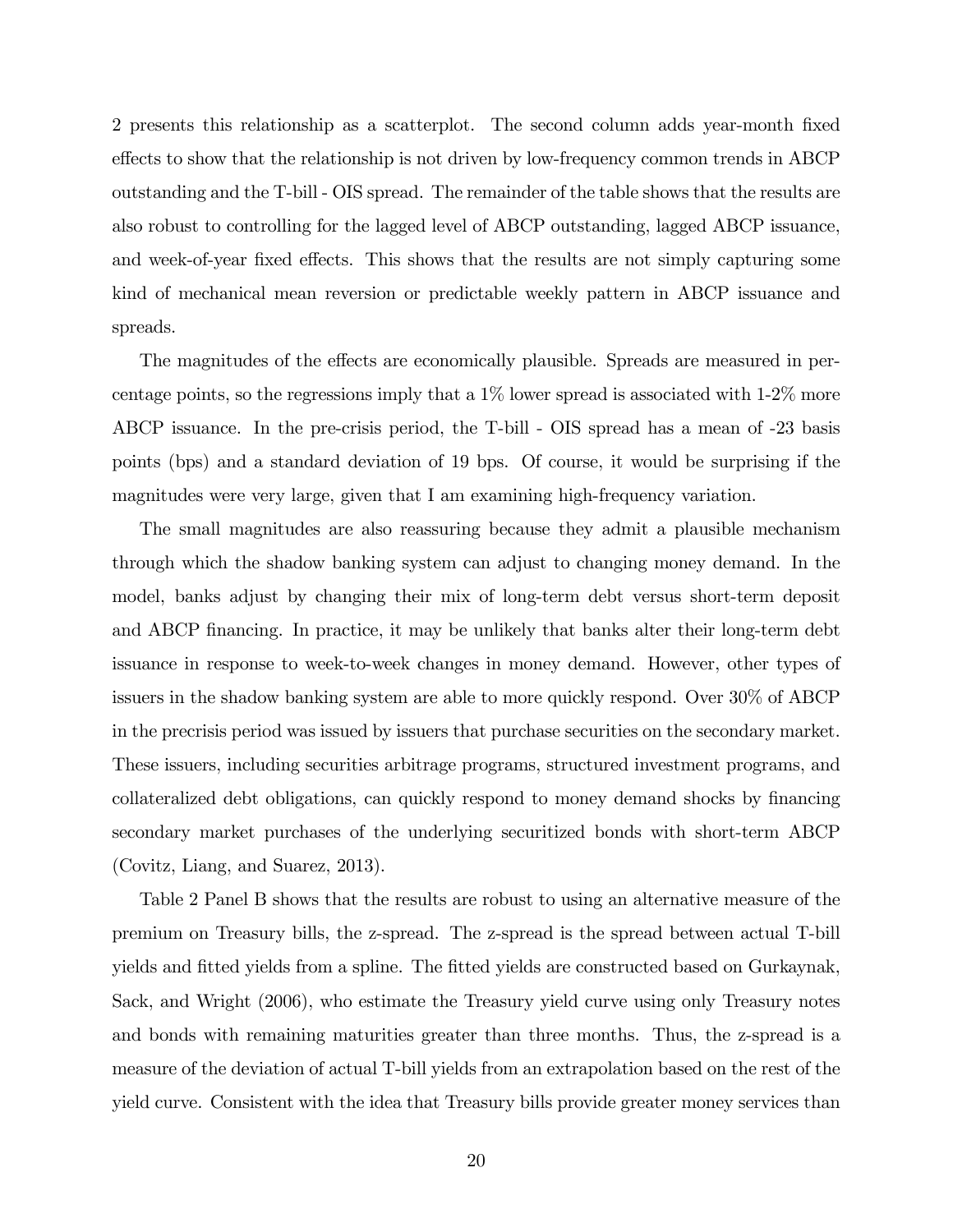2 presents this relationship as a scatterplot. The second column adds year-month fixed effects to show that the relationship is not driven by low-frequency common trends in ABCP outstanding and the T-bill - OIS spread. The remainder of the table shows that the results are also robust to controlling for the lagged level of ABCP outstanding, lagged ABCP issuance, and week-of-year fixed effects. This shows that the results are not simply capturing some kind of mechanical mean reversion or predictable weekly pattern in ABCP issuance and spreads.

The magnitudes of the effects are economically plausible. Spreads are measured in percentage points, so the regressions imply that a 1% lower spread is associated with 1-2% more ABCP issuance. In the pre-crisis period, the T-bill - OIS spread has a mean of -23 basis points (bps) and a standard deviation of 19 bps. Of course, it would be surprising if the magnitudes were very large, given that I am examining high-frequency variation.

The small magnitudes are also reassuring because they admit a plausible mechanism through which the shadow banking system can adjust to changing money demand. In the model, banks adjust by changing their mix of long-term debt versus short-term deposit and ABCP financing. In practice, it may be unlikely that banks alter their long-term debt issuance in response to week-to-week changes in money demand. However, other types of issuers in the shadow banking system are able to more quickly respond. Over 30% of ABCP in the precrisis period was issued by issuers that purchase securities on the secondary market. These issuers, including securities arbitrage programs, structured investment programs, and collateralized debt obligations, can quickly respond to money demand shocks by financing secondary market purchases of the underlying securitized bonds with short-term ABCP (Covitz, Liang, and Suarez, 2013).

Table 2 Panel B shows that the results are robust to using an alternative measure of the premium on Treasury bills, the z-spread. The z-spread is the spread between actual T-bill yields and fitted yields from a spline. The fitted yields are constructed based on Gurkaynak, Sack, and Wright (2006), who estimate the Treasury yield curve using only Treasury notes and bonds with remaining maturities greater than three months. Thus, the z-spread is a measure of the deviation of actual T-bill yields from an extrapolation based on the rest of the yield curve. Consistent with the idea that Treasury bills provide greater money services than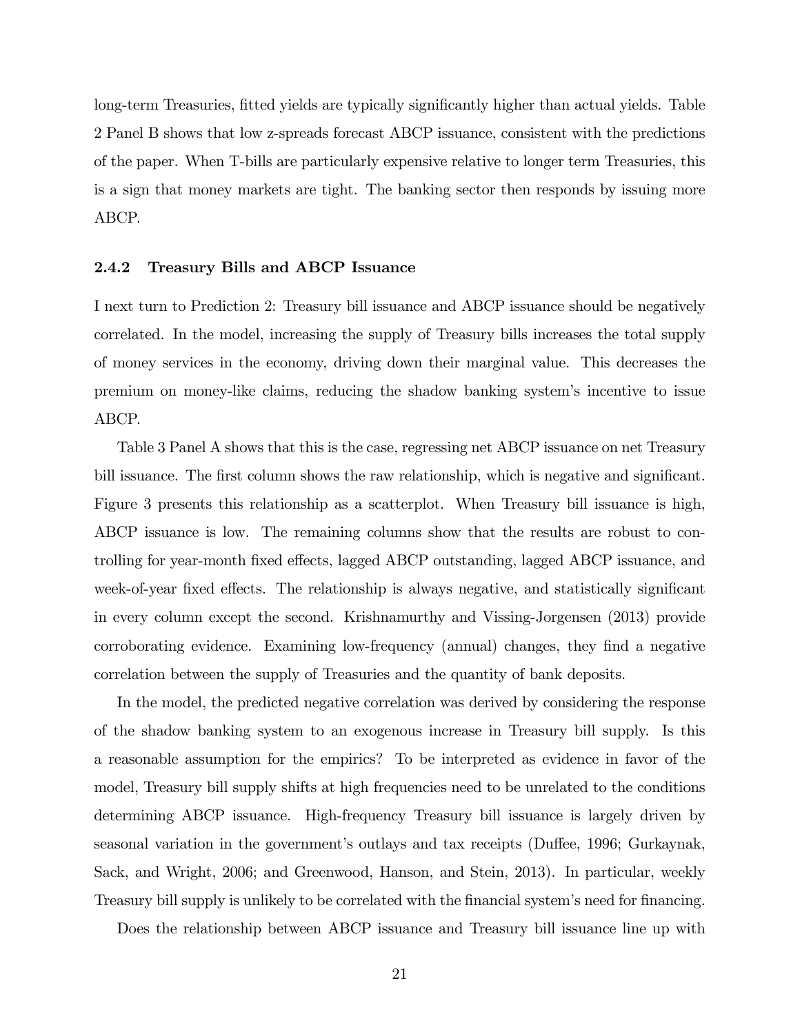long-term Treasuries, fitted yields are typically significantly higher than actual yields. Table 2 Panel B shows that low z-spreads forecast ABCP issuance, consistent with the predictions of the paper. When T-bills are particularly expensive relative to longer term Treasuries, this is a sign that money markets are tight. The banking sector then responds by issuing more ABCP.

### 2.4.2 Treasury Bills and ABCP Issuance

I next turn to Prediction 2: Treasury bill issuance and ABCP issuance should be negatively correlated. In the model, increasing the supply of Treasury bills increases the total supply of money services in the economy, driving down their marginal value. This decreases the premium on money-like claims, reducing the shadow banking system's incentive to issue ABCP.

Table 3 Panel A shows that this is the case, regressing net ABCP issuance on net Treasury bill issuance. The first column shows the raw relationship, which is negative and significant. Figure 3 presents this relationship as a scatterplot. When Treasury bill issuance is high, ABCP issuance is low. The remaining columns show that the results are robust to controlling for year-month fixed effects, lagged ABCP outstanding, lagged ABCP issuance, and week-of-year fixed effects. The relationship is always negative, and statistically significant in every column except the second. Krishnamurthy and Vissing-Jorgensen (2013) provide corroborating evidence. Examining low-frequency (annual) changes, they find a negative correlation between the supply of Treasuries and the quantity of bank deposits.

In the model, the predicted negative correlation was derived by considering the response of the shadow banking system to an exogenous increase in Treasury bill supply. Is this a reasonable assumption for the empirics? To be interpreted as evidence in favor of the model, Treasury bill supply shifts at high frequencies need to be unrelated to the conditions determining ABCP issuance. High-frequency Treasury bill issuance is largely driven by seasonal variation in the government's outlays and tax receipts (Duffee, 1996; Gurkaynak, Sack, and Wright, 2006; and Greenwood, Hanson, and Stein, 2013). In particular, weekly Treasury bill supply is unlikely to be correlated with the financial system's need for financing.

Does the relationship between ABCP issuance and Treasury bill issuance line up with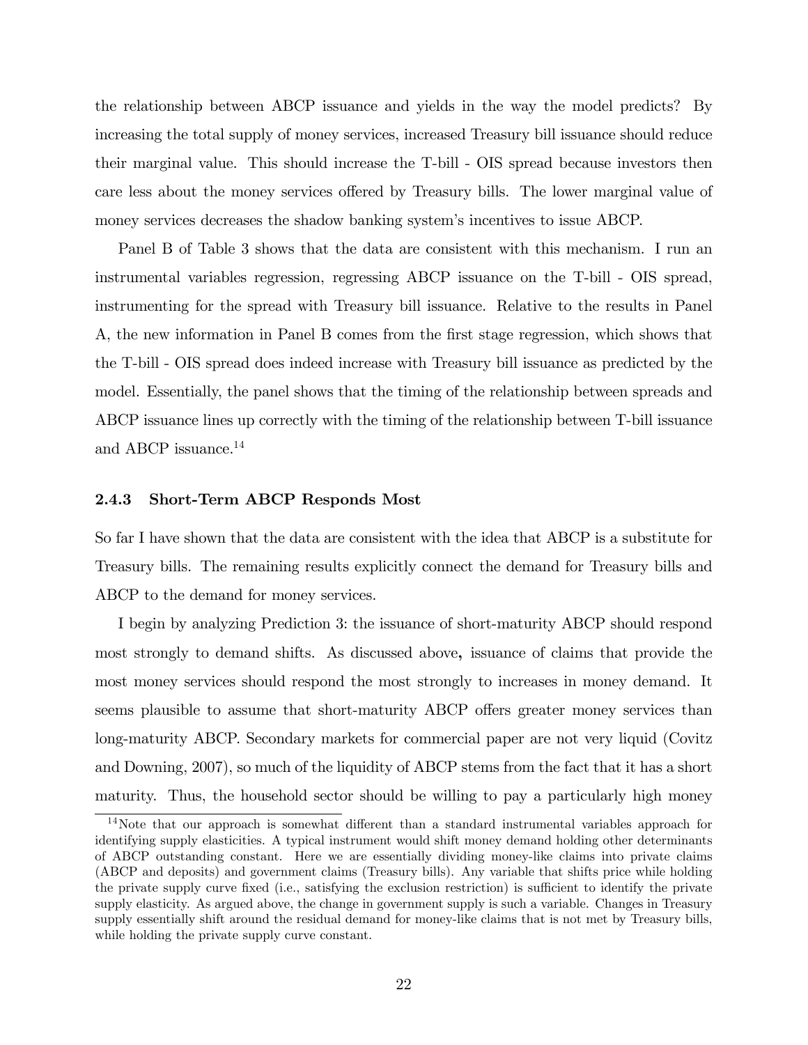the relationship between ABCP issuance and yields in the way the model predicts? By increasing the total supply of money services, increased Treasury bill issuance should reduce their marginal value. This should increase the T-bill - OIS spread because investors then care less about the money services offered by Treasury bills. The lower marginal value of money services decreases the shadow banking system's incentives to issue ABCP.

Panel B of Table 3 shows that the data are consistent with this mechanism. I run an instrumental variables regression, regressing ABCP issuance on the T-bill - OIS spread, instrumenting for the spread with Treasury bill issuance. Relative to the results in Panel A, the new information in Panel B comes from the first stage regression, which shows that the T-bill - OIS spread does indeed increase with Treasury bill issuance as predicted by the model. Essentially, the panel shows that the timing of the relationship between spreads and ABCP issuance lines up correctly with the timing of the relationship between T-bill issuance and ABCP issuance.[14]

### 2.4.3 Short-Term ABCP Responds Most

So far I have shown that the data are consistent with the idea that ABCP is a substitute for Treasury bills. The remaining results explicitly connect the demand for Treasury bills and ABCP to the demand for money services.

I begin by analyzing Prediction 3: the issuance of short-maturity ABCP should respond most strongly to demand shifts. As discussed above, issuance of claims that provide the most money services should respond the most strongly to increases in money demand. It seems plausible to assume that short-maturity ABCP offers greater money services than long-maturity ABCP. Secondary markets for commercial paper are not very liquid (Covitz and Downing, 2007), so much of the liquidity of ABCP stems from the fact that it has a short maturity. Thus, the household sector should be willing to pay a particularly high money

[14] Note that our approach is somewhat different than a standard instrumental variables approach for identifying supply elasticities. A typical instrument would shift money demand holding other determinants of ABCP outstanding constant. Here we are essentially dividing money-like claims into private claims (ABCP and deposits) and government claims (Treasury bills). Any variable that shifts price while holding the private supply curve fixed (i.e., satisfying the exclusion restriction) is sufficient to identify the private supply elasticity. As argued above, the change in government supply is such a variable. Changes in Treasury supply essentially shift around the residual demand for money-like claims that is not met by Treasury bills, while holding the private supply curve constant.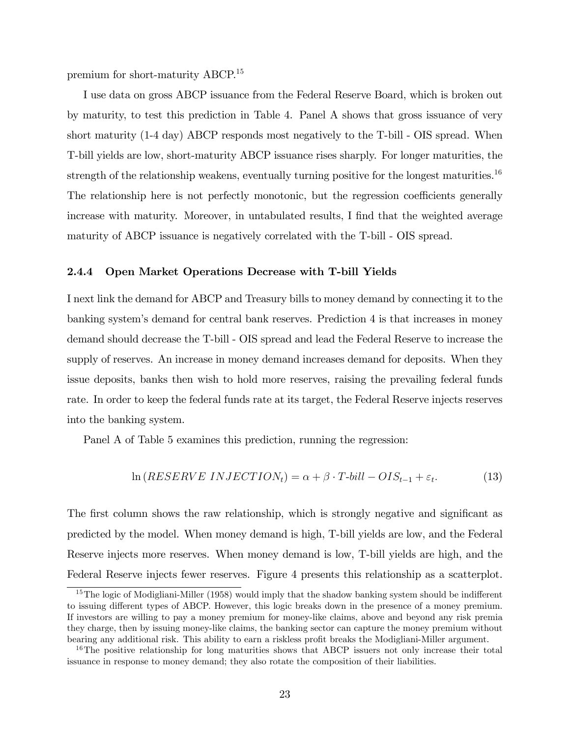premium for short-maturity ABCP.[15]

I use data on gross ABCP issuance from the Federal Reserve Board, which is broken out by maturity, to test this prediction in Table 4. Panel A shows that gross issuance of very short maturity (1-4 day) ABCP responds most negatively to the T-bill - OIS spread. When T-bill yields are low, short-maturity ABCP issuance rises sharply. For longer maturities, the strength of the relationship weakens, eventually turning positive for the longest maturities.[16] The relationship here is not perfectly monotonic, but the regression coefficients generally increase with maturity. Moreover, in untabulated results, I find that the weighted average maturity of ABCP issuance is negatively correlated with the T-bill - OIS spread.

### 2.4.4 Open Market Operations Decrease with T-bill Yields

I next link the demand for ABCP and Treasury bills to money demand by connecting it to the banking system's demand for central bank reserves. Prediction 4 is that increases in money demand should decrease the T-bill - OIS spread and lead the Federal Reserve to increase the supply of reserves. An increase in money demand increases demand for deposits. When they issue deposits, banks then wish to hold more reserves, raising the prevailing federal funds rate. In order to keep the federal funds rate at its target, the Federal Reserve injects reserves into the banking system.

Panel A of Table 5 examines this prediction, running the regression:

$$\ln\left(RESERVE\ INJECTION_t\right) = \alpha + \beta \cdot T\text{-}bill - OIS_{t-1} + \varepsilon_t. \tag{13}$$

The first column shows the raw relationship, which is strongly negative and significant as predicted by the model. When money demand is high, T-bill yields are low, and the Federal Reserve injects more reserves. When money demand is low, T-bill yields are high, and the Federal Reserve injects fewer reserves. Figure 4 presents this relationship as a scatterplot.

[15] The logic of Modigliani-Miller (1958) would imply that the shadow banking system should be indifferent to issuing different types of ABCP. However, this logic breaks down in the presence of a money premium. If investors are willing to pay a money premium for money-like claims, above and beyond any risk premia they charge, then by issuing money-like claims, the banking sector can capture the money premium without bearing any additional risk. This ability to earn a riskless profit breaks the Modigliani-Miller argument.

[16] The positive relationship for long maturities shows that ABCP issuers not only increase their total issuance in response to money demand; they also rotate the composition of their liabilities.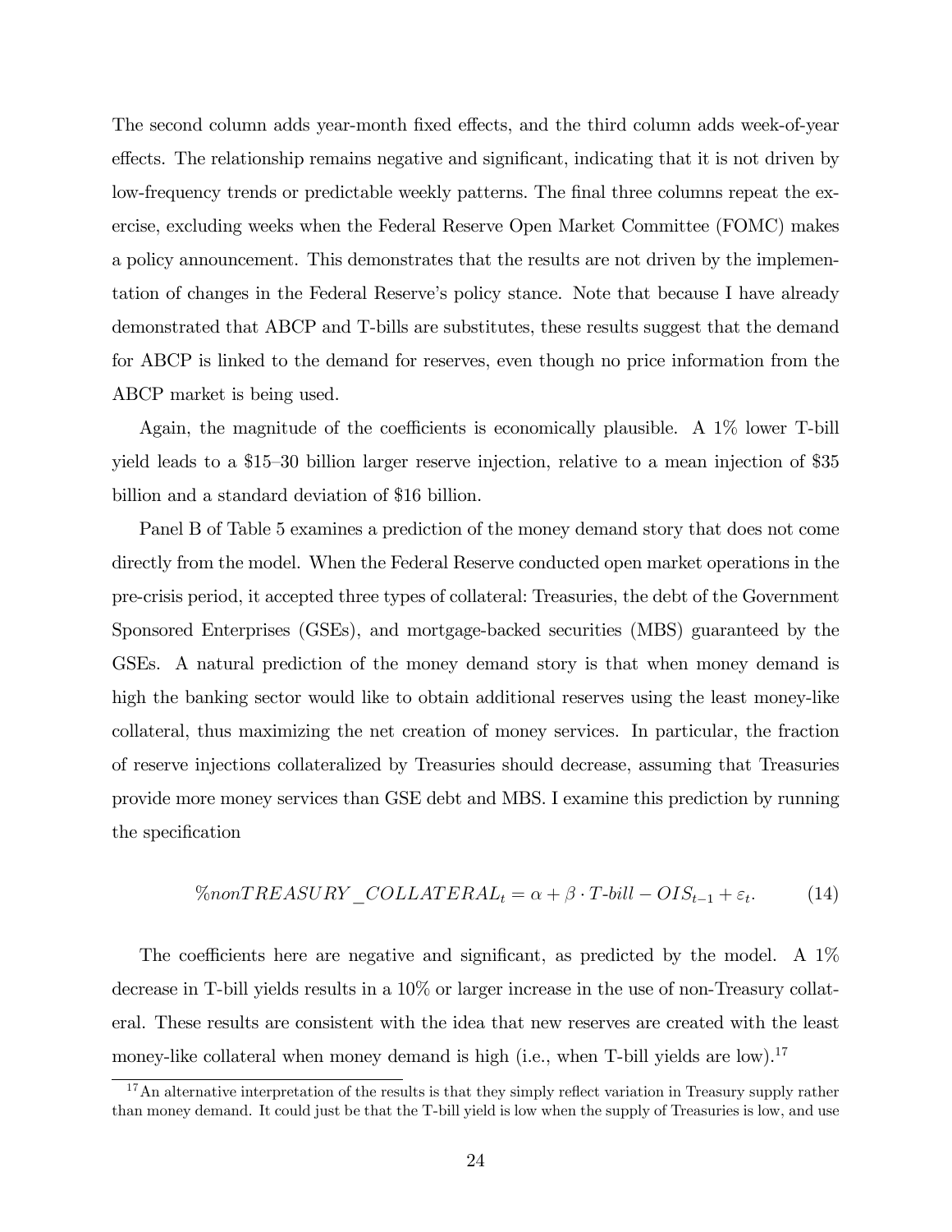The second column adds year-month fixed effects, and the third column adds week-of-year effects. The relationship remains negative and significant, indicating that it is not driven by low-frequency trends or predictable weekly patterns. The final three columns repeat the exercise, excluding weeks when the Federal Reserve Open Market Committee (FOMC) makes a policy announcement. This demonstrates that the results are not driven by the implementation of changes in the Federal Reserve's policy stance. Note that because I have already demonstrated that ABCP and T-bills are substitutes, these results suggest that the demand for ABCP is linked to the demand for reserves, even though no price information from the ABCP market is being used.

Again, the magnitude of the coefficients is economically plausible. A 1% lower T-bill yield leads to a \$15–30 billion larger reserve injection, relative to a mean injection of \$35 billion and a standard deviation of \$16 billion.

Panel B of Table 5 examines a prediction of the money demand story that does not come directly from the model. When the Federal Reserve conducted open market operations in the pre-crisis period, it accepted three types of collateral: Treasuries, the debt of the Government Sponsored Enterprises (GSEs), and mortgage-backed securities (MBS) guaranteed by the GSEs. A natural prediction of the money demand story is that when money demand is high the banking sector would like to obtain additional reserves using the least money-like collateral, thus maximizing the net creation of money services. In particular, the fraction of reserve injections collateralized by Treasuries should decrease, assuming that Treasuries provide more money services than GSE debt and MBS. I examine this prediction by running the specification

$$\%nonTREASURY\_COLLATERAL_t = \alpha + \beta \cdot T\text{-}bill - OIS_{t-1} + \varepsilon_t. \tag{14}$$

The coefficients here are negative and significant, as predicted by the model. A 1% decrease in T-bill yields results in a 10% or larger increase in the use of non-Treasury collateral. These results are consistent with the idea that new reserves are created with the least money-like collateral when money demand is high (i.e., when T-bill yields are low).[17]

[17] An alternative interpretation of the results is that they simply reflect variation in Treasury supply rather than money demand. It could just be that the T-bill yield is low when the supply of Treasuries is low, and use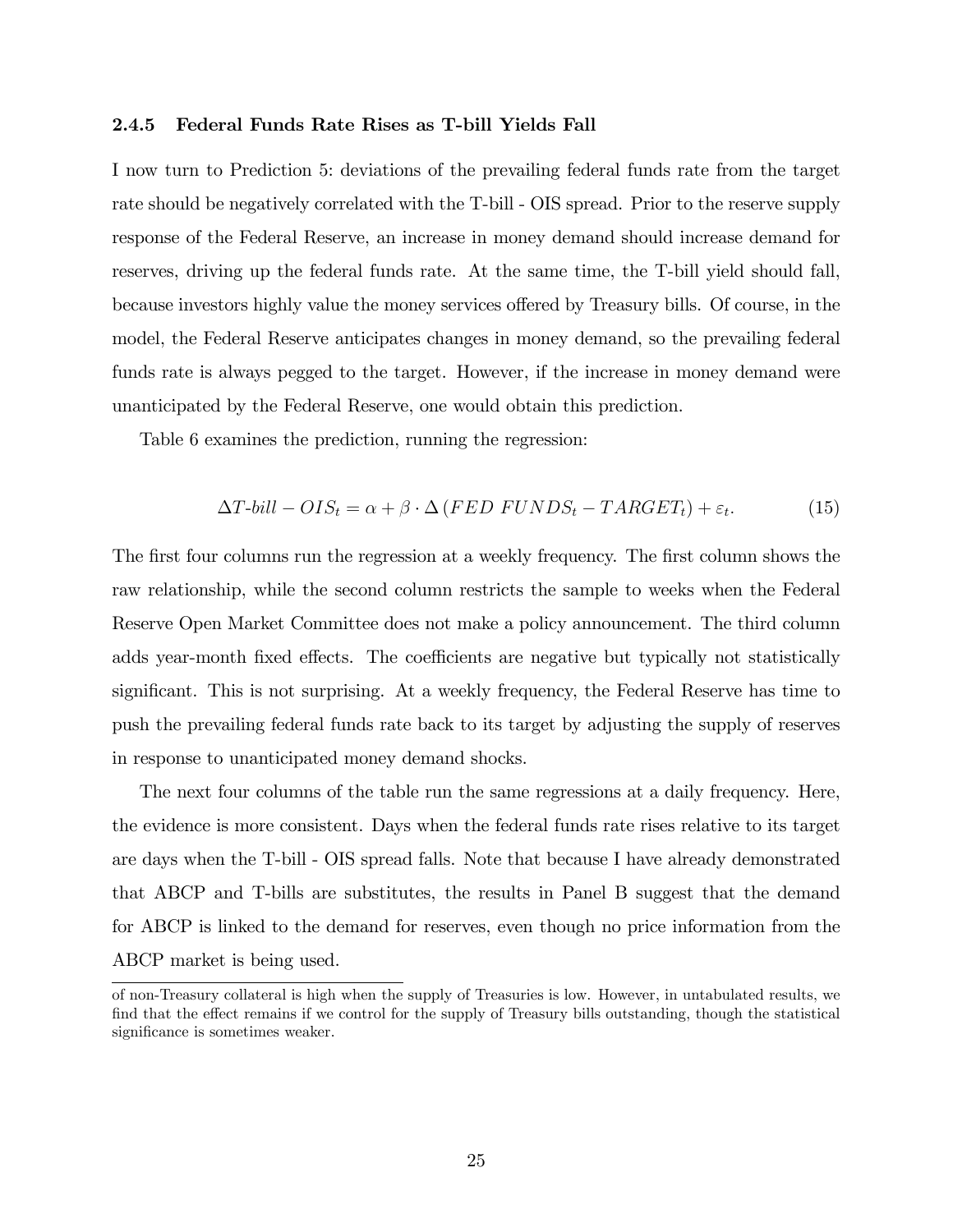### 2.4.5 Federal Funds Rate Rises as T-bill Yields Fall

I now turn to Prediction 5: deviations of the prevailing federal funds rate from the target rate should be negatively correlated with the T-bill - OIS spread. Prior to the reserve supply response of the Federal Reserve, an increase in money demand should increase demand for reserves, driving up the federal funds rate. At the same time, the T-bill yield should fall, because investors highly value the money services offered by Treasury bills. Of course, in the model, the Federal Reserve anticipates changes in money demand, so the prevailing federal funds rate is always pegged to the target. However, if the increase in money demand were unanticipated by the Federal Reserve, one would obtain this prediction.

Table 6 examines the prediction, running the regression:

$$\Delta T\text{-}bill - OIS_t = \alpha + \beta \cdot \Delta \left( FED\ FUNDS_t - TARGET_t \right) + \varepsilon_t. \tag{15}$$

The first four columns run the regression at a weekly frequency. The first column shows the raw relationship, while the second column restricts the sample to weeks when the Federal Reserve Open Market Committee does not make a policy announcement. The third column adds year-month fixed effects. The coefficients are negative but typically not statistically significant. This is not surprising. At a weekly frequency, the Federal Reserve has time to push the prevailing federal funds rate back to its target by adjusting the supply of reserves in response to unanticipated money demand shocks.

The next four columns of the table run the same regressions at a daily frequency. Here, the evidence is more consistent. Days when the federal funds rate rises relative to its target are days when the T-bill - OIS spread falls. Note that because I have already demonstrated that ABCP and T-bills are substitutes, the results in Panel B suggest that the demand for ABCP is linked to the demand for reserves, even though no price information from the ABCP market is being used.

---

of non-Treasury collateral is high when the supply of Treasuries is low. However, in untabulated results, we find that the effect remains if we control for the supply of Treasury bills outstanding, though the statistical significance is sometimes weaker.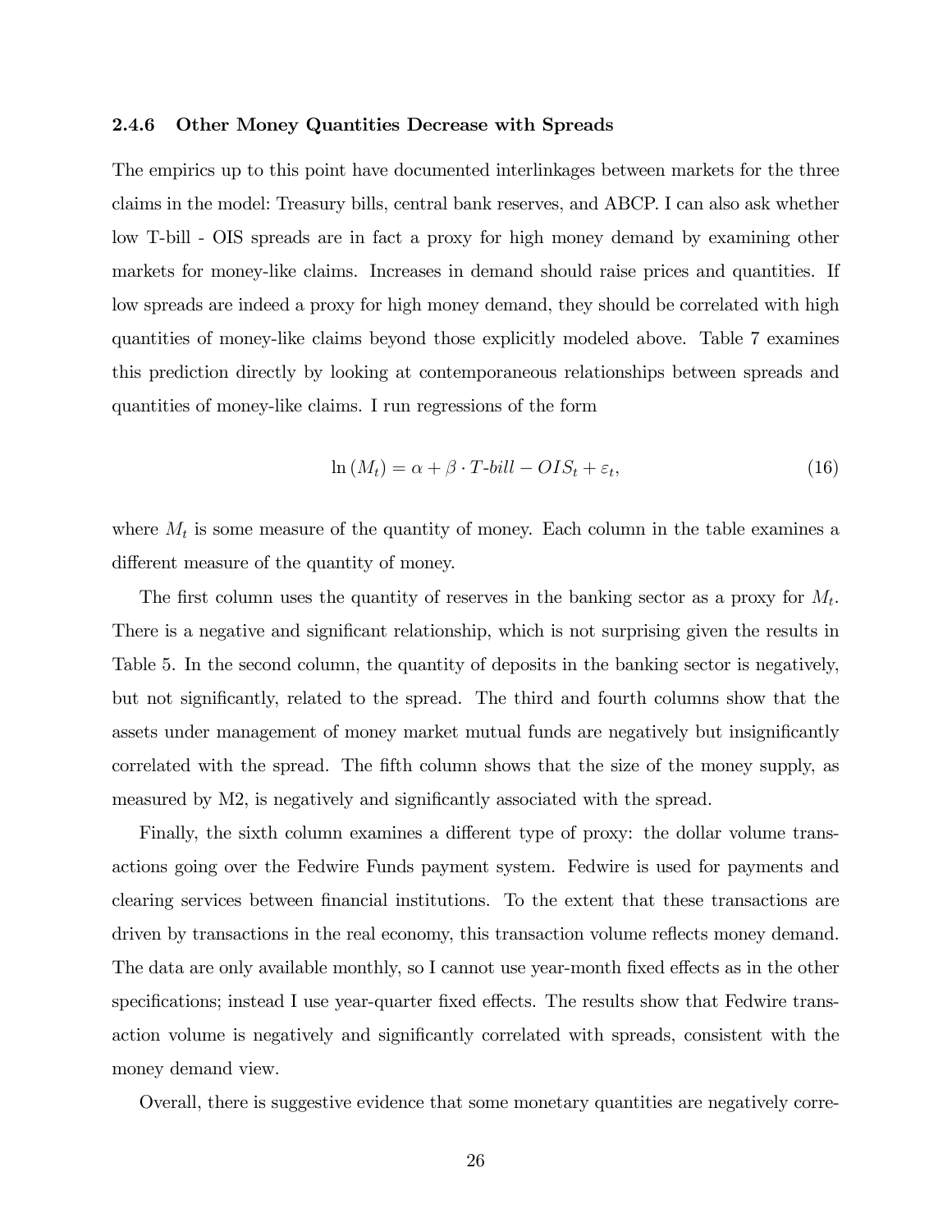### 2.4.6 Other Money Quantities Decrease with Spreads

The empirics up to this point have documented interlinkages between markets for the three claims in the model: Treasury bills, central bank reserves, and ABCP. I can also ask whether low T-bill - OIS spreads are in fact a proxy for high money demand by examining other markets for money-like claims. Increases in demand should raise prices and quantities. If low spreads are indeed a proxy for high money demand, they should be correlated with high quantities of money-like claims beyond those explicitly modeled above. Table 7 examines this prediction directly by looking at contemporaneous relationships between spreads and quantities of money-like claims. I run regressions of the form

$$\ln(M_t) = \alpha + \beta \cdot T\text{-}bill - OIS_t + \varepsilon_t, \tag{16}$$

where $M_t$ is some measure of the quantity of money. Each column in the table examines a different measure of the quantity of money.

The first column uses the quantity of reserves in the banking sector as a proxy for $M_t$. There is a negative and significant relationship, which is not surprising given the results in Table 5. In the second column, the quantity of deposits in the banking sector is negatively, but not significantly, related to the spread. The third and fourth columns show that the assets under management of money market mutual funds are negatively but insignificantly correlated with the spread. The fifth column shows that the size of the money supply, as measured by M2, is negatively and significantly associated with the spread.

Finally, the sixth column examines a different type of proxy: the dollar volume transactions going over the Fedwire Funds payment system. Fedwire is used for payments and clearing services between financial institutions. To the extent that these transactions are driven by transactions in the real economy, this transaction volume reflects money demand. The data are only available monthly, so I cannot use year-month fixed effects as in the other specifications; instead I use year-quarter fixed effects. The results show that Fedwire transaction volume is negatively and significantly correlated with spreads, consistent with the money demand view.

Overall, there is suggestive evidence that some monetary quantities are negatively corre-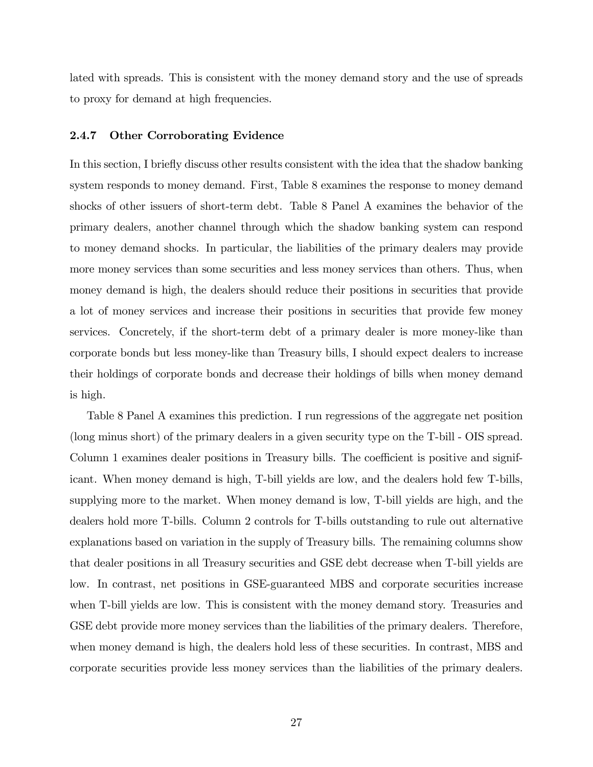lated with spreads. This is consistent with the money demand story and the use of spreads to proxy for demand at high frequencies.

### 2.4.7 Other Corroborating Evidence

In this section, I briefly discuss other results consistent with the idea that the shadow banking system responds to money demand. First, Table 8 examines the response to money demand shocks of other issuers of short-term debt. Table 8 Panel A examines the behavior of the primary dealers, another channel through which the shadow banking system can respond to money demand shocks. In particular, the liabilities of the primary dealers may provide more money services than some securities and less money services than others. Thus, when money demand is high, the dealers should reduce their positions in securities that provide a lot of money services and increase their positions in securities that provide few money services. Concretely, if the short-term debt of a primary dealer is more money-like than corporate bonds but less money-like than Treasury bills, I should expect dealers to increase their holdings of corporate bonds and decrease their holdings of bills when money demand is high.

Table 8 Panel A examines this prediction. I run regressions of the aggregate net position (long minus short) of the primary dealers in a given security type on the T-bill - OIS spread. Column 1 examines dealer positions in Treasury bills. The coefficient is positive and significant. When money demand is high, T-bill yields are low, and the dealers hold few T-bills, supplying more to the market. When money demand is low, T-bill yields are high, and the dealers hold more T-bills. Column 2 controls for T-bills outstanding to rule out alternative explanations based on variation in the supply of Treasury bills. The remaining columns show that dealer positions in all Treasury securities and GSE debt decrease when T-bill yields are low. In contrast, net positions in GSE-guaranteed MBS and corporate securities increase when T-bill yields are low. This is consistent with the money demand story. Treasuries and GSE debt provide more money services than the liabilities of the primary dealers. Therefore, when money demand is high, the dealers hold less of these securities. In contrast, MBS and corporate securities provide less money services than the liabilities of the primary dealers.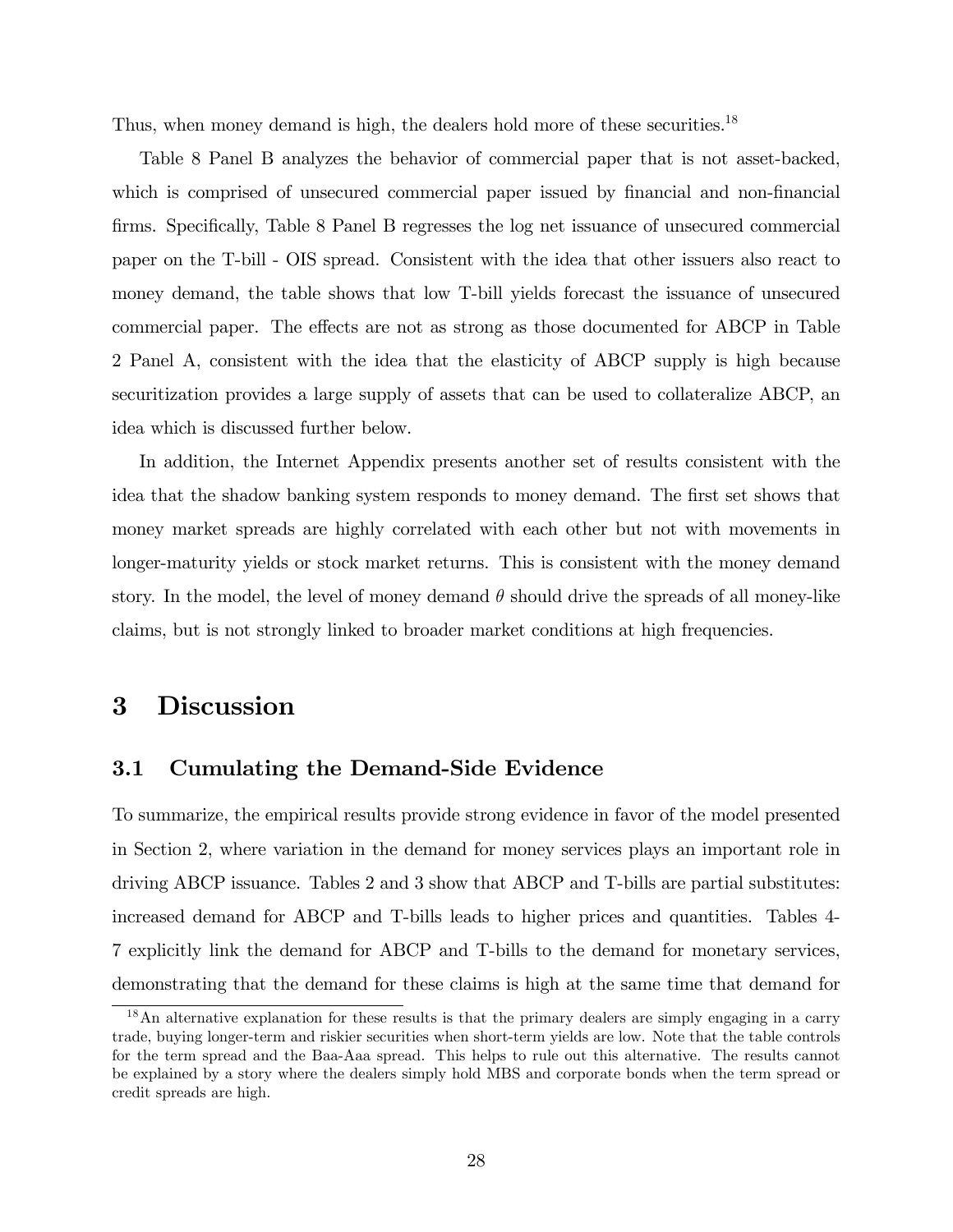Thus, when money demand is high, the dealers hold more of these securities.[18]

Table 8 Panel B analyzes the behavior of commercial paper that is not asset-backed, which is comprised of unsecured commercial paper issued by financial and non-financial firms. Specifically, Table 8 Panel B regresses the log net issuance of unsecured commercial paper on the T-bill - OIS spread. Consistent with the idea that other issuers also react to money demand, the table shows that low T-bill yields forecast the issuance of unsecured commercial paper. The effects are not as strong as those documented for ABCP in Table 2 Panel A, consistent with the idea that the elasticity of ABCP supply is high because securitization provides a large supply of assets that can be used to collateralize ABCP, an idea which is discussed further below.

In addition, the Internet Appendix presents another set of results consistent with the idea that the shadow banking system responds to money demand. The first set shows that money market spreads are highly correlated with each other but not with movements in longer-maturity yields or stock market returns. This is consistent with the money demand story. In the model, the level of money demand $\theta$ should drive the spreads of all money-like claims, but is not strongly linked to broader market conditions at high frequencies.

# 3 Discussion

## 3.1 Cumulating the Demand-Side Evidence

To summarize, the empirical results provide strong evidence in favor of the model presented in Section 2, where variation in the demand for money services plays an important role in driving ABCP issuance. Tables 2 and 3 show that ABCP and T-bills are partial substitutes: increased demand for ABCP and T-bills leads to higher prices and quantities. Tables 4-7 explicitly link the demand for ABCP and T-bills to the demand for monetary services, demonstrating that the demand for these claims is high at the same time that demand for

[18] An alternative explanation for these results is that the primary dealers are simply engaging in a carry trade, buying longer-term and riskier securities when short-term yields are low. Note that the table controls for the term spread and the Baa-Aaa spread. This helps to rule out this alternative. The results cannot be explained by a story where the dealers simply hold MBS and corporate bonds when the term spread or credit spreads are high.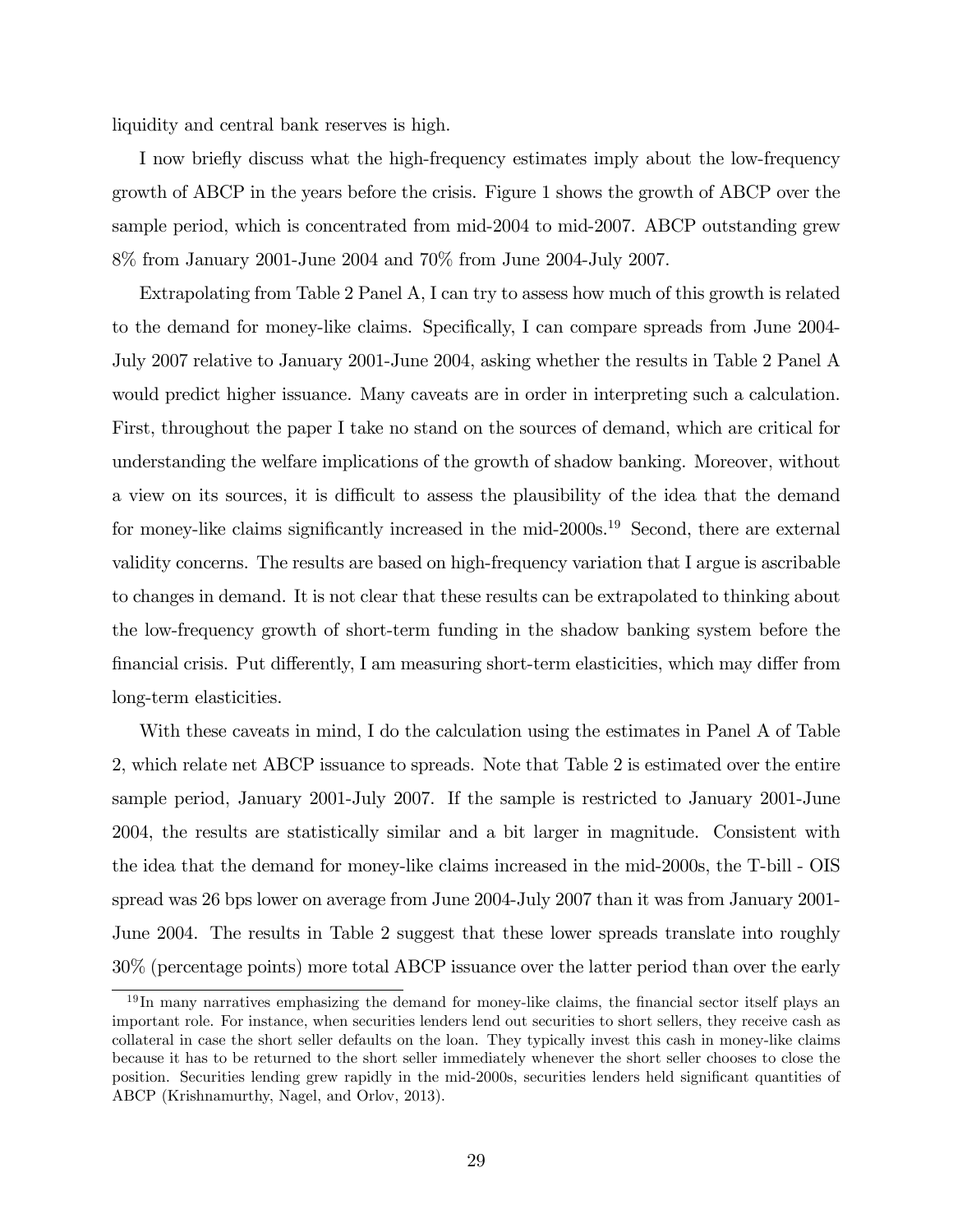liquidity and central bank reserves is high.

I now briefly discuss what the high-frequency estimates imply about the low-frequency growth of ABCP in the years before the crisis. Figure 1 shows the growth of ABCP over the sample period, which is concentrated from mid-2004 to mid-2007. ABCP outstanding grew 8% from January 2001-June 2004 and 70% from June 2004-July 2007.

Extrapolating from Table 2 Panel A, I can try to assess how much of this growth is related to the demand for money-like claims. Specifically, I can compare spreads from June 2004-July 2007 relative to January 2001-June 2004, asking whether the results in Table 2 Panel A would predict higher issuance. Many caveats are in order in interpreting such a calculation. First, throughout the paper I take no stand on the sources of demand, which are critical for understanding the welfare implications of the growth of shadow banking. Moreover, without a view on its sources, it is difficult to assess the plausibility of the idea that the demand for money-like claims significantly increased in the mid-2000s.[19] Second, there are external validity concerns. The results are based on high-frequency variation that I argue is ascribable to changes in demand. It is not clear that these results can be extrapolated to thinking about the low-frequency growth of short-term funding in the shadow banking system before the financial crisis. Put differently, I am measuring short-term elasticities, which may differ from long-term elasticities.

With these caveats in mind, I do the calculation using the estimates in Panel A of Table 2, which relate net ABCP issuance to spreads. Note that Table 2 is estimated over the entire sample period, January 2001-July 2007. If the sample is restricted to January 2001-June 2004, the results are statistically similar and a bit larger in magnitude. Consistent with the idea that the demand for money-like claims increased in the mid-2000s, the T-bill - OIS spread was 26 bps lower on average from June 2004-July 2007 than it was from January 2001-June 2004. The results in Table 2 suggest that these lower spreads translate into roughly 30% (percentage points) more total ABCP issuance over the latter period than over the early

[19] In many narratives emphasizing the demand for money-like claims, the financial sector itself plays an important role. For instance, when securities lenders lend out securities to short sellers, they receive cash as collateral in case the short seller defaults on the loan. They typically invest this cash in money-like claims because it has to be returned to the short seller immediately whenever the short seller chooses to close the position. Securities lending grew rapidly in the mid-2000s, securities lenders held significant quantities of ABCP (Krishnamurthy, Nagel, and Orlov, 2013).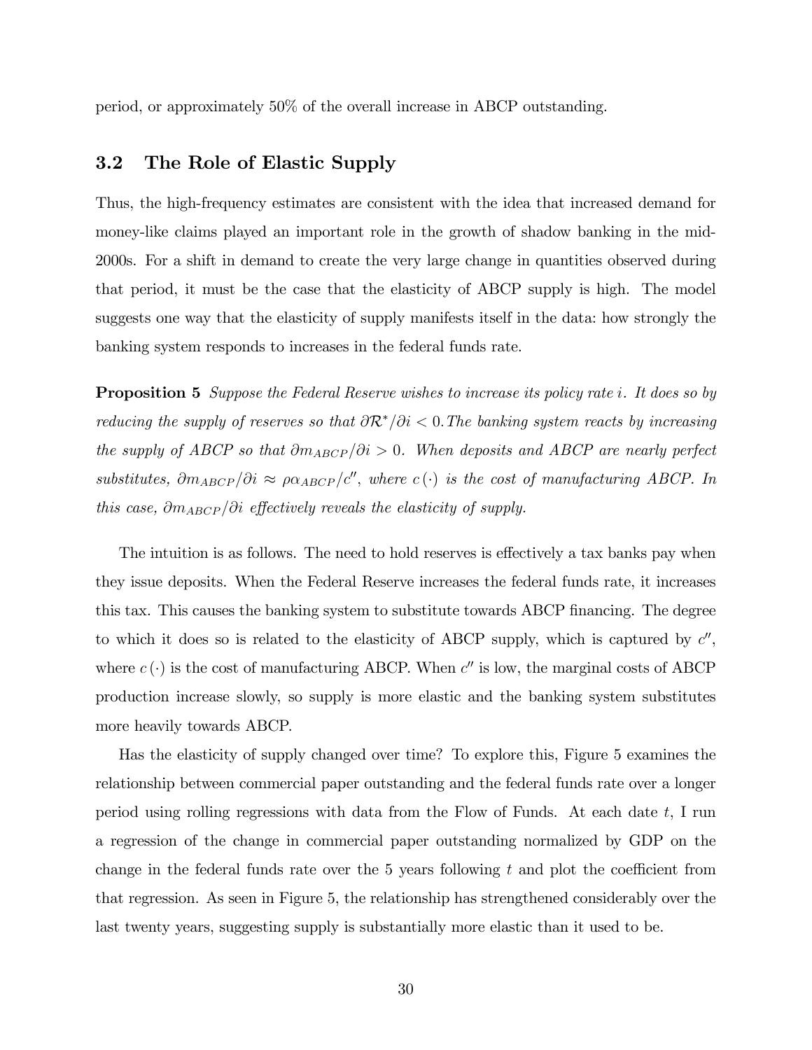period, or approximately 50% of the overall increase in ABCP outstanding.

## 3.2 The Role of Elastic Supply

Thus, the high-frequency estimates are consistent with the idea that increased demand for money-like claims played an important role in the growth of shadow banking in the mid-2000s. For a shift in demand to create the very large change in quantities observed during that period, it must be the case that the elasticity of ABCP supply is high. The model suggests one way that the elasticity of supply manifests itself in the data: how strongly the banking system responds to increases in the federal funds rate.

**Proposition 5** *Suppose the Federal Reserve wishes to increase its policy rate $i$. It does so by reducing the supply of reserves so that $\partial \mathcal{R}^*/\partial i < 0$. The banking system reacts by increasing the supply of ABCP so that $\partial m_{ABCP}/\partial i > 0$. When deposits and ABCP are nearly perfect substitutes, $\partial m_{ABCP}/\partial i \approx \rho \alpha_{ABCP}/c''$, where $c(\cdot)$ is the cost of manufacturing ABCP. In this case, $\partial m_{ABCP}/\partial i$ effectively reveals the elasticity of supply.*

The intuition is as follows. The need to hold reserves is effectively a tax banks pay when they issue deposits. When the Federal Reserve increases the federal funds rate, it increases this tax. This causes the banking system to substitute towards ABCP financing. The degree to which it does so is related to the elasticity of ABCP supply, which is captured by $c''$, where $c(\cdot)$ is the cost of manufacturing ABCP. When $c''$ is low, the marginal costs of ABCP production increase slowly, so supply is more elastic and the banking system substitutes more heavily towards ABCP.

Has the elasticity of supply changed over time? To explore this, Figure 5 examines the relationship between commercial paper outstanding and the federal funds rate over a longer period using rolling regressions with data from the Flow of Funds. At each date $t$, I run a regression of the change in commercial paper outstanding normalized by GDP on the change in the federal funds rate over the 5 years following $t$ and plot the coefficient from that regression. As seen in Figure 5, the relationship has strengthened considerably over the last twenty years, suggesting supply is substantially more elastic than it used to be.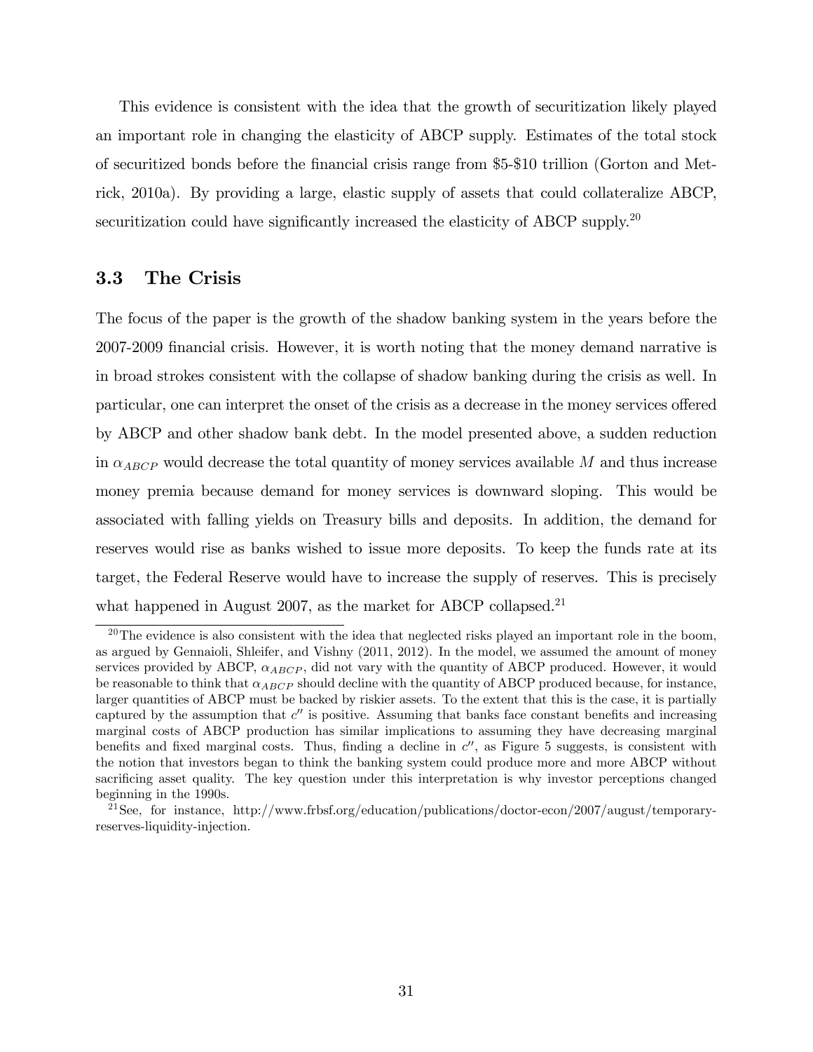This evidence is consistent with the idea that the growth of securitization likely played an important role in changing the elasticity of ABCP supply. Estimates of the total stock of securitized bonds before the financial crisis range from \$5-\$10 trillion (Gorton and Metrick, 2010a). By providing a large, elastic supply of assets that could collateralize ABCP, securitization could have significantly increased the elasticity of ABCP supply.[20]

### 3.3 The Crisis

The focus of the paper is the growth of the shadow banking system in the years before the 2007-2009 financial crisis. However, it is worth noting that the money demand narrative is in broad strokes consistent with the collapse of shadow banking during the crisis as well. In particular, one can interpret the onset of the crisis as a decrease in the money services offered by ABCP and other shadow bank debt. In the model presented above, a sudden reduction in $\alpha_{ABCP}$ would decrease the total quantity of money services available $M$ and thus increase money premia because demand for money services is downward sloping. This would be associated with falling yields on Treasury bills and deposits. In addition, the demand for reserves would rise as banks wished to issue more deposits. To keep the funds rate at its target, the Federal Reserve would have to increase the supply of reserves. This is precisely what happened in August 2007, as the market for ABCP collapsed.[21]

---

[20] The evidence is also consistent with the idea that neglected risks played an important role in the boom, as argued by Gennaioli, Shleifer, and Vishny (2011, 2012). In the model, we assumed the amount of money services provided by ABCP, $\alpha_{ABCP}$, did not vary with the quantity of ABCP produced. However, it would be reasonable to think that $\alpha_{ABCP}$ should decline with the quantity of ABCP produced because, for instance, larger quantities of ABCP must be backed by riskier assets. To the extent that this is the case, it is partially captured by the assumption that $c''$ is positive. Assuming that banks face constant benefits and increasing marginal costs of ABCP production has similar implications to assuming they have decreasing marginal benefits and fixed marginal costs. Thus, finding a decline in $c''$, as Figure 5 suggests, is consistent with the notion that investors began to think the banking system could produce more and more ABCP without sacrificing asset quality. The key question under this interpretation is why investor perceptions changed beginning in the 1990s.

[21] See, for instance, http://www.frbsf.org/education/publications/doctor-econ/2007/august/temporary-reserves-liquidity-injection.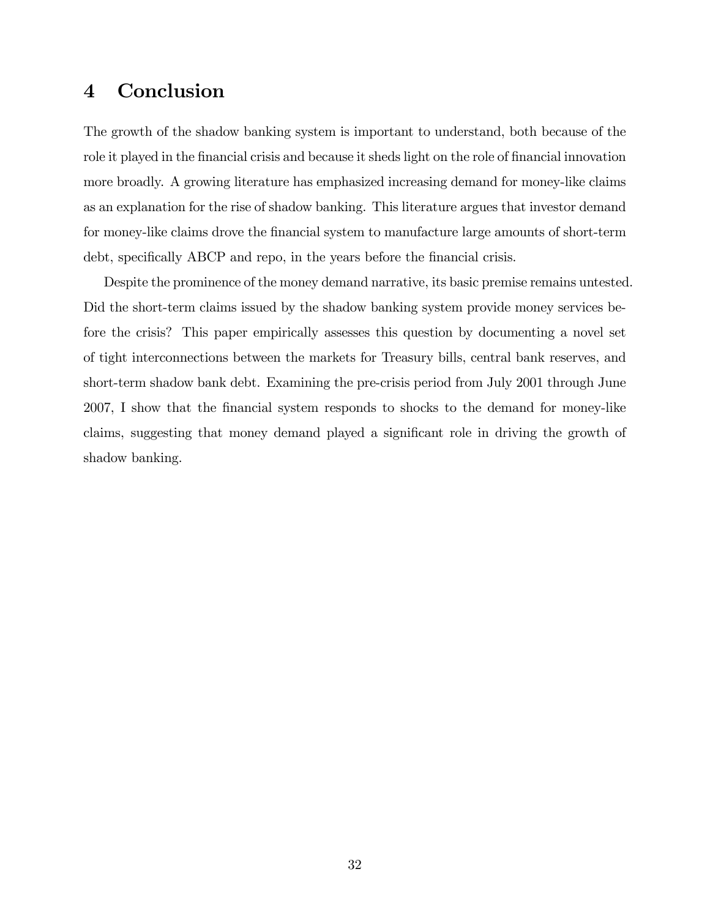# 4 Conclusion

The growth of the shadow banking system is important to understand, both because of the role it played in the financial crisis and because it sheds light on the role of financial innovation more broadly. A growing literature has emphasized increasing demand for money-like claims as an explanation for the rise of shadow banking. This literature argues that investor demand for money-like claims drove the financial system to manufacture large amounts of short-term debt, specifically ABCP and repo, in the years before the financial crisis.

Despite the prominence of the money demand narrative, its basic premise remains untested. Did the short-term claims issued by the shadow banking system provide money services before the crisis? This paper empirically assesses this question by documenting a novel set of tight interconnections between the markets for Treasury bills, central bank reserves, and short-term shadow bank debt. Examining the pre-crisis period from July 2001 through June 2007, I show that the financial system responds to shocks to the demand for money-like claims, suggesting that money demand played a significant role in driving the growth of shadow banking.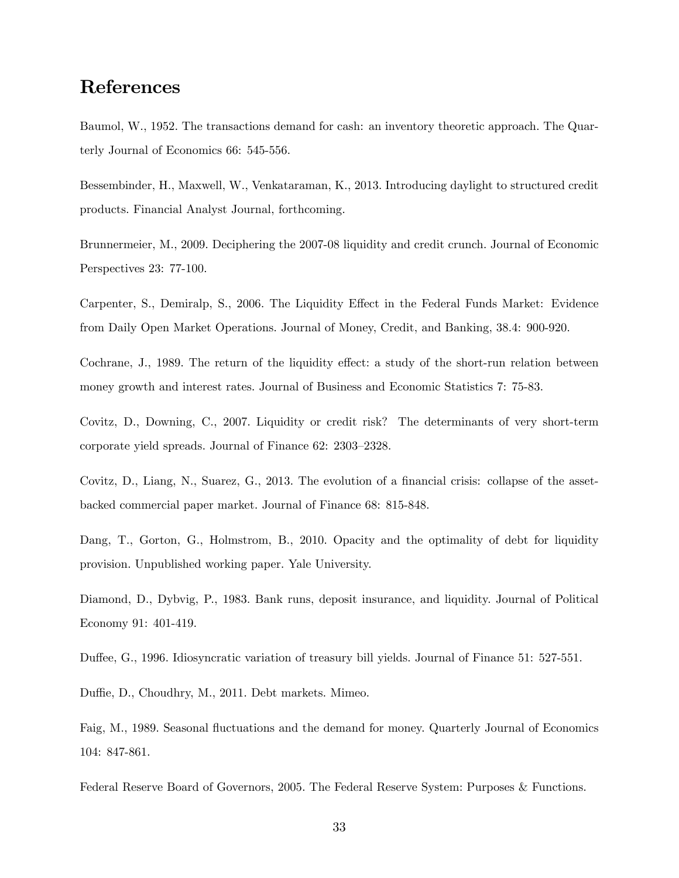# References

Baumol, W., 1952. The transactions demand for cash: an inventory theoretic approach. The Quarterly Journal of Economics 66: 545-556.

Bessembinder, H., Maxwell, W., Venkataraman, K., 2013. Introducing daylight to structured credit products. Financial Analyst Journal, forthcoming.

Brunnermeier, M., 2009. Deciphering the 2007-08 liquidity and credit crunch. Journal of Economic Perspectives 23: 77-100.

Carpenter, S., Demiralp, S., 2006. The Liquidity Effect in the Federal Funds Market: Evidence from Daily Open Market Operations. Journal of Money, Credit, and Banking, 38.4: 900-920.

Cochrane, J., 1989. The return of the liquidity effect: a study of the short-run relation between money growth and interest rates. Journal of Business and Economic Statistics 7: 75-83.

Covitz, D., Downing, C., 2007. Liquidity or credit risk? The determinants of very short-term corporate yield spreads. Journal of Finance 62: 2303–2328.

Covitz, D., Liang, N., Suarez, G., 2013. The evolution of a financial crisis: collapse of the asset-backed commercial paper market. Journal of Finance 68: 815-848.

Dang, T., Gorton, G., Holmstrom, B., 2010. Opacity and the optimality of debt for liquidity provision. Unpublished working paper. Yale University.

Diamond, D., Dybvig, P., 1983. Bank runs, deposit insurance, and liquidity. Journal of Political Economy 91: 401-419.

Duffee, G., 1996. Idiosyncratic variation of treasury bill yields. Journal of Finance 51: 527-551.

Duffie, D., Choudhry, M., 2011. Debt markets. Mimeo.

Faig, M., 1989. Seasonal fluctuations and the demand for money. Quarterly Journal of Economics 104: 847-861.

Federal Reserve Board of Governors, 2005. The Federal Reserve System: Purposes & Functions.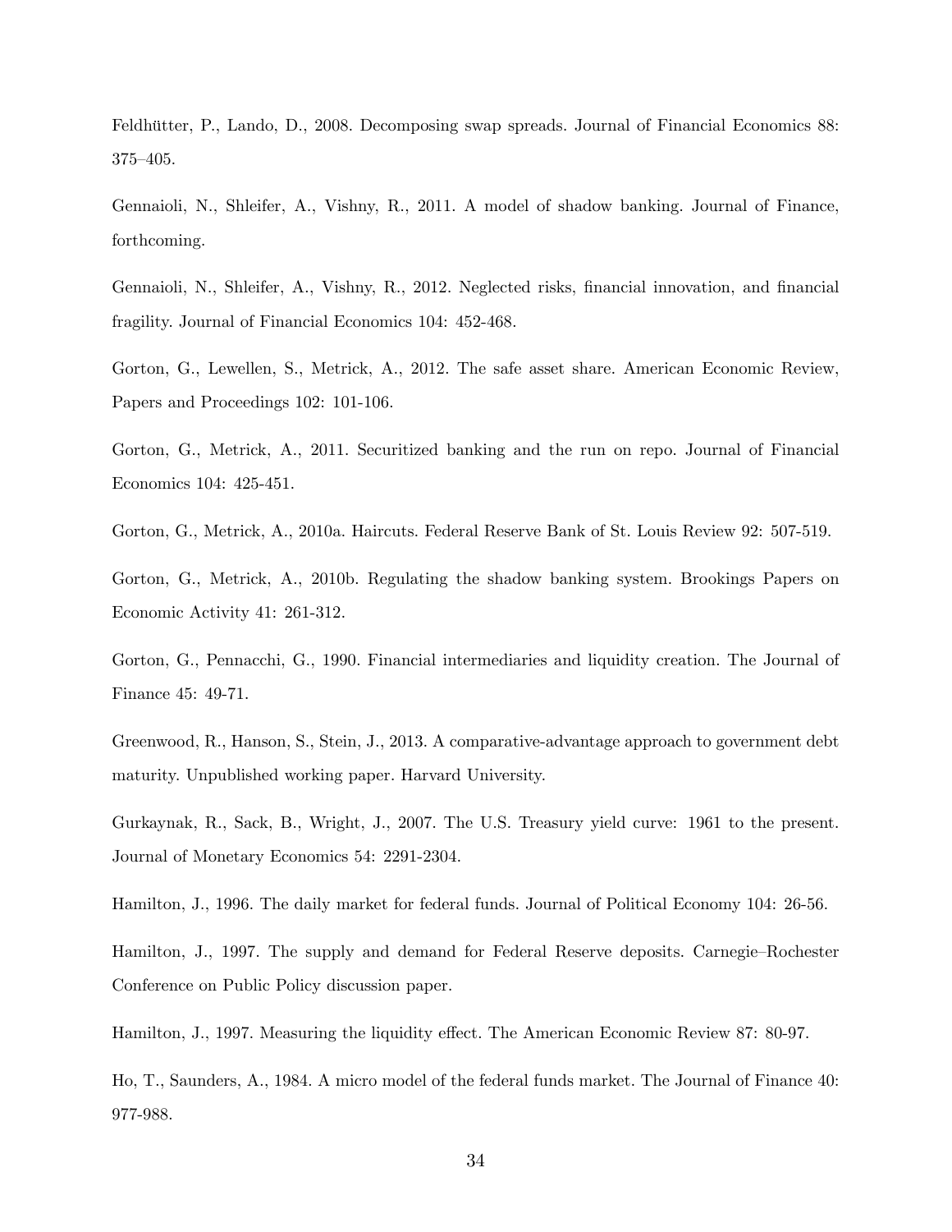Feldhütter, P., Lando, D., 2008. Decomposing swap spreads. Journal of Financial Economics 88: 375–405.

Gennaioli, N., Shleifer, A., Vishny, R., 2011. A model of shadow banking. Journal of Finance, forthcoming.

Gennaioli, N., Shleifer, A., Vishny, R., 2012. Neglected risks, financial innovation, and financial fragility. Journal of Financial Economics 104: 452-468.

Gorton, G., Lewellen, S., Metrick, A., 2012. The safe asset share. American Economic Review, Papers and Proceedings 102: 101-106.

Gorton, G., Metrick, A., 2011. Securitized banking and the run on repo. Journal of Financial Economics 104: 425-451.

Gorton, G., Metrick, A., 2010a. Haircuts. Federal Reserve Bank of St. Louis Review 92: 507-519.

Gorton, G., Metrick, A., 2010b. Regulating the shadow banking system. Brookings Papers on Economic Activity 41: 261-312.

Gorton, G., Pennacchi, G., 1990. Financial intermediaries and liquidity creation. The Journal of Finance 45: 49-71.

Greenwood, R., Hanson, S., Stein, J., 2013. A comparative-advantage approach to government debt maturity. Unpublished working paper. Harvard University.

Gurkaynak, R., Sack, B., Wright, J., 2007. The U.S. Treasury yield curve: 1961 to the present. Journal of Monetary Economics 54: 2291-2304.

Hamilton, J., 1996. The daily market for federal funds. Journal of Political Economy 104: 26-56.

Hamilton, J., 1997. The supply and demand for Federal Reserve deposits. Carnegie–Rochester Conference on Public Policy discussion paper.

Hamilton, J., 1997. Measuring the liquidity effect. The American Economic Review 87: 80-97.

Ho, T., Saunders, A., 1984. A micro model of the federal funds market. The Journal of Finance 40: 977-988.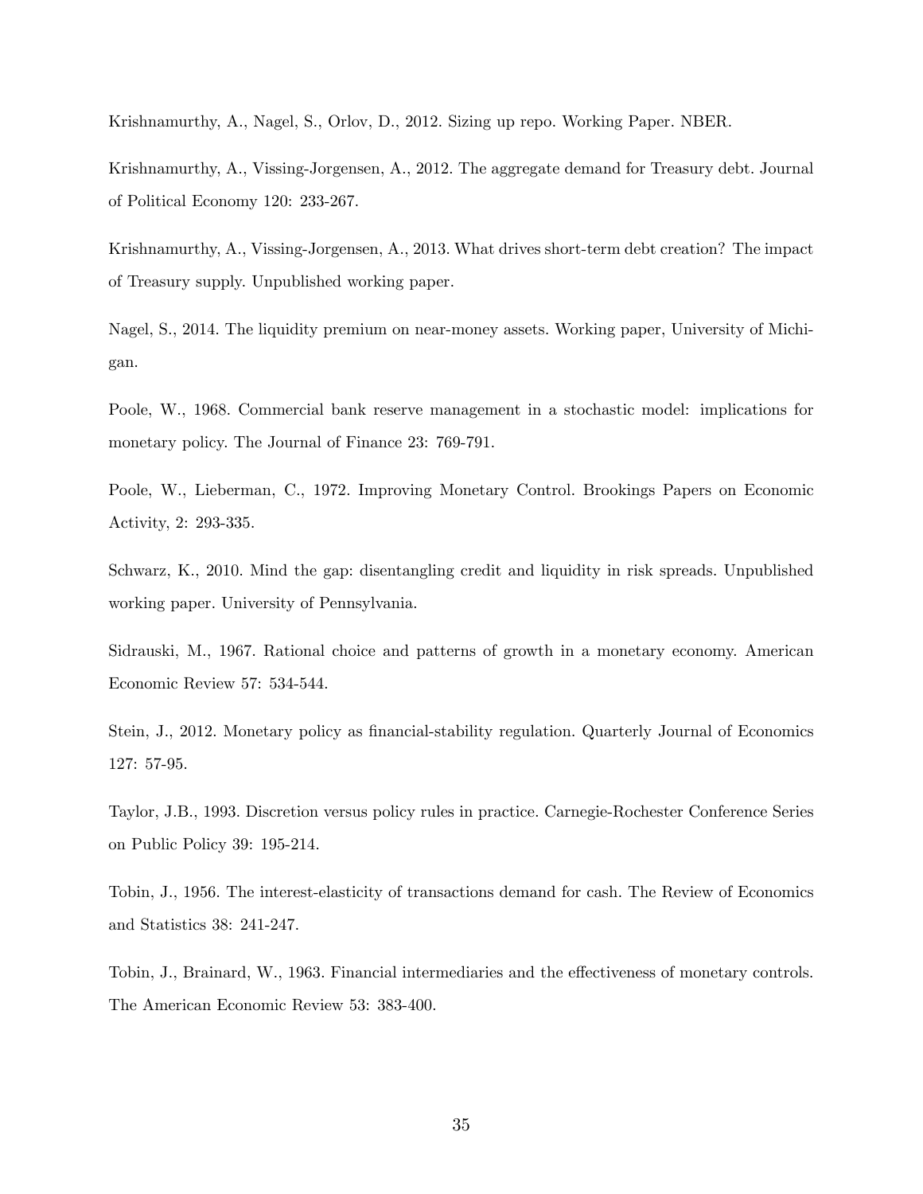Krishnamurthy, A., Nagel, S., Orlov, D., 2012. Sizing up repo. Working Paper. NBER.

Krishnamurthy, A., Vissing-Jorgensen, A., 2012. The aggregate demand for Treasury debt. Journal of Political Economy 120: 233-267.

Krishnamurthy, A., Vissing-Jorgensen, A., 2013. What drives short-term debt creation? The impact of Treasury supply. Unpublished working paper.

Nagel, S., 2014. The liquidity premium on near-money assets. Working paper, University of Michigan.

Poole, W., 1968. Commercial bank reserve management in a stochastic model: implications for monetary policy. The Journal of Finance 23: 769-791.

Poole, W., Lieberman, C., 1972. Improving Monetary Control. Brookings Papers on Economic Activity, 2: 293-335.

Schwarz, K., 2010. Mind the gap: disentangling credit and liquidity in risk spreads. Unpublished working paper. University of Pennsylvania.

Sidrauski, M., 1967. Rational choice and patterns of growth in a monetary economy. American Economic Review 57: 534-544.

Stein, J., 2012. Monetary policy as financial-stability regulation. Quarterly Journal of Economics 127: 57-95.

Taylor, J.B., 1993. Discretion versus policy rules in practice. Carnegie-Rochester Conference Series on Public Policy 39: 195-214.

Tobin, J., 1956. The interest-elasticity of transactions demand for cash. The Review of Economics and Statistics 38: 241-247.

Tobin, J., Brainard, W., 1963. Financial intermediaries and the effectiveness of monetary controls. The American Economic Review 53: 383-400.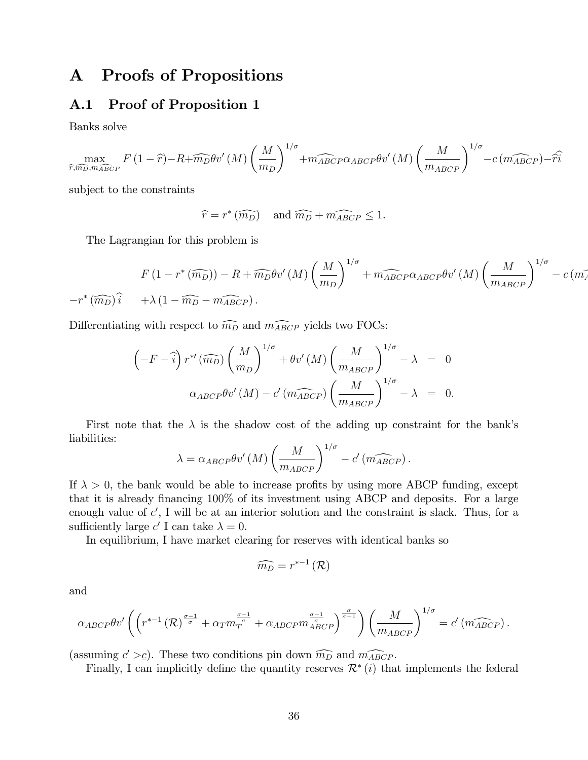# A Proofs of Propositions

## A.1 Proof of Proposition 1

Banks solve

$$\max_{\widehat{r},\widehat{m_D},\widehat{m_{ABCP}}} F\left(1-\widehat{r}\right)-R+\widehat{m_D}\theta v'\left(M\right)\left(\frac{M}{m_D}\right)^{1/\sigma}+\widehat{m_{ABCP}}\alpha_{ABCP}\theta v'\left(M\right)\left(\frac{M}{m_{ABCP}}\right)^{1/\sigma}-c\left(\widehat{m_{ABCP}}\right)-\widehat{r}\widehat{i}$$

subject to the constraints

$$\widehat{r}=r^*\left(\widehat{m_D}\right) \quad \text{and } \widehat{m_D}+\widehat{m_{ABCP}}\leq 1.$$

The Lagrangian for this problem is

$$F\left(1-r^*\left(\widehat{m_D}\right)\right)-R+\widehat{m_D}\theta v'\left(M\right)\left(\frac{M}{m_D}\right)^{1/\sigma}+\widehat{m_{ABCP}}\alpha_{ABCP}\theta v'\left(M\right)\left(\frac{M}{m_{ABCP}}\right)^{1/\sigma}-c\left(\widehat{m_{ABCP}}\right)$$
$$-r^*\left(\widehat{m_D}\right)\widehat{i} \quad +\lambda\left(1-\widehat{m_D}-\widehat{m_{ABCP}}\right).$$

Differentiating with respect to $\widehat{m_D}$ and $\widehat{m_{ABCP}}$ yields two FOCs:

$$\begin{aligned}\left(-F-\widehat{i}\right)r^{*\prime}\left(\widehat{m_D}\right)\left(\frac{M}{m_D}\right)^{1/\sigma}+\theta v'\left(M\right)\left(\frac{M}{m_{ABCP}}\right)^{1/\sigma}-\lambda &= 0\\ \alpha_{ABCP}\theta v'\left(M\right)-c'\left(\widehat{m_{ABCP}}\right)\left(\frac{M}{m_{ABCP}}\right)^{1/\sigma}-\lambda &= 0.\end{aligned}$$

First note that the $\lambda$ is the shadow cost of the adding up constraint for the bank's liabilities:

$$\lambda=\alpha_{ABCP}\theta v'\left(M\right)\left(\frac{M}{m_{ABCP}}\right)^{1/\sigma}-c'\left(\widehat{m_{ABCP}}\right).$$

If $\lambda>0$, the bank would be able to increase profits by using more ABCP funding, except that it is already financing 100% of its investment using ABCP and deposits. For a large enough value of $c'$, I will be at an interior solution and the constraint is slack. Thus, for a sufficiently large $c'$ I can take $\lambda=0$.

In equilibrium, I have market clearing for reserves with identical banks so

$$\widehat{m_D}=r^{*-1}\left(\mathcal{R}\right)$$

and

$$\alpha_{ABCP}\theta v'\left(\left(r^{*-1}\left(\mathcal{R}\right)^{\frac{\sigma-1}{\sigma}}+\alpha_T m_T^{\frac{\sigma-1}{\sigma}}+\alpha_{ABCP}m_{ABCP}^{\frac{\sigma-1}{\sigma}}\right)^{\frac{\sigma}{\sigma-1}}\right)\left(\frac{M}{m_{ABCP}}\right)^{1/\sigma}=c'\left(\widehat{m_{ABCP}}\right).$$

(assuming $c'>\underline{c}$). These two conditions pin down $\widehat{m_D}$ and $\widehat{m_{ABCP}}$.

Finally, I can implicitly define the quantity reserves $\mathcal{R}^*\left(i\right)$ that implements the federal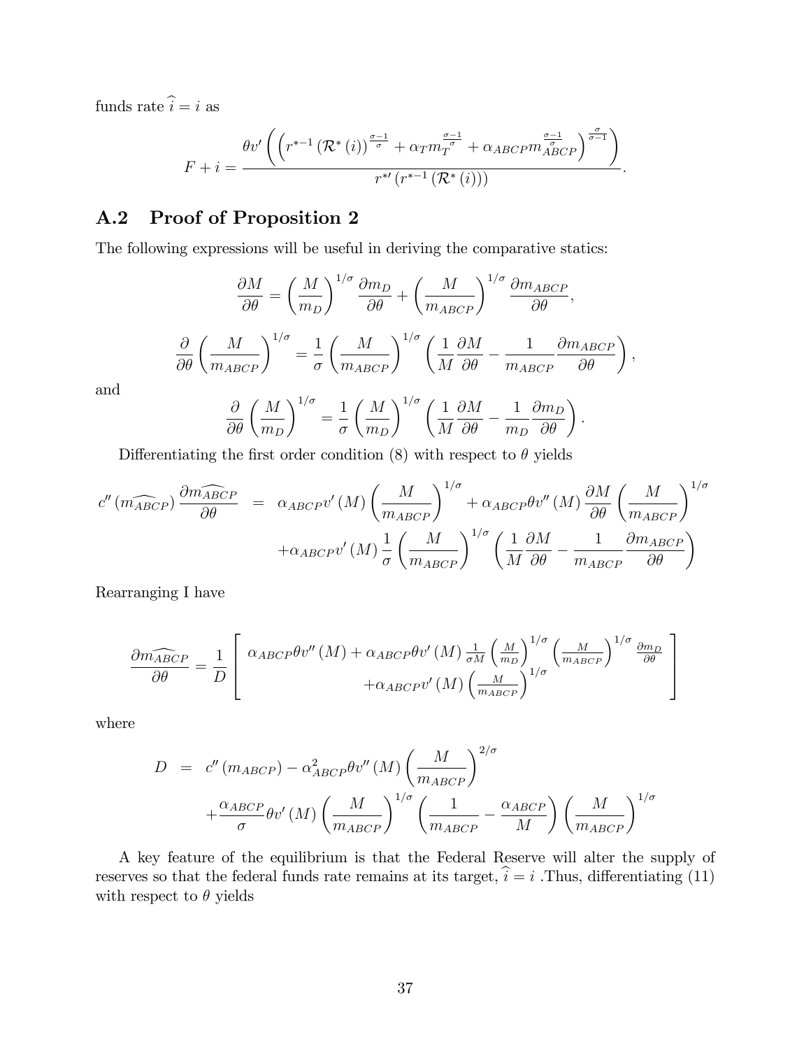funds rate $\widehat{i} = i$ as

$$F + i = \frac{\theta v'\left(\left(\left(r^{*-1}\left(\mathcal{R}^*(i)\right)\right)^{\frac{\sigma-1}{\sigma}} + \alpha_T m_T^{\frac{\sigma-1}{\sigma}} + \alpha_{ABCP} m_{ABCP}^{\frac{\sigma-1}{\sigma}}\right)^{\frac{\sigma}{\sigma-1}}\right)}{r^{*\prime}\left(r^{*-1}\left(\mathcal{R}^*(i)\right)\right)}.$$

## A.2 Proof of Proposition 2

The following expressions will be useful in deriving the comparative statics:

$$\frac{\partial M}{\partial \theta} = \left(\frac{M}{m_D}\right)^{1/\sigma} \frac{\partial m_D}{\partial \theta} + \left(\frac{M}{m_{ABCP}}\right)^{1/\sigma} \frac{\partial m_{ABCP}}{\partial \theta},$$

$$\frac{\partial}{\partial \theta}\left(\frac{M}{m_{ABCP}}\right)^{1/\sigma} = \frac{1}{\sigma}\left(\frac{M}{m_{ABCP}}\right)^{1/\sigma}\left(\frac{1}{M}\frac{\partial M}{\partial \theta} - \frac{1}{m_{ABCP}}\frac{\partial m_{ABCP}}{\partial \theta}\right),$$

and

$$\frac{\partial}{\partial \theta}\left(\frac{M}{m_D}\right)^{1/\sigma} = \frac{1}{\sigma}\left(\frac{M}{m_D}\right)^{1/\sigma}\left(\frac{1}{M}\frac{\partial M}{\partial \theta} - \frac{1}{m_D}\frac{\partial m_D}{\partial \theta}\right).$$

Differentiating the first order condition (8) with respect to $\theta$ yields

$$\begin{aligned} c''(\widehat{m_{ABCP}})\frac{\partial \widehat{m_{ABCP}}}{\partial \theta} &= \alpha_{ABCP} v'(M)\left(\frac{M}{m_{ABCP}}\right)^{1/\sigma} + \alpha_{ABCP}\theta v''(M)\frac{\partial M}{\partial \theta}\left(\frac{M}{m_{ABCP}}\right)^{1/\sigma} \\ &\quad + \alpha_{ABCP} v'(M)\frac{1}{\sigma}\left(\frac{M}{m_{ABCP}}\right)^{1/\sigma}\left(\frac{1}{M}\frac{\partial M}{\partial \theta} - \frac{1}{m_{ABCP}}\frac{\partial m_{ABCP}}{\partial \theta}\right) \end{aligned}$$

Rearranging I have

$$\frac{\partial \widehat{m_{ABCP}}}{\partial \theta} = \frac{1}{D}\left[\begin{array}{c} \alpha_{ABCP}\theta v''(M) + \alpha_{ABCP}\theta v'(M)\frac{1}{\sigma M}\left(\frac{M}{m_D}\right)^{1/\sigma}\left(\frac{M}{m_{ABCP}}\right)^{1/\sigma}\frac{\partial m_D}{\partial \theta} \\ + \alpha_{ABCP} v'(M)\left(\frac{M}{m_{ABCP}}\right)^{1/\sigma} \end{array}\right]$$

where

$$\begin{aligned} D &= c''(m_{ABCP}) - \alpha_{ABCP}^2 \theta v''(M)\left(\frac{M}{m_{ABCP}}\right)^{2/\sigma} \\ &\quad + \frac{\alpha_{ABCP}}{\sigma}\theta v'(M)\left(\frac{M}{m_{ABCP}}\right)^{1/\sigma}\left(\frac{1}{m_{ABCP}} - \frac{\alpha_{ABCP}}{M}\right)\left(\frac{M}{m_{ABCP}}\right)^{1/\sigma} \end{aligned}$$

A key feature of the equilibrium is that the Federal Reserve will alter the supply of reserves so that the federal funds rate remains at its target, $\widehat{i} = i$ .Thus, differentiating (11) with respect to $\theta$ yields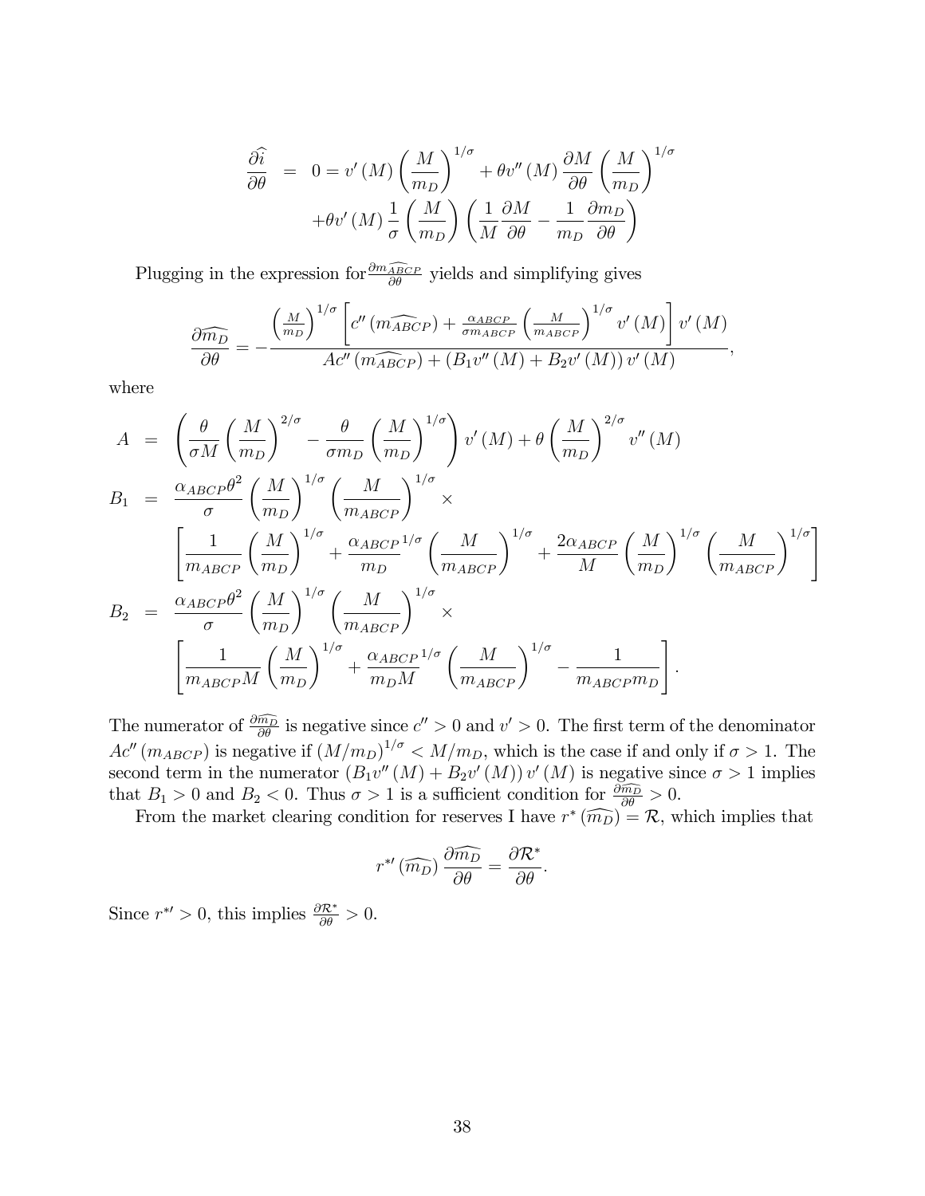$$
\begin{aligned}
\frac{\partial \widehat{i}}{\partial \theta} &= 0 = v'(M)\left(\frac{M}{m_D}\right)^{1/\sigma} + \theta v''(M)\frac{\partial M}{\partial \theta}\left(\frac{M}{m_D}\right)^{1/\sigma} \\
&\quad + \theta v'(M)\frac{1}{\sigma}\left(\frac{M}{m_D}\right)\left(\frac{1}{M}\frac{\partial M}{\partial \theta} - \frac{1}{m_D}\frac{\partial m_D}{\partial \theta}\right)
\end{aligned}
$$

Plugging in the expression for $\frac{\partial m_{\widehat{ABCP}}}{\partial \theta}$ yields and simplifying gives

$$
\frac{\partial \widehat{m_D}}{\partial \theta} = -\frac{\left(\frac{M}{m_D}\right)^{1/\sigma}\left[c''\left(\widehat{m_{ABCP}}\right) + \frac{\alpha_{ABCP}}{\sigma m_{ABCP}}\left(\frac{M}{m_{ABCP}}\right)^{1/\sigma} v'(M)\right] v'(M)}{A c''\left(\widehat{m_{ABCP}}\right) + \left(B_1 v''(M) + B_2 v'(M)\right) v'(M)},
$$

where

$$
\begin{aligned}
A &= \left(\frac{\theta}{\sigma M}\left(\frac{M}{m_D}\right)^{2/\sigma} - \frac{\theta}{\sigma m_D}\left(\frac{M}{m_D}\right)^{1/\sigma}\right) v'(M) + \theta\left(\frac{M}{m_D}\right)^{2/\sigma} v''(M) \\
B_1 &= \frac{\alpha_{ABCP}\theta^2}{\sigma}\left(\frac{M}{m_D}\right)^{1/\sigma}\left(\frac{M}{m_{ABCP}}\right)^{1/\sigma} \times \\
&\quad \left[\frac{1}{m_{ABCP}}\left(\frac{M}{m_D}\right)^{1/\sigma} + \frac{\alpha_{ABCP}{}^{1/\sigma}}{m_D}\left(\frac{M}{m_{ABCP}}\right)^{1/\sigma} + \frac{2\alpha_{ABCP}}{M}\left(\frac{M}{m_D}\right)^{1/\sigma}\left(\frac{M}{m_{ABCP}}\right)^{1/\sigma}\right] \\
B_2 &= \frac{\alpha_{ABCP}\theta^2}{\sigma}\left(\frac{M}{m_D}\right)^{1/\sigma}\left(\frac{M}{m_{ABCP}}\right)^{1/\sigma} \times \\
&\quad \left[\frac{1}{m_{ABCP} M}\left(\frac{M}{m_D}\right)^{1/\sigma} + \frac{\alpha_{ABCP}{}^{1/\sigma}}{m_D M}\left(\frac{M}{m_{ABCP}}\right)^{1/\sigma} - \frac{1}{m_{ABCP} m_D}\right].
\end{aligned}
$$

The numerator of $\frac{\partial \widehat{m_D}}{\partial \theta}$ is negative since $c'' > 0$ and $v' > 0$. The first term of the denominator $A c''(m_{ABCP})$ is negative if $(M/m_D)^{1/\sigma} < M/m_D$, which is the case if and only if $\sigma > 1$. The second term in the numerator $\left(B_1 v''(M) + B_2 v'(M)\right) v'(M)$ is negative since $\sigma > 1$ implies that $B_1 > 0$ and $B_2 < 0$. Thus $\sigma > 1$ is a sufficient condition for $\frac{\partial \widehat{m_D}}{\partial \theta} > 0$.

From the market clearing condition for reserves I have $r^*\left(\widehat{m_D}\right) = \mathcal{R}$, which implies that

$$
r^{*\prime}\left(\widehat{m_D}\right)\frac{\partial \widehat{m_D}}{\partial \theta} = \frac{\partial \mathcal{R}^*}{\partial \theta}.
$$

Since $r^{*\prime} > 0$, this implies $\frac{\partial \mathcal{R}^*}{\partial \theta} > 0$.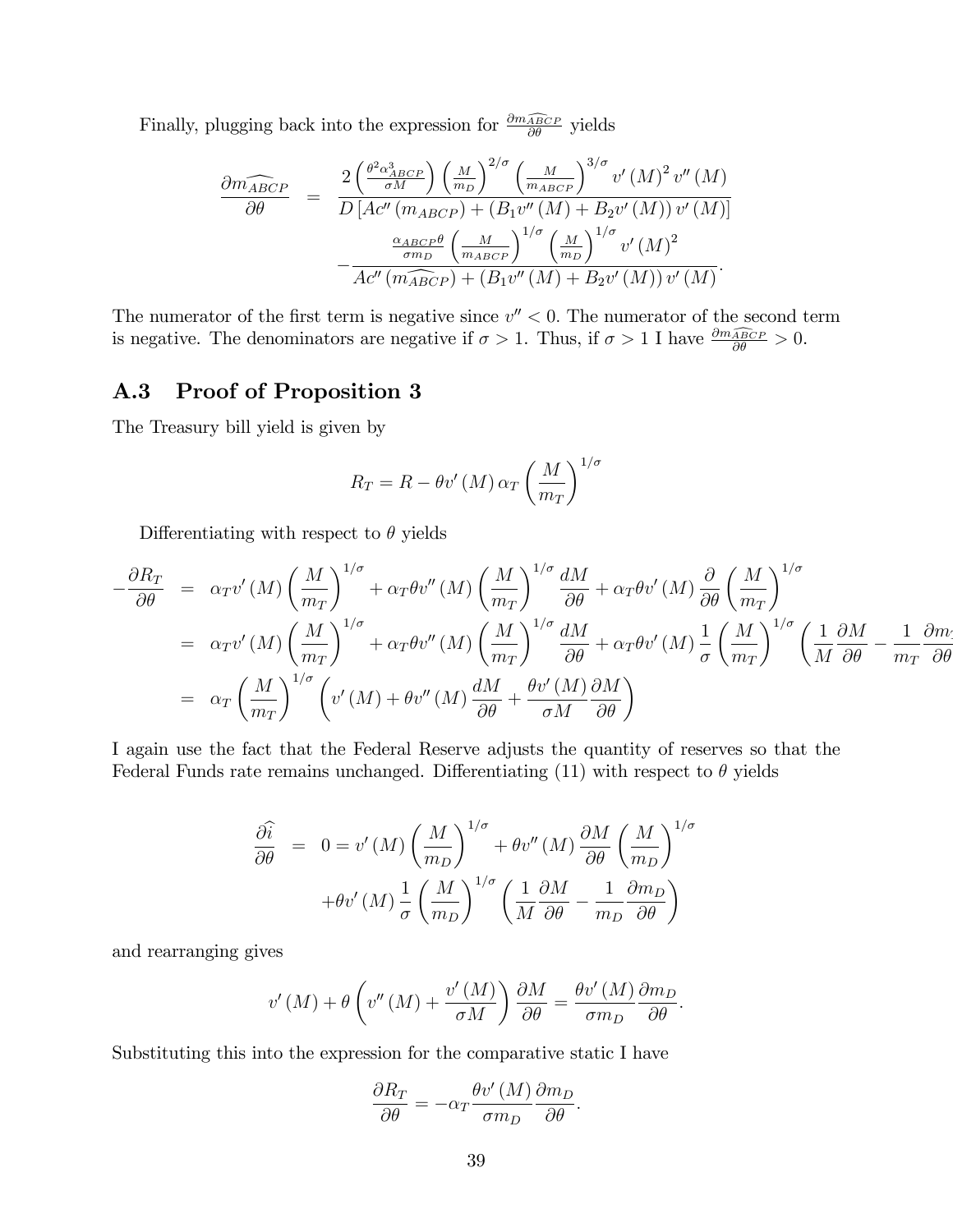Finally, plugging back into the expression for $\frac{\partial \widehat{m_{ABCP}}}{\partial \theta}$ yields

$$
\begin{aligned}
\frac{\partial \widehat{m_{ABCP}}}{\partial \theta} &= \frac{2\left(\frac{\theta^2 \alpha_{ABCP}^3}{\sigma M}\right)\left(\frac{M}{m_D}\right)^{2/\sigma}\left(\frac{M}{m_{ABCP}}\right)^{3/\sigma} v'(M)^2 v''(M)}{D\left[Ac''(m_{ABCP}) + \left(B_1 v''(M) + B_2 v'(M)\right) v'(M)\right]} \\
&\quad - \frac{\frac{\alpha_{ABCP}\theta}{\sigma m_D}\left(\frac{M}{m_{ABCP}}\right)^{1/\sigma}\left(\frac{M}{m_D}\right)^{1/\sigma} v'(M)^2}{Ac''(\widehat{m_{ABCP}}) + \left(B_1 v''(M) + B_2 v'(M)\right) v'(M)}.
\end{aligned}
$$

The numerator of the first term is negative since $v'' < 0$. The numerator of the second term is negative. The denominators are negative if $\sigma > 1$. Thus, if $\sigma > 1$ I have $\frac{\partial \widehat{m_{ABCP}}}{\partial \theta} > 0$.

## A.3 Proof of Proposition 3

The Treasury bill yield is given by

$$
R_T = R - \theta v'(M)\, \alpha_T \left(\frac{M}{m_T}\right)^{1/\sigma}
$$

Differentiating with respect to $\theta$ yields

$$
\begin{aligned}
-\frac{\partial R_T}{\partial \theta} &= \alpha_T v'(M)\left(\frac{M}{m_T}\right)^{1/\sigma} + \alpha_T \theta v''(M)\left(\frac{M}{m_T}\right)^{1/\sigma}\frac{dM}{d\theta} + \alpha_T \theta v'(M)\frac{\partial}{\partial \theta}\left(\frac{M}{m_T}\right)^{1/\sigma} \\
&= \alpha_T v'(M)\left(\frac{M}{m_T}\right)^{1/\sigma} + \alpha_T \theta v''(M)\left(\frac{M}{m_T}\right)^{1/\sigma}\frac{dM}{d\theta} + \alpha_T \theta v'(M)\frac{1}{\sigma}\left(\frac{M}{m_T}\right)^{1/\sigma}\left(\frac{1}{M}\frac{\partial M}{\partial \theta} - \frac{1}{m_T}\frac{\partial m_T}{\partial \theta}\right) \\
&= \alpha_T \left(\frac{M}{m_T}\right)^{1/\sigma}\left(v'(M) + \theta v''(M)\frac{dM}{d\theta} + \frac{\theta v'(M)}{\sigma M}\frac{\partial M}{\partial \theta}\right)
\end{aligned}
$$

I again use the fact that the Federal Reserve adjusts the quantity of reserves so that the Federal Funds rate remains unchanged. Differentiating (11) with respect to $\theta$ yields

$$
\begin{aligned}
\frac{\partial \hat{i}}{\partial \theta} &= 0 = v'(M)\left(\frac{M}{m_D}\right)^{1/\sigma} + \theta v''(M)\frac{\partial M}{\partial \theta}\left(\frac{M}{m_D}\right)^{1/\sigma} \\
&\quad + \theta v'(M)\frac{1}{\sigma}\left(\frac{M}{m_D}\right)^{1/\sigma}\left(\frac{1}{M}\frac{\partial M}{\partial \theta} - \frac{1}{m_D}\frac{\partial m_D}{\partial \theta}\right)
\end{aligned}
$$

and rearranging gives

$$
v'(M) + \theta\left(v''(M) + \frac{v'(M)}{\sigma M}\right)\frac{\partial M}{\partial \theta} = \frac{\theta v'(M)}{\sigma m_D}\frac{\partial m_D}{\partial \theta}.
$$

Substituting this into the expression for the comparative static I have

$$
\frac{\partial R_T}{\partial \theta} = -\alpha_T \frac{\theta v'(M)}{\sigma m_D}\frac{\partial m_D}{\partial \theta}.
$$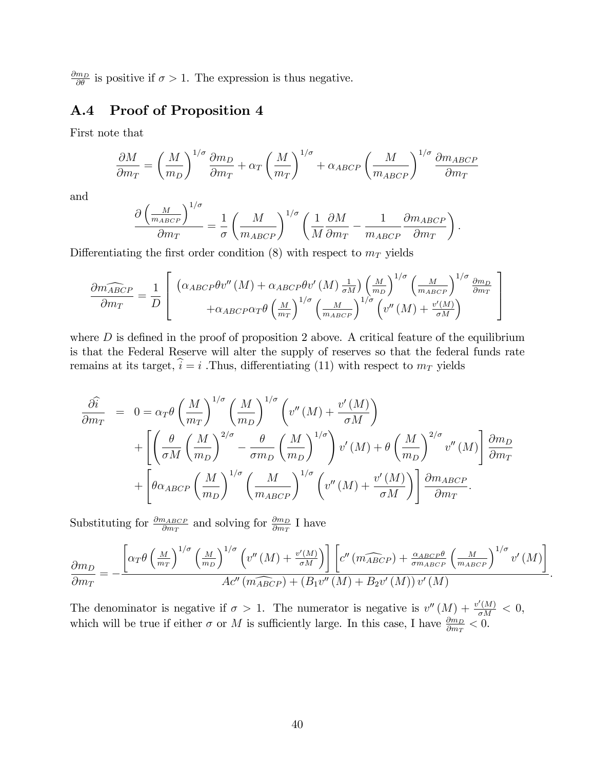$\frac{\partial m_D}{\partial \theta}$ is positive if $\sigma > 1$. The expression is thus negative.

## A.4 Proof of Proposition 4

First note that

$$\frac{\partial M}{\partial m_T} = \left(\frac{M}{m_D}\right)^{1/\sigma} \frac{\partial m_D}{\partial m_T} + \alpha_T \left(\frac{M}{m_T}\right)^{1/\sigma} + \alpha_{ABCP} \left(\frac{M}{m_{ABCP}}\right)^{1/\sigma} \frac{\partial m_{ABCP}}{\partial m_T}$$

and

$$\frac{\partial \left(\frac{M}{m_{ABCP}}\right)^{1/\sigma}}{\partial m_T} = \frac{1}{\sigma} \left(\frac{M}{m_{ABCP}}\right)^{1/\sigma} \left(\frac{1}{M}\frac{\partial M}{\partial m_T} - \frac{1}{m_{ABCP}}\frac{\partial m_{ABCP}}{\partial m_T}\right).$$

Differentiating the first order condition (8) with respect to $m_T$ yields

$$\frac{\partial \widehat{m_{ABCP}}}{\partial m_T} = \frac{1}{D} \left[ \begin{array}{c} \left(\alpha_{ABCP}\theta v''(M) + \alpha_{ABCP}\theta v'(M) \frac{1}{\sigma M}\right) \left(\frac{M}{m_D}\right)^{1/\sigma} \left(\frac{M}{m_{ABCP}}\right)^{1/\sigma} \frac{\partial m_D}{\partial m_T} \\ +\alpha_{ABCP}\alpha_T\theta \left(\frac{M}{m_T}\right)^{1/\sigma} \left(\frac{M}{m_{ABCP}}\right)^{1/\sigma} \left(v''(M) + \frac{v'(M)}{\sigma M}\right) \end{array} \right]$$

where $D$ is defined in the proof of proposition 2 above. A critical feature of the equilibrium is that the Federal Reserve will alter the supply of reserves so that the federal funds rate remains at its target, $\widehat{i} = i$ .Thus, differentiating (11) with respect to $m_T$ yields

$$\begin{aligned}
\frac{\partial \widehat{i}}{\partial m_T} &= 0 = \alpha_T\theta \left(\frac{M}{m_T}\right)^{1/\sigma} \left(\frac{M}{m_D}\right)^{1/\sigma} \left(v''(M) + \frac{v'(M)}{\sigma M}\right) \\
&\quad + \left[\left(\frac{\theta}{\sigma M}\left(\frac{M}{m_D}\right)^{2/\sigma} - \frac{\theta}{\sigma m_D}\left(\frac{M}{m_D}\right)^{1/\sigma}\right) v'(M) + \theta\left(\frac{M}{m_D}\right)^{2/\sigma} v''(M)\right] \frac{\partial m_D}{\partial m_T} \\
&\quad + \left[\theta\alpha_{ABCP}\left(\frac{M}{m_D}\right)^{1/\sigma}\left(\frac{M}{m_{ABCP}}\right)^{1/\sigma}\left(v''(M) + \frac{v'(M)}{\sigma M}\right)\right] \frac{\partial m_{ABCP}}{\partial m_T}.
\end{aligned}$$

Substituting for $\frac{\partial m_{ABCP}}{\partial m_T}$ and solving for $\frac{\partial m_D}{\partial m_T}$ I have

$$\frac{\partial m_D}{\partial m_T} = -\frac{\left[\alpha_T\theta\left(\frac{M}{m_T}\right)^{1/\sigma}\left(\frac{M}{m_D}\right)^{1/\sigma}\left(v''(M) + \frac{v'(M)}{\sigma M}\right)\right]\left[c''(\widehat{m_{ABCP}}) + \frac{\alpha_{ABCP}\theta}{\sigma m_{ABCP}}\left(\frac{M}{m_{ABCP}}\right)^{1/\sigma} v'(M)\right]}{Ac''(\widehat{m_{ABCP}}) + (B_1 v''(M) + B_2 v'(M))\, v'(M)}.$$

The denominator is negative if $\sigma > 1$. The numerator is negative is $v''(M) + \frac{v'(M)}{\sigma M} < 0$, which will be true if either $\sigma$ or $M$ is sufficiently large. In this case, I have $\frac{\partial m_D}{\partial m_T} < 0$.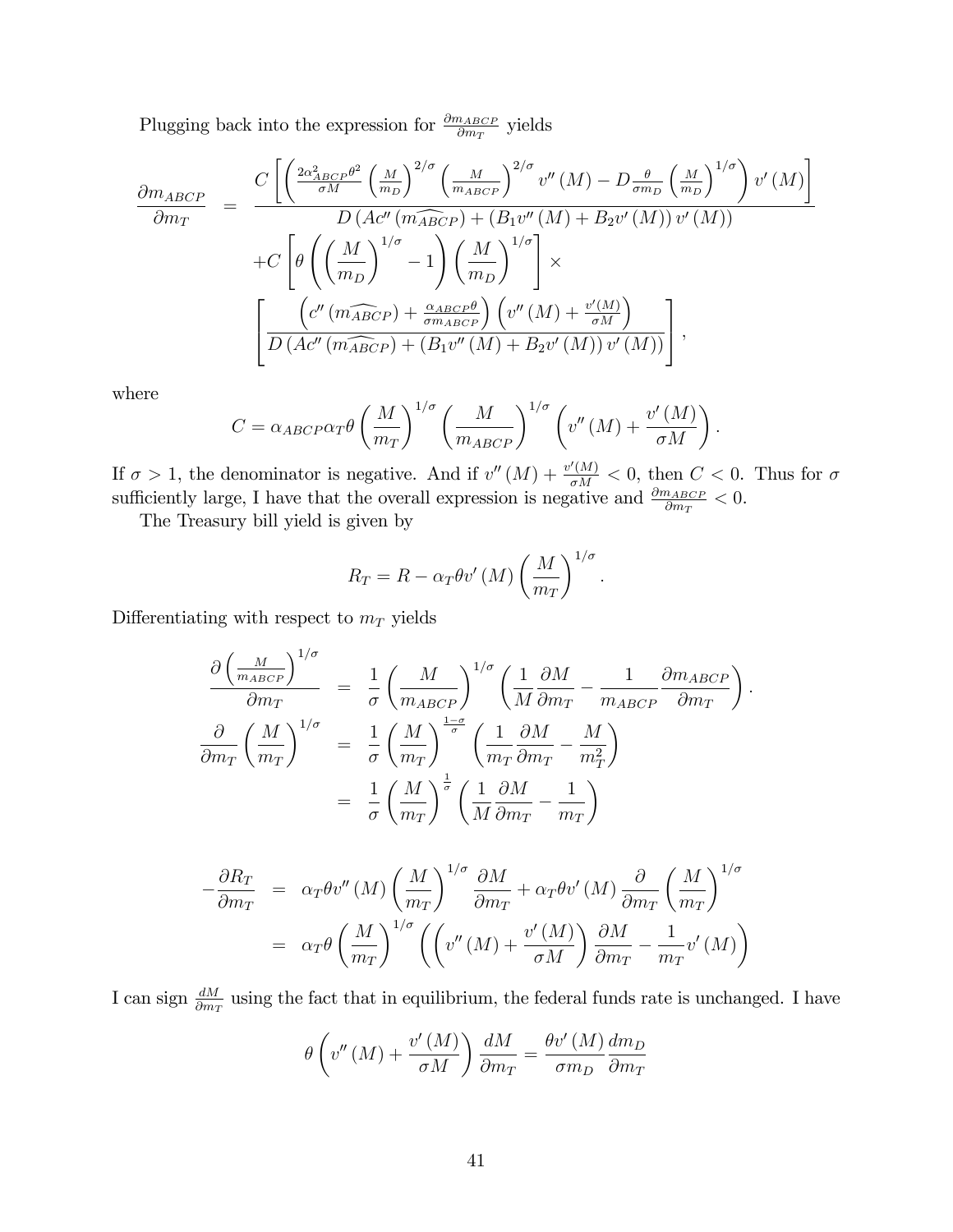Plugging back into the expression for $\frac{\partial m_{ABCP}}{\partial m_T}$ yields

$$
\begin{aligned}
\frac{\partial m_{ABCP}}{\partial m_T} &= \frac{C\left[\left(\frac{2\alpha_{ABCP}^2\theta^2}{\sigma M}\left(\frac{M}{m_D}\right)^{2/\sigma}\left(\frac{M}{m_{ABCP}}\right)^{2/\sigma}v''(M) - D\frac{\theta}{\sigma m_D}\left(\frac{M}{m_D}\right)^{1/\sigma}\right)v'(M)\right]}{D\left(Ac''(\widehat{m_{ABCP}}) + \left(B_1 v''(M) + B_2 v'(M)\right)v'(M)\right)} \\
&\quad + C\left[\theta\left(\left(\frac{M}{m_D}\right)^{1/\sigma} - 1\right)\left(\frac{M}{m_D}\right)^{1/\sigma}\right]\times \\
&\quad \left[\frac{\left(c''(\widehat{m_{ABCP}}) + \frac{\alpha_{ABCP}\theta}{\sigma m_{ABCP}}\right)\left(v''(M) + \frac{v'(M)}{\sigma M}\right)}{D\left(Ac''(\widehat{m_{ABCP}}) + \left(B_1 v''(M) + B_2 v'(M)\right)v'(M)\right)}\right],
\end{aligned}
$$

where

$$
C = \alpha_{ABCP}\alpha_T\theta\left(\frac{M}{m_T}\right)^{1/\sigma}\left(\frac{M}{m_{ABCP}}\right)^{1/\sigma}\left(v''(M) + \frac{v'(M)}{\sigma M}\right).
$$

If $\sigma > 1$, the denominator is negative. And if $v''(M) + \frac{v'(M)}{\sigma M} < 0$, then $C < 0$. Thus for $\sigma$ sufficiently large, I have that the overall expression is negative and $\frac{\partial m_{ABCP}}{\partial m_T} < 0$.

The Treasury bill yield is given by

$$
R_T = R - \alpha_T\theta v'(M)\left(\frac{M}{m_T}\right)^{1/\sigma}.
$$

Differentiating with respect to $m_T$ yields

$$
\begin{aligned}
\frac{\partial\left(\frac{M}{m_{ABCP}}\right)^{1/\sigma}}{\partial m_T} &= \frac{1}{\sigma}\left(\frac{M}{m_{ABCP}}\right)^{1/\sigma}\left(\frac{1}{M}\frac{\partial M}{\partial m_T} - \frac{1}{m_{ABCP}}\frac{\partial m_{ABCP}}{\partial m_T}\right). \\
\frac{\partial}{\partial m_T}\left(\frac{M}{m_T}\right)^{1/\sigma} &= \frac{1}{\sigma}\left(\frac{M}{m_T}\right)^{\frac{1-\sigma}{\sigma}}\left(\frac{1}{m_T}\frac{\partial M}{\partial m_T} - \frac{M}{m_T^2}\right) \\
&= \frac{1}{\sigma}\left(\frac{M}{m_T}\right)^{\frac{1}{\sigma}}\left(\frac{1}{M}\frac{\partial M}{\partial m_T} - \frac{1}{m_T}\right)
\end{aligned}
$$

$$
\begin{aligned}
-\frac{\partial R_T}{\partial m_T} &= \alpha_T\theta v''(M)\left(\frac{M}{m_T}\right)^{1/\sigma}\frac{\partial M}{\partial m_T} + \alpha_T\theta v'(M)\frac{\partial}{\partial m_T}\left(\frac{M}{m_T}\right)^{1/\sigma} \\
&= \alpha_T\theta\left(\frac{M}{m_T}\right)^{1/\sigma}\left(\left(v''(M) + \frac{v'(M)}{\sigma M}\right)\frac{\partial M}{\partial m_T} - \frac{1}{m_T}v'(M)\right)
\end{aligned}
$$

I can sign $\frac{dM}{\partial m_T}$ using the fact that in equilibrium, the federal funds rate is unchanged. I have

$$
\theta\left(v''(M) + \frac{v'(M)}{\sigma M}\right)\frac{dM}{\partial m_T} = \frac{\theta v'(M)}{\sigma m_D}\frac{dm_D}{\partial m_T}
$$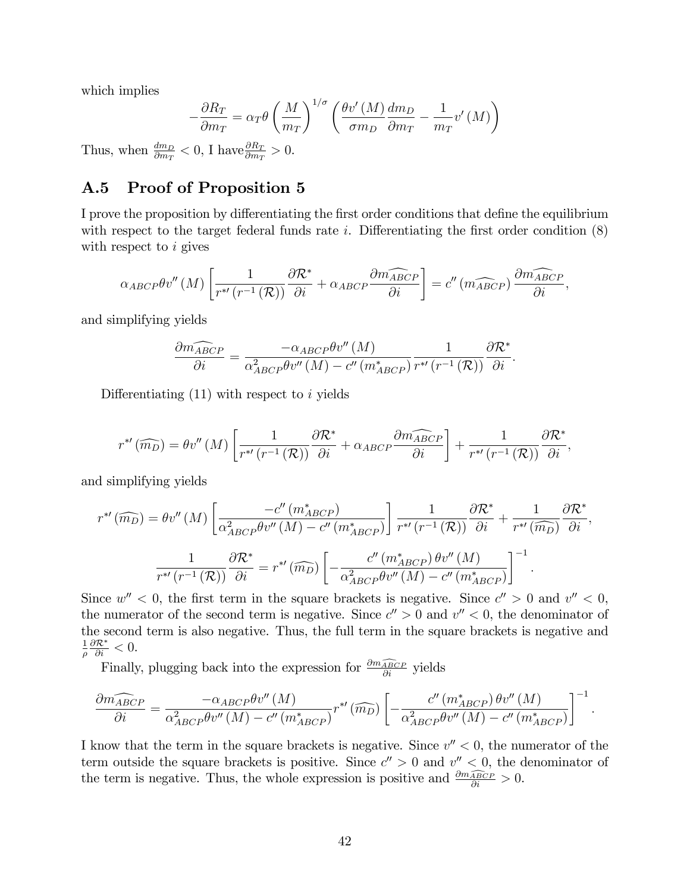which implies

$$-\frac{\partial R_T}{\partial m_T} = \alpha_T \theta \left(\frac{M}{m_T}\right)^{1/\sigma} \left(\frac{\theta v'(M)}{\sigma m_D} \frac{dm_D}{\partial m_T} - \frac{1}{m_T} v'(M)\right)$$

Thus, when $\frac{dm_D}{\partial m_T} < 0$, I have$\frac{\partial R_T}{\partial m_T} > 0$.

## A.5 Proof of Proposition 5

I prove the proposition by differentiating the first order conditions that define the equilibrium with respect to the target federal funds rate $i$. Differentiating the first order condition (8) with respect to $i$ gives

$$\alpha_{ABCP}\theta v''(M)\left[\frac{1}{r^{*\prime}(r^{-1}(\mathcal{R}))}\frac{\partial \mathcal{R}^*}{\partial i} + \alpha_{ABCP}\frac{\partial \widehat{m_{ABCP}}}{\partial i}\right] = c''(\widehat{m_{ABCP}})\frac{\partial \widehat{m_{ABCP}}}{\partial i},$$

and simplifying yields

$$\frac{\partial \widehat{m_{ABCP}}}{\partial i} = \frac{-\alpha_{ABCP}\theta v''(M)}{\alpha_{ABCP}^2\theta v''(M) - c''(m_{ABCP}^*)}\frac{1}{r^{*\prime}(r^{-1}(\mathcal{R}))}\frac{\partial \mathcal{R}^*}{\partial i}.$$

Differentiating (11) with respect to $i$ yields

$$r^{*\prime}(\widehat{m_D}) = \theta v''(M)\left[\frac{1}{r^{*\prime}(r^{-1}(\mathcal{R}))}\frac{\partial \mathcal{R}^*}{\partial i} + \alpha_{ABCP}\frac{\partial \widehat{m_{ABCP}}}{\partial i}\right] + \frac{1}{r^{*\prime}(r^{-1}(\mathcal{R}))}\frac{\partial \mathcal{R}^*}{\partial i},$$

and simplifying yields

$$r^{*\prime}(\widehat{m_D}) = \theta v''(M)\left[\frac{-c''(m_{ABCP}^*)}{\alpha_{ABCP}^2\theta v''(M) - c''(m_{ABCP}^*)}\right]\frac{1}{r^{*\prime}(r^{-1}(\mathcal{R}))}\frac{\partial \mathcal{R}^*}{\partial i} + \frac{1}{r^{*\prime}(\widehat{m_D})}\frac{\partial \mathcal{R}^*}{\partial i},$$

$$\frac{1}{r^{*\prime}(r^{-1}(\mathcal{R}))}\frac{\partial \mathcal{R}^*}{\partial i} = r^{*\prime}(\widehat{m_D})\left[-\frac{c''(m_{ABCP}^*)\theta v''(M)}{\alpha_{ABCP}^2\theta v''(M) - c''(m_{ABCP}^*)}\right]^{-1}.$$

Since $w'' < 0$, the first term in the square brackets is negative. Since $c'' > 0$ and $v'' < 0$, the numerator of the second term is negative. Since $c'' > 0$ and $v'' < 0$, the denominator of the second term is also negative. Thus, the full term in the square brackets is negative and $\frac{1}{\rho}\frac{\partial \mathcal{R}^*}{\partial i} < 0$.

Finally, plugging back into the expression for $\frac{\partial \widehat{m_{ABCP}}}{\partial i}$ yields

$$\frac{\partial \widehat{m_{ABCP}}}{\partial i} = \frac{-\alpha_{ABCP}\theta v''(M)}{\alpha_{ABCP}^2\theta v''(M) - c''(m_{ABCP}^*)}r^{*\prime}(\widehat{m_D})\left[-\frac{c''(m_{ABCP}^*)\theta v''(M)}{\alpha_{ABCP}^2\theta v''(M) - c''(m_{ABCP}^*)}\right]^{-1}.$$

I know that the term in the square brackets is negative. Since $v'' < 0$, the numerator of the term outside the square brackets is positive. Since $c'' > 0$ and $v'' < 0$, the denominator of the term is negative. Thus, the whole expression is positive and $\frac{\partial \widehat{m_{ABCP}}}{\partial i} > 0$.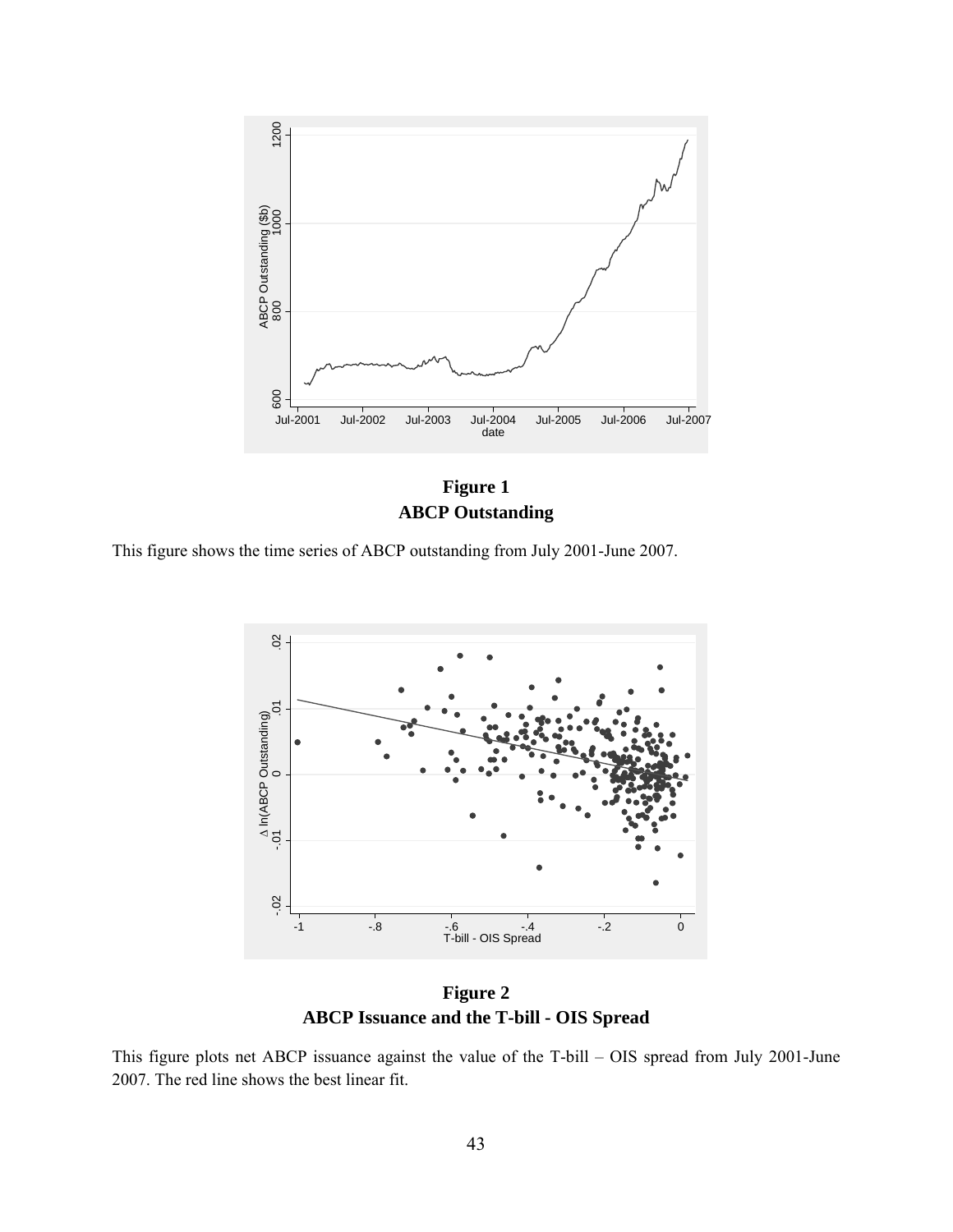**Figure 1**
**ABCP Outstanding**

This figure shows the time series of ABCP outstanding from July 2001-June 2007.

**Figure 2**
**ABCP Issuance and the T-bill - OIS Spread**

This figure plots net ABCP issuance against the value of the T-bill – OIS spread from July 2001-June 2007. The red line shows the best linear fit.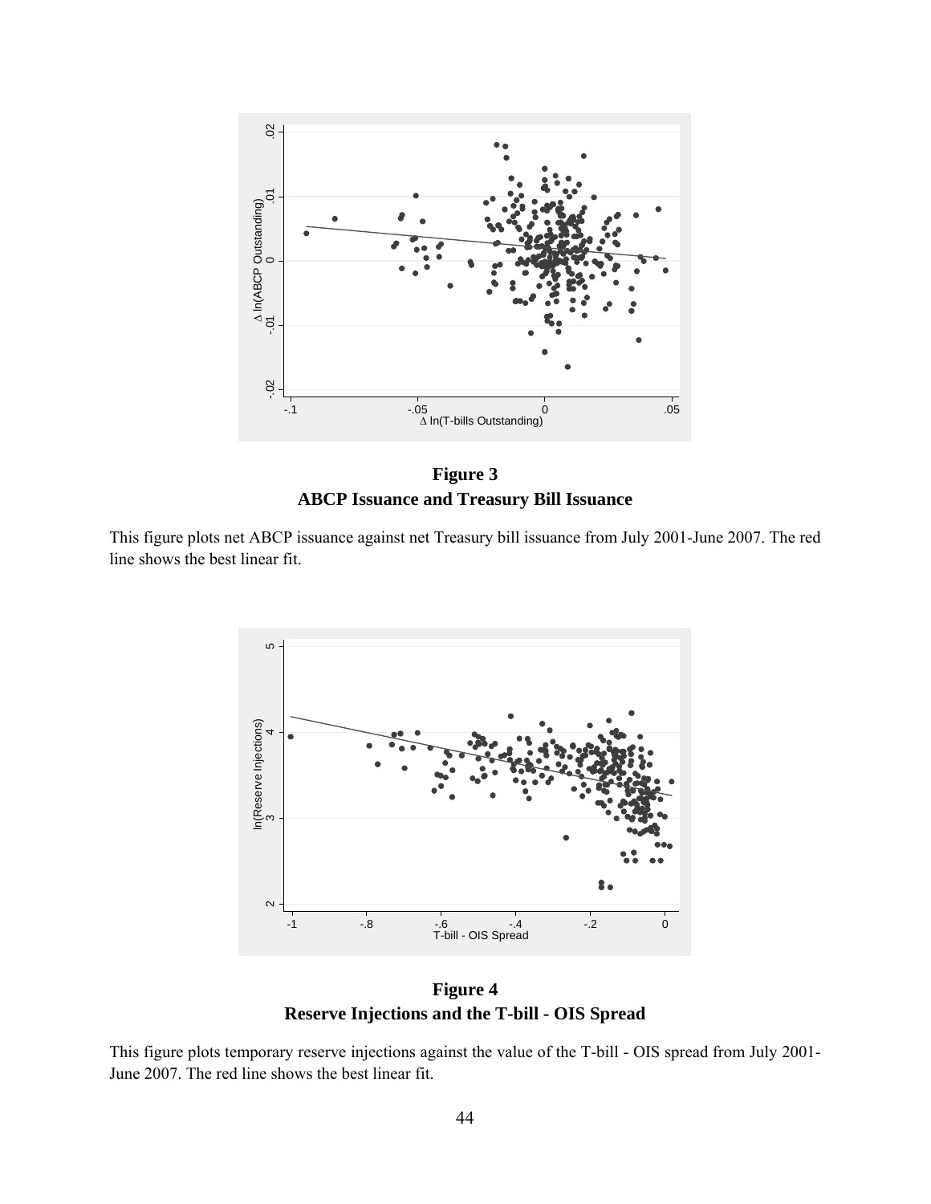**Figure 3**
**ABCP Issuance and Treasury Bill Issuance**

This figure plots net ABCP issuance against net Treasury bill issuance from July 2001-June 2007. The red line shows the best linear fit.

**Figure 4**
**Reserve Injections and the T-bill - OIS Spread**

This figure plots temporary reserve injections against the value of the T-bill - OIS spread from July 2001-June 2007. The red line shows the best linear fit.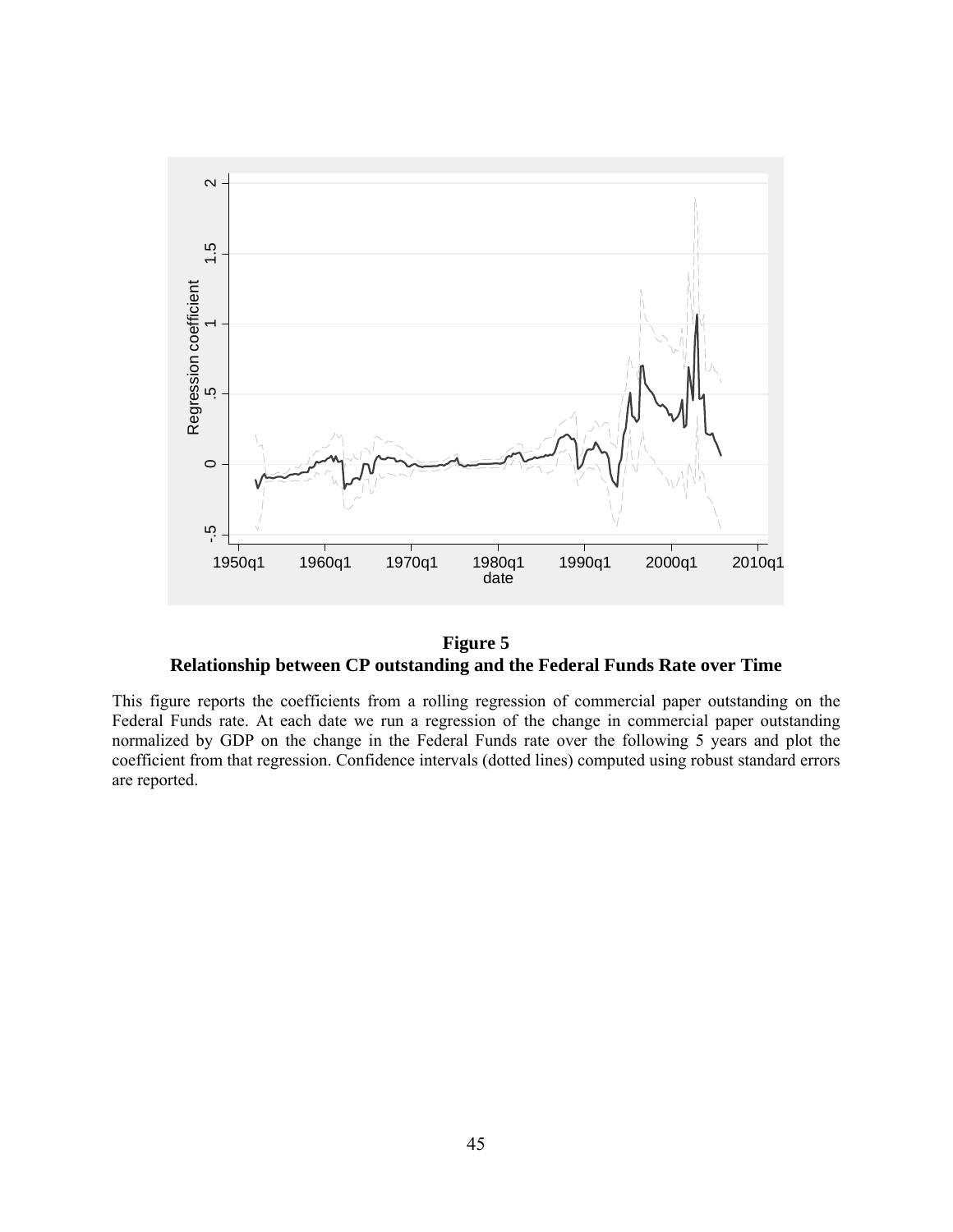**Figure 5**
**Relationship between CP outstanding and the Federal Funds Rate over Time**

This figure reports the coefficients from a rolling regression of commercial paper outstanding on the Federal Funds rate. At each date we run a regression of the change in commercial paper outstanding normalized by GDP on the change in the Federal Funds rate over the following 5 years and plot the coefficient from that regression. Confidence intervals (dotted lines) computed using robust standard errors are reported.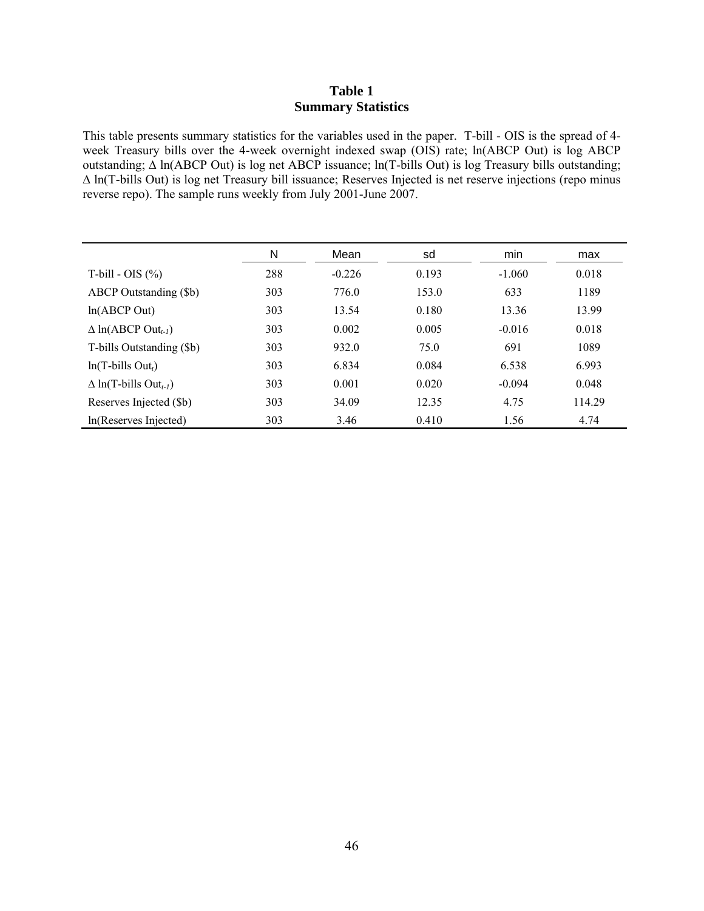# Table 1
## Summary Statistics

This table presents summary statistics for the variables used in the paper. T-bill - OIS is the spread of 4-week Treasury bills over the 4-week overnight indexed swap (OIS) rate; ln(ABCP Out) is log ABCP outstanding; Δ ln(ABCP Out) is log net ABCP issuance; ln(T-bills Out) is log Treasury bills outstanding; Δ ln(T-bills Out) is log net Treasury bill issuance; Reserves Injected is net reserve injections (repo minus reverse repo). The sample runs weekly from July 2001-June 2007.

| | N | Mean | sd | min | max |
|---|---|---|---|---|---|
| T-bill - OIS (%) | 288 | -0.226 | 0.193 | -1.060 | 0.018 |
| ABCP Outstanding ($b) | 303 | 776.0 | 153.0 | 633 | 1189 |
| ln(ABCP Out) | 303 | 13.54 | 0.180 | 13.36 | 13.99 |
| Δ ln(ABCP $Out_{t-1}$) | 303 | 0.002 | 0.005 | -0.016 | 0.018 |
| T-bills Outstanding ($b) | 303 | 932.0 | 75.0 | 691 | 1089 |
| ln(T-bills $Out_t$) | 303 | 6.834 | 0.084 | 6.538 | 6.993 |
| Δ ln(T-bills $Out_{t-1}$) | 303 | 0.001 | 0.020 | -0.094 | 0.048 |
| Reserves Injected ($b) | 303 | 34.09 | 12.35 | 4.75 | 114.29 |
| ln(Reserves Injected) | 303 | 3.46 | 0.410 | 1.56 | 4.74 |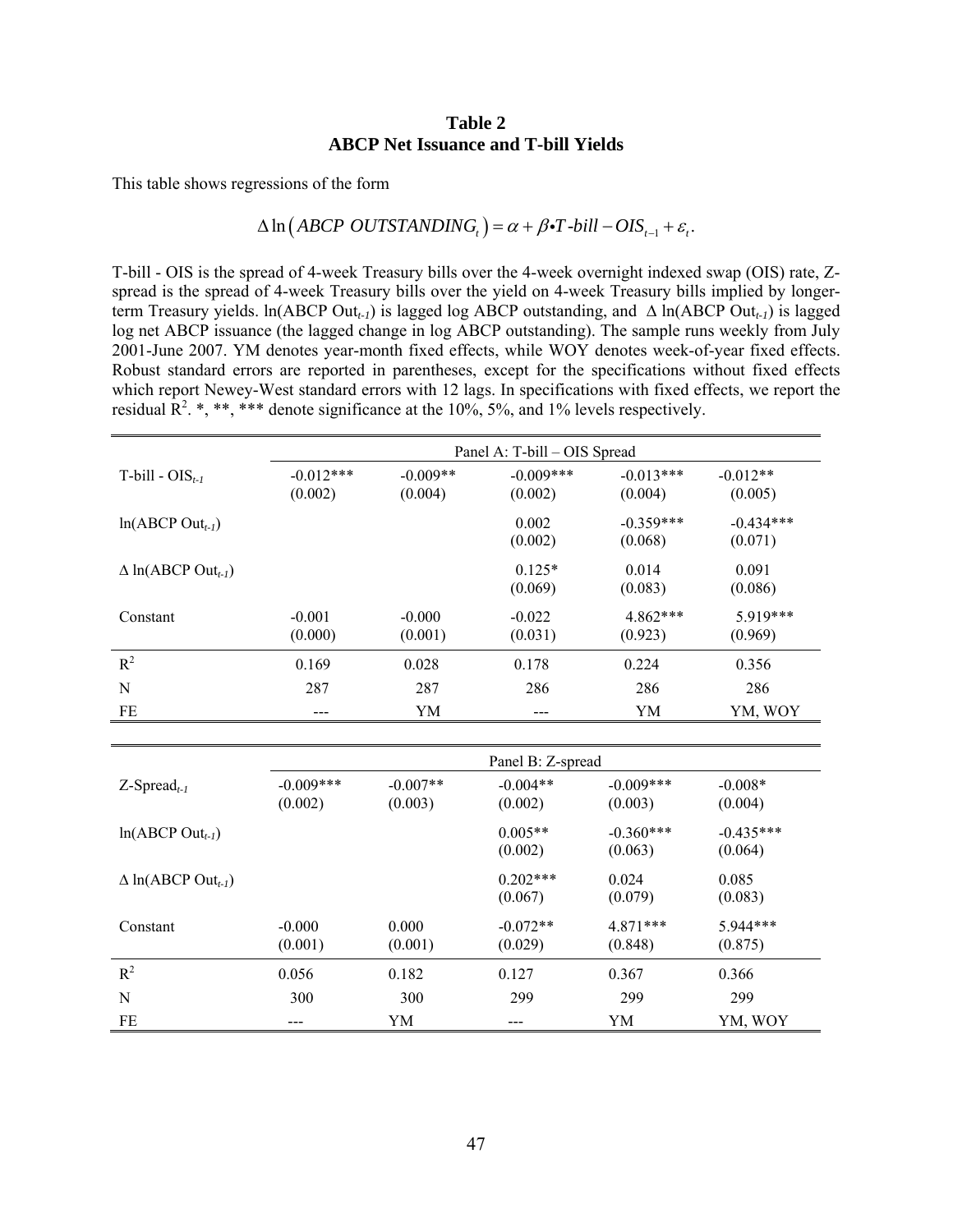**Table 2**
**ABCP Net Issuance and T-bill Yields**

This table shows regressions of the form

$$\Delta \ln\left(ABCP\ OUTSTANDING_t\right) = \alpha + \beta \bullet T\text{-}bill - OIS_{t-1} + \varepsilon_t.$$

T-bill - OIS is the spread of 4-week Treasury bills over the 4-week overnight indexed swap (OIS) rate, Z-spread is the spread of 4-week Treasury bills over the yield on 4-week Treasury bills implied by longer-term Treasury yields. ln(ABCP Out$_{t-1}$) is lagged log ABCP outstanding, and $\Delta$ ln(ABCP Out$_{t-1}$) is lagged log net ABCP issuance (the lagged change in log ABCP outstanding). The sample runs weekly from July 2001-June 2007. YM denotes year-month fixed effects, while WOY denotes week-of-year fixed effects. Robust standard errors are reported in parentheses, except for the specifications without fixed effects which report Newey-West standard errors with 12 lags. In specifications with fixed effects, we report the residual $R^2$. *, **, *** denote significance at the 10%, 5%, and 1% levels respectively.

| | Panel A: T-bill – OIS Spread | | | | |
|---|---|---|---|---|---|
| T-bill - OIS$_{t-1}$ | -0.012*** | -0.009** | -0.009*** | -0.013*** | -0.012** |
| | (0.002) | (0.004) | (0.002) | (0.004) | (0.005) |
| ln(ABCP Out$_{t-1}$) | | | 0.002 | -0.359*** | -0.434*** |
| | | | (0.002) | (0.068) | (0.071) |
| $\Delta$ ln(ABCP Out$_{t-1}$) | | | 0.125* | 0.014 | 0.091 |
| | | | (0.069) | (0.083) | (0.086) |
| Constant | -0.001 | -0.000 | -0.022 | 4.862*** | 5.919*** |
| | (0.000) | (0.001) | (0.031) | (0.923) | (0.969) |
| $R^2$ | 0.169 | 0.028 | 0.178 | 0.224 | 0.356 |
| N | 287 | 287 | 286 | 286 | 286 |
| FE | --- | YM | --- | YM | YM, WOY |

| | Panel B: Z-spread | | | | |
|---|---|---|---|---|---|
| Z-Spread$_{t-1}$ | -0.009*** | -0.007** | -0.004** | -0.009*** | -0.008* |
| | (0.002) | (0.003) | (0.002) | (0.003) | (0.004) |
| ln(ABCP Out$_{t-1}$) | | | 0.005** | -0.360*** | -0.435*** |
| | | | (0.002) | (0.063) | (0.064) |
| $\Delta$ ln(ABCP Out$_{t-1}$) | | | 0.202*** | 0.024 | 0.085 |
| | | | (0.067) | (0.079) | (0.083) |
| Constant | -0.000 | 0.000 | -0.072** | 4.871*** | 5.944*** |
| | (0.001) | (0.001) | (0.029) | (0.848) | (0.875) |
| $R^2$ | 0.056 | 0.182 | 0.127 | 0.367 | 0.366 |
| N | 300 | 300 | 299 | 299 | 299 |
| FE | --- | YM | --- | YM | YM, WOY |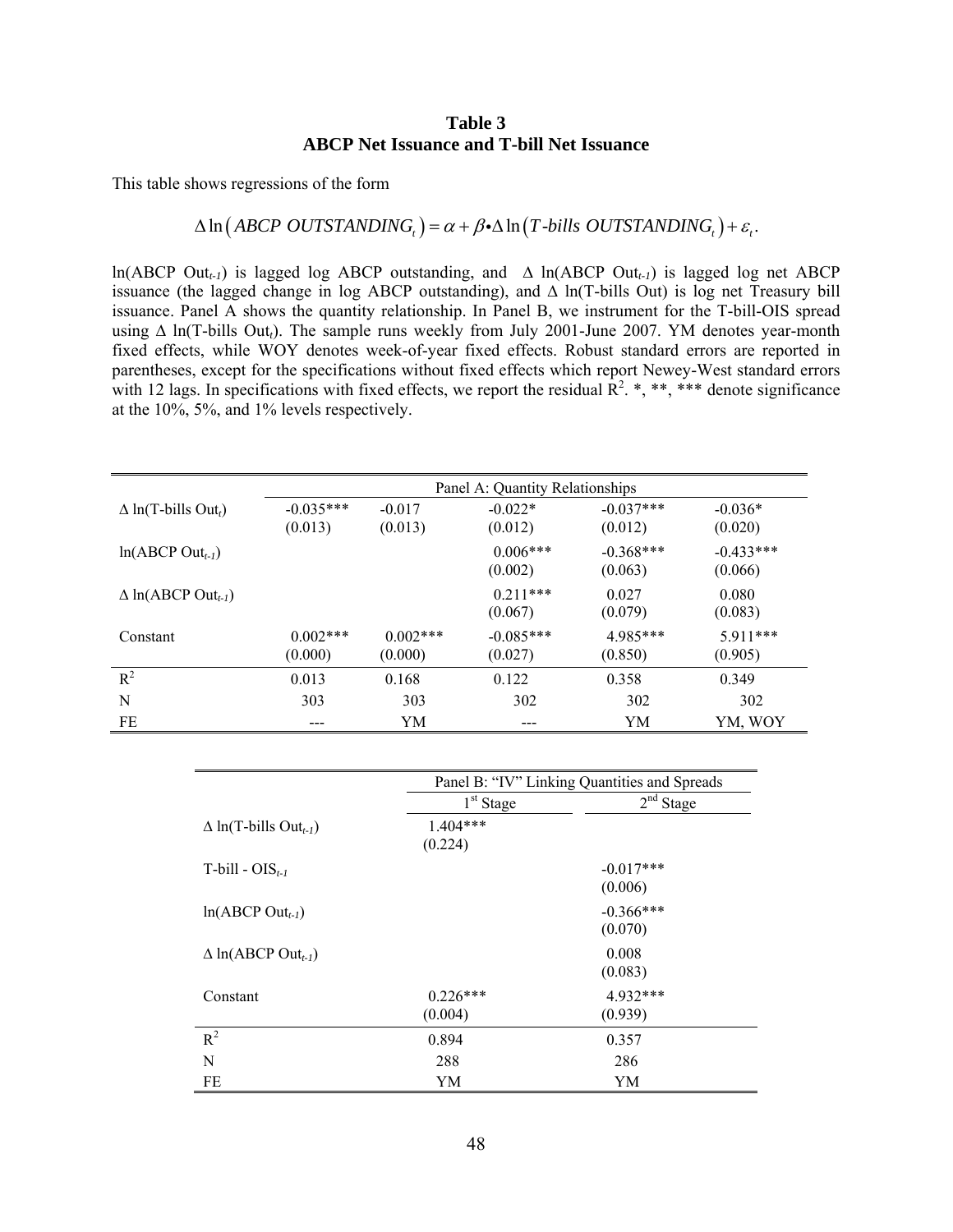**Table 3**
**ABCP Net Issuance and T-bill Net Issuance**

This table shows regressions of the form

$$\Delta \ln\left(ABCP\ OUTSTANDING_t\right) = \alpha + \beta \bullet \Delta \ln\left(T\text{-}bills\ OUTSTANDING_t\right) + \varepsilon_t.$$

ln(ABCP Out$_{t-1}$) is lagged log ABCP outstanding, and Δ ln(ABCP Out$_{t-1}$) is lagged log net ABCP issuance (the lagged change in log ABCP outstanding), and Δ ln(T-bills Out) is log net Treasury bill issuance. Panel A shows the quantity relationship. In Panel B, we instrument for the T-bill-OIS spread using Δ ln(T-bills Out$_t$). The sample runs weekly from July 2001-June 2007. YM denotes year-month fixed effects, while WOY denotes week-of-year fixed effects. Robust standard errors are reported in parentheses, except for the specifications without fixed effects which report Newey-West standard errors with 12 lags. In specifications with fixed effects, we report the residual $R^2$. *, **, *** denote significance at the 10%, 5%, and 1% levels respectively.

| | Panel A: Quantity Relationships | | | | |
|---|---|---|---|---|---|
| Δ ln(T-bills Out$_t$) | -0.035*** | -0.017 | -0.022* | -0.037*** | -0.036* |
| | (0.013) | (0.013) | (0.012) | (0.012) | (0.020) |
| ln(ABCP Out$_{t-1}$) | | | 0.006*** | -0.368*** | -0.433*** |
| | | | (0.002) | (0.063) | (0.066) |
| Δ ln(ABCP Out$_{t-1}$) | | | 0.211*** | 0.027 | 0.080 |
| | | | (0.067) | (0.079) | (0.083) |
| Constant | 0.002*** | 0.002*** | -0.085*** | 4.985*** | 5.911*** |
| | (0.000) | (0.000) | (0.027) | (0.850) | (0.905) |
| $R^2$ | 0.013 | 0.168 | 0.122 | 0.358 | 0.349 |
| N | 303 | 303 | 302 | 302 | 302 |
| FE | --- | YM | --- | YM | YM, WOY |

| | Panel B: "IV" Linking Quantities and Spreads | |
|---|---|---|
| | 1[st] Stage | 2[nd] Stage |
| Δ ln(T-bills Out$_{t-1}$) | 1.404*** | |
| | (0.224) | |
| T-bill - OIS$_{t-1}$ | | -0.017*** |
| | | (0.006) |
| ln(ABCP Out$_{t-1}$) | | -0.366*** |
| | | (0.070) |
| Δ ln(ABCP Out$_{t-1}$) | | 0.008 |
| | | (0.083) |
| Constant | 0.226*** | 4.932*** |
| | (0.004) | (0.939) |
| $R^2$ | 0.894 | 0.357 |
| N | 288 | 286 |
| FE | YM | YM |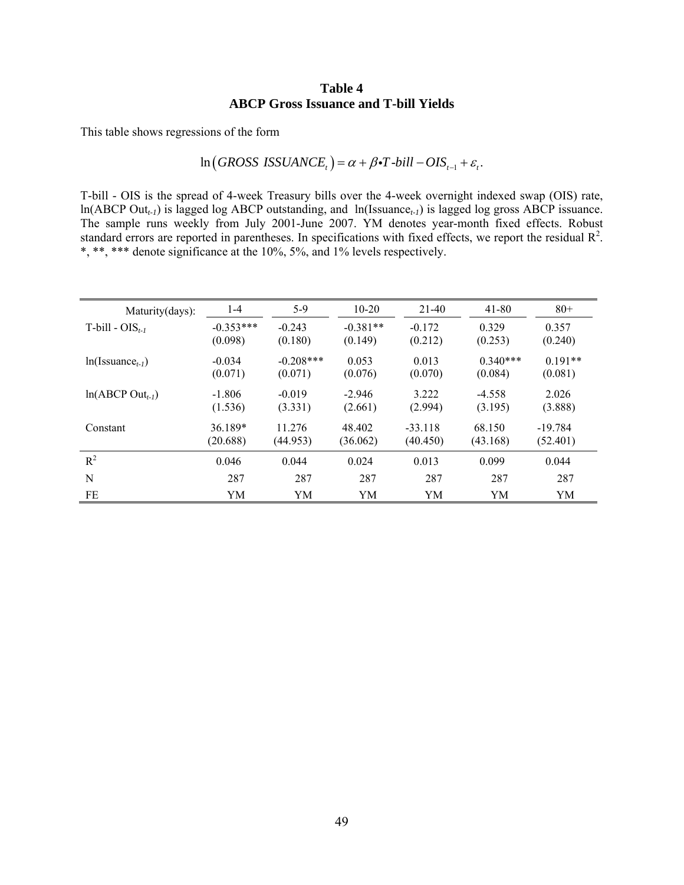**Table 4**
**ABCP Gross Issuance and T-bill Yields**

This table shows regressions of the form

$$\ln\left(GROSS\ ISSUANCE_t\right) = \alpha + \beta \bullet T\text{-}bill - OIS_{t-1} + \varepsilon_t.$$

T-bill - OIS is the spread of 4-week Treasury bills over the 4-week overnight indexed swap (OIS) rate, ln(ABCP Out$_{t-1}$) is lagged log ABCP outstanding, and ln(Issuance$_{t-1}$) is lagged log gross ABCP issuance. The sample runs weekly from July 2001-June 2007. YM denotes year-month fixed effects. Robust standard errors are reported in parentheses. In specifications with fixed effects, we report the residual $R^2$. *, **, *** denote significance at the 10%, 5%, and 1% levels respectively.

| Maturity(days): | 1-4 | 5-9 | 10-20 | 21-40 | 41-80 | 80+ |
|---|---|---|---|---|---|---|
| T-bill - OIS$_{t-1}$ | -0.353*** | -0.243 | -0.381** | -0.172 | 0.329 | 0.357 |
| | (0.098) | (0.180) | (0.149) | (0.212) | (0.253) | (0.240) |
| ln(Issuance$_{t-1}$) | -0.034 | -0.208*** | 0.053 | 0.013 | 0.340*** | 0.191** |
| | (0.071) | (0.071) | (0.076) | (0.070) | (0.084) | (0.081) |
| ln(ABCP Out$_{t-1}$) | -1.806 | -0.019 | -2.946 | 3.222 | -4.558 | 2.026 |
| | (1.536) | (3.331) | (2.661) | (2.994) | (3.195) | (3.888) |
| Constant | 36.189* | 11.276 | 48.402 | -33.118 | 68.150 | -19.784 |
| | (20.688) | (44.953) | (36.062) | (40.450) | (43.168) | (52.401) |
| $R^2$ | 0.046 | 0.044 | 0.024 | 0.013 | 0.099 | 0.044 |
| N | 287 | 287 | 287 | 287 | 287 | 287 |
| FE | YM | YM | YM | YM | YM | YM |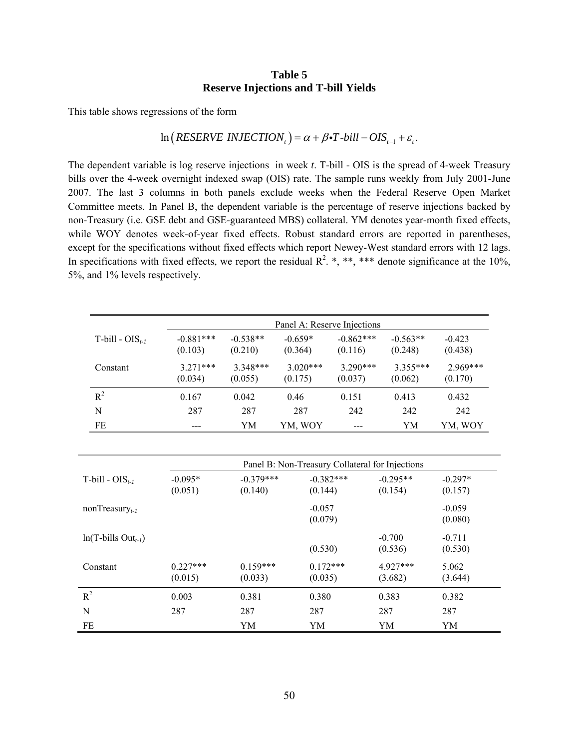**Table 5**
**Reserve Injections and T-bill Yields**

This table shows regressions of the form

$$\ln\left(RESERVE\ INJECTION_t\right) = \alpha + \beta \bullet T\text{-}bill - OIS_{t-1} + \varepsilon_t.$$

The dependent variable is log reserve injections in week *t*. T-bill - OIS is the spread of 4-week Treasury bills over the 4-week overnight indexed swap (OIS) rate. The sample runs weekly from July 2001-June 2007. The last 3 columns in both panels exclude weeks when the Federal Reserve Open Market Committee meets. In Panel B, the dependent variable is the percentage of reserve injections backed by non-Treasury (i.e. GSE debt and GSE-guaranteed MBS) collateral. YM denotes year-month fixed effects, while WOY denotes week-of-year fixed effects. Robust standard errors are reported in parentheses, except for the specifications without fixed effects which report Newey-West standard errors with 12 lags. In specifications with fixed effects, we report the residual $R^2$. *, **, *** denote significance at the 10%, 5%, and 1% levels respectively.

| | Panel A: Reserve Injections | | | | | |
|---|---|---|---|---|---|---|
| T-bill - $OIS_{t-1}$ | -0.881*** | -0.538** | -0.659* | -0.862*** | -0.563** | -0.423 |
| | (0.103) | (0.210) | (0.364) | (0.116) | (0.248) | (0.438) |
| Constant | 3.271*** | 3.348*** | 3.020*** | 3.290*** | 3.355*** | 2.969*** |
| | (0.034) | (0.055) | (0.175) | (0.037) | (0.062) | (0.170) |
| $R^2$ | 0.167 | 0.042 | 0.46 | 0.151 | 0.413 | 0.432 |
| N | 287 | 287 | 287 | 242 | 242 | 242 |
| FE | --- | YM | YM, WOY | --- | YM | YM, WOY |

| | Panel B: Non-Treasury Collateral for Injections | | | | |
|---|---|---|---|---|---|
| T-bill - $OIS_{t-1}$ | -0.095* | -0.379*** | -0.382*** | -0.295** | -0.297* |
| | (0.051) | (0.140) | (0.144) | (0.154) | (0.157) |
| $\text{nonTreasury}_{t-1}$ | | | -0.057 | | -0.059 |
| | | | (0.079) | | (0.080) |
| ln(T-bills $Out_{t-1}$) | | | | -0.700 | -0.711 |
| | | | (0.530) | (0.536) | (0.530) |
| Constant | 0.227*** | 0.159*** | 0.172*** | 4.927*** | 5.062 |
| | (0.015) | (0.033) | (0.035) | (3.682) | (3.644) |
| $R^2$ | 0.003 | 0.381 | 0.380 | 0.383 | 0.382 |
| N | 287 | 287 | 287 | 287 | 287 |
| FE | | YM | YM | YM | YM |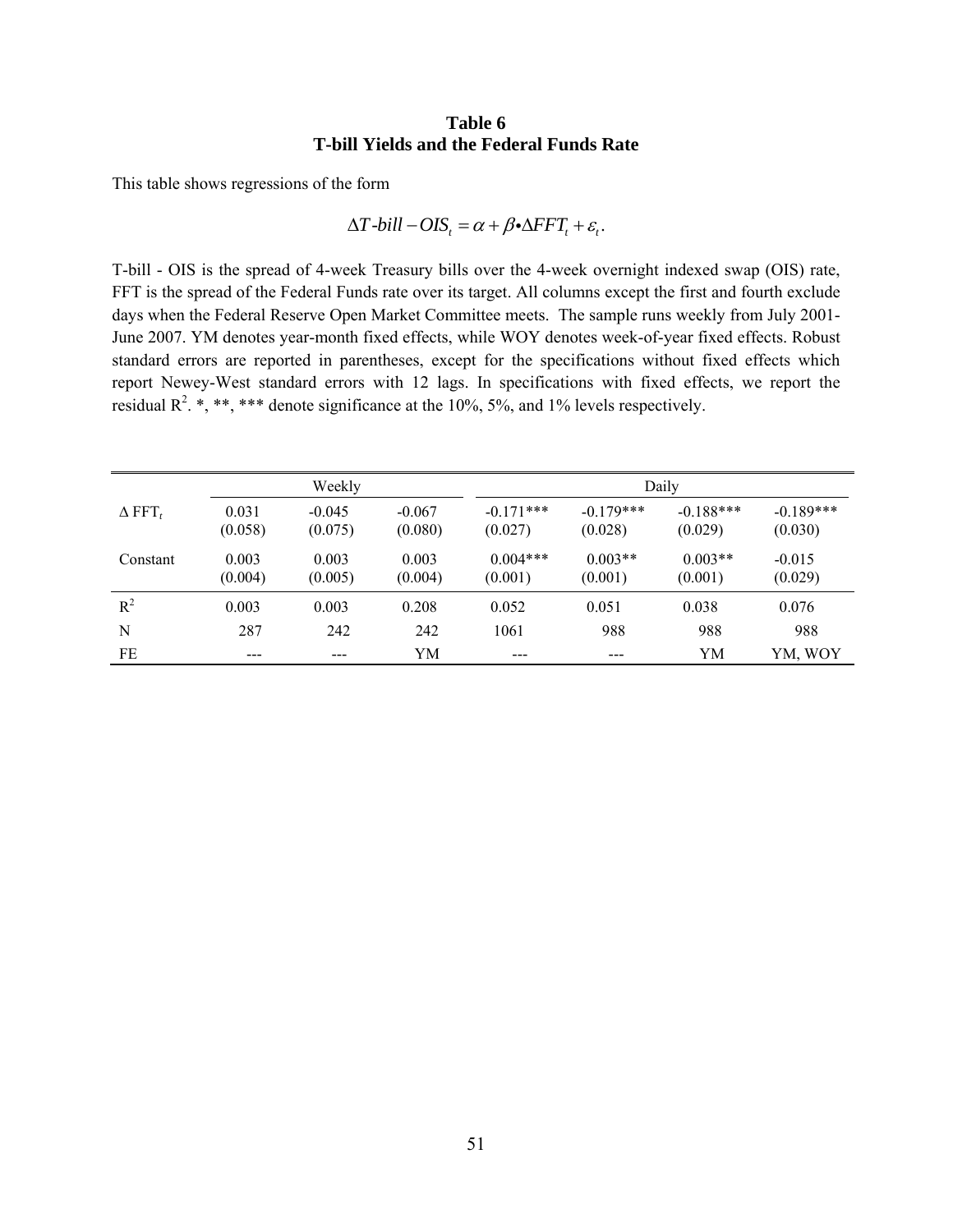# Table 6
## T-bill Yields and the Federal Funds Rate

This table shows regressions of the form

$$\Delta T\text{-}bill - OIS_t = \alpha + \beta \bullet \Delta FFT_t + \varepsilon_t.$$

T-bill - OIS is the spread of 4-week Treasury bills over the 4-week overnight indexed swap (OIS) rate, FFT is the spread of the Federal Funds rate over its target. All columns except the first and fourth exclude days when the Federal Reserve Open Market Committee meets. The sample runs weekly from July 2001-June 2007. YM denotes year-month fixed effects, while WOY denotes week-of-year fixed effects. Robust standard errors are reported in parentheses, except for the specifications without fixed effects which report Newey-West standard errors with 12 lags. In specifications with fixed effects, we report the residual $R^2$. *, **, *** denote significance at the 10%, 5%, and 1% levels respectively.

| | Weekly | | | Daily | | | |
|---|---|---|---|---|---|---|---|
| $\Delta$ FFT$_t$ | 0.031 | -0.045 | -0.067 | -0.171*** | -0.179*** | -0.188*** | -0.189*** |
| | (0.058) | (0.075) | (0.080) | (0.027) | (0.028) | (0.029) | (0.030) |
| Constant | 0.003 | 0.003 | 0.003 | 0.004*** | 0.003** | 0.003** | -0.015 |
| | (0.004) | (0.005) | (0.004) | (0.001) | (0.001) | (0.001) | (0.029) |
| $R^2$ | 0.003 | 0.003 | 0.208 | 0.052 | 0.051 | 0.038 | 0.076 |
| N | 287 | 242 | 242 | 1061 | 988 | 988 | 988 |
| FE | --- | --- | YM | --- | --- | YM | YM, WOY |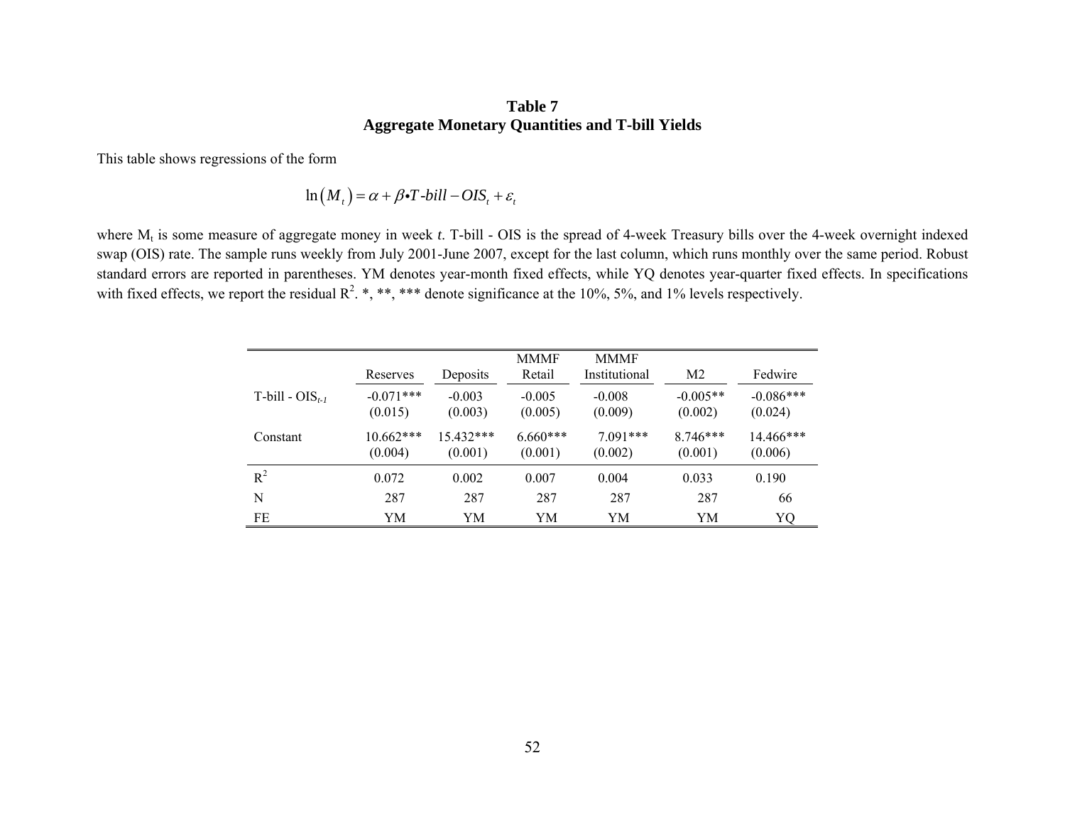**Table 7**
**Aggregate Monetary Quantities and T-bill Yields**

This table shows regressions of the form

$$\ln(M_t) = \alpha + \beta \cdot T\text{-}bill - OIS_t + \varepsilon_t$$

where $M_t$ is some measure of aggregate money in week *t*. T-bill - OIS is the spread of 4-week Treasury bills over the 4-week overnight indexed swap (OIS) rate. The sample runs weekly from July 2001-June 2007, except for the last column, which runs monthly over the same period. Robust standard errors are reported in parentheses. YM denotes year-month fixed effects, while YQ denotes year-quarter fixed effects. In specifications with fixed effects, we report the residual $R^2$. *, **, *** denote significance at the 10%, 5%, and 1% levels respectively.

| | Reserves | Deposits | MMMF Retail | MMMF Institutional | M2 | Fedwire |
|---|---|---|---|---|---|---|
| T-bill - $OIS_{t-1}$ | -0.071*** | -0.003 | -0.005 | -0.008 | -0.005** | -0.086*** |
| | (0.015) | (0.003) | (0.005) | (0.009) | (0.002) | (0.024) |
| Constant | 10.662*** | 15.432*** | 6.660*** | 7.091*** | 8.746*** | 14.466*** |
| | (0.004) | (0.001) | (0.001) | (0.002) | (0.001) | (0.006) |
| $R^2$ | 0.072 | 0.002 | 0.007 | 0.004 | 0.033 | 0.190 |
| N | 287 | 287 | 287 | 287 | 287 | 66 |
| FE | YM | YM | YM | YM | YM | YQ |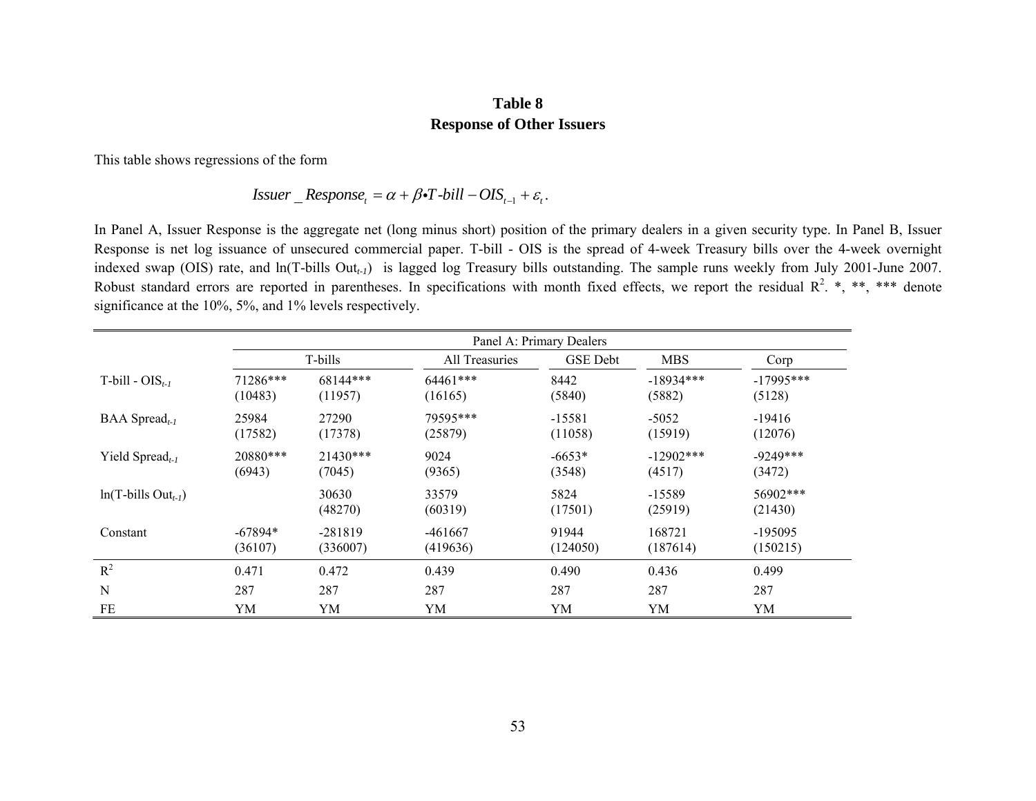## Table 8
## Response of Other Issuers

This table shows regressions of the form

$$Issuer\_Response_t = \alpha + \beta \bullet T\text{-}bill - OIS_{t-1} + \varepsilon_t.$$

In Panel A, Issuer Response is the aggregate net (long minus short) position of the primary dealers in a given security type. In Panel B, Issuer Response is net log issuance of unsecured commercial paper. T-bill - OIS is the spread of 4-week Treasury bills over the 4-week overnight indexed swap (OIS) rate, and ln(T-bills $Out_{t-1}$) is lagged log Treasury bills outstanding. The sample runs weekly from July 2001-June 2007. Robust standard errors are reported in parentheses. In specifications with month fixed effects, we report the residual $R^2$. *, **, *** denote significance at the 10%, 5%, and 1% levels respectively.

| | Panel A: Primary Dealers | | | | | |
|---|---|---|---|---|---|---|
| | T-bills | | All Treasuries | GSE Debt | MBS | Corp |
| T-bill - $OIS_{t-1}$ | 71286*** | 68144*** | 64461*** | 8442 | -18934*** | -17995*** |
| | (10483) | (11957) | (16165) | (5840) | (5882) | (5128) |
| BAA $Spread_{t-1}$ | 25984 | 27290 | 79595*** | -15581 | -5052 | -19416 |
| | (17582) | (17378) | (25879) | (11058) | (15919) | (12076) |
| Yield $Spread_{t-1}$ | 20880*** | 21430*** | 9024 | -6653* | -12902*** | -9249*** |
| | (6943) | (7045) | (9365) | (3548) | (4517) | (3472) |
| ln(T-bills $Out_{t-1}$) | | 30630 | 33579 | 5824 | -15589 | 56902*** |
| | | (48270) | (60319) | (17501) | (25919) | (21430) |
| Constant | -67894* | -281819 | -461667 | 91944 | 168721 | -195095 |
| | (36107) | (336007) | (419636) | (124050) | (187614) | (150215) |
| $R^2$ | 0.471 | 0.472 | 0.439 | 0.490 | 0.436 | 0.499 |
| N | 287 | 287 | 287 | 287 | 287 | 287 |
| FE | YM | YM | YM | YM | YM | YM |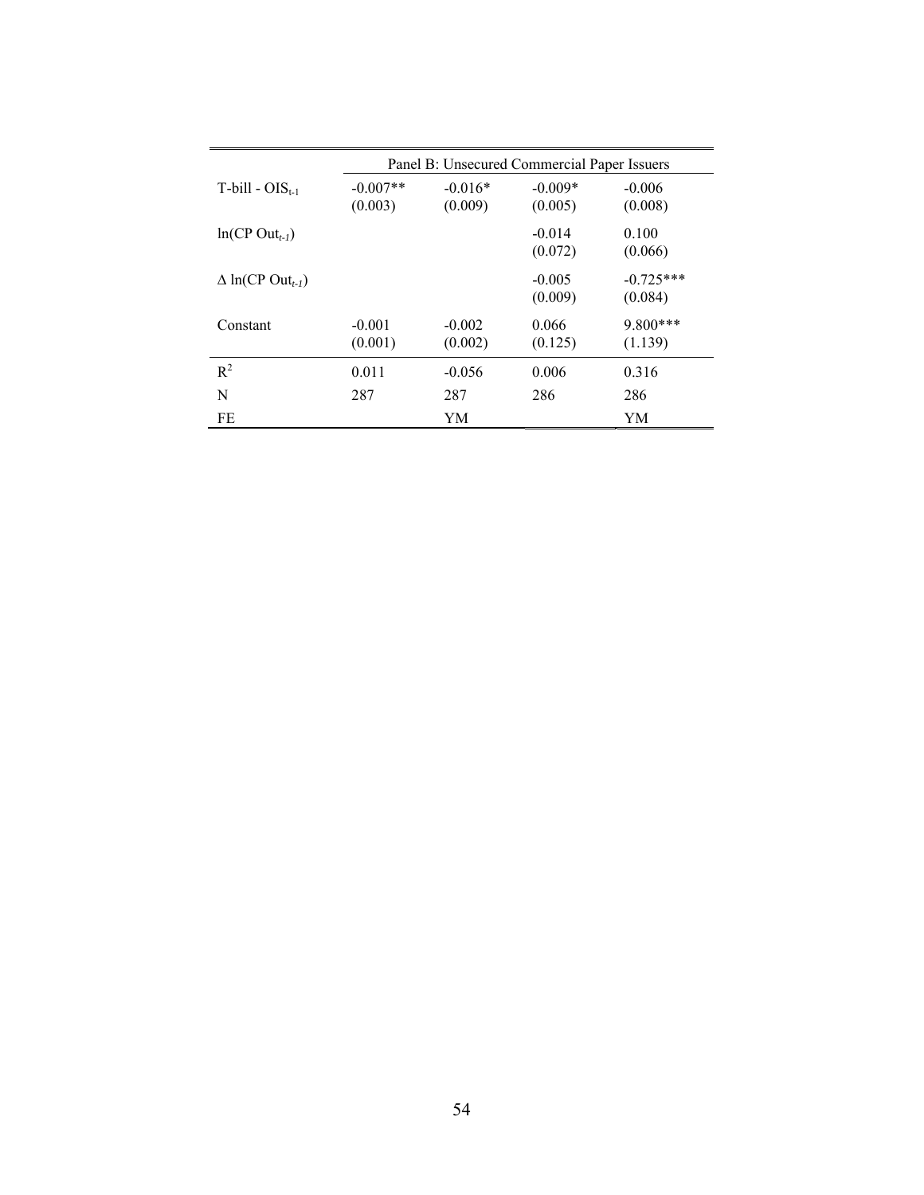| | Panel B: Unsecured Commercial Paper Issuers | | | |
|---|---|---|---|---|
| T-bill - $OIS_{t-1}$ | -0.007** | -0.016* | -0.009* | -0.006 |
| | (0.003) | (0.009) | (0.005) | (0.008) |
| $\ln(\text{CP Out}_{t-1})$ | | | -0.014 | 0.100 |
| | | | (0.072) | (0.066) |
| $\Delta \ln(\text{CP Out}_{t-1})$ | | | -0.005 | -0.725*** |
| | | | (0.009) | (0.084) |
| Constant | -0.001 | -0.002 | 0.066 | 9.800*** |
| | (0.001) | (0.002) | (0.125) | (1.139) |
| $R^2$ | 0.011 | -0.056 | 0.006 | 0.316 |
| N | 287 | 287 | 286 | 286 |
| FE | | YM | | YM |